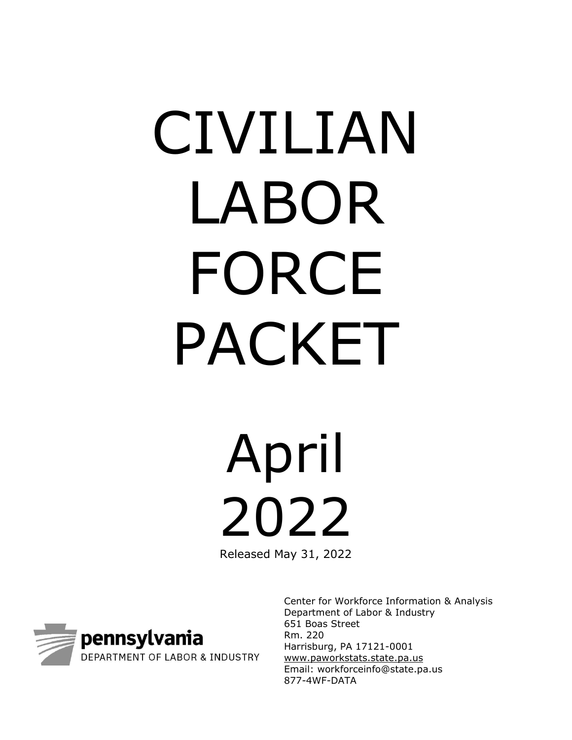# CIVILIAN LABOR FORCE PACKET

# April 2022

Released May 31, 2022

pennsylvania
DEPARTMENT OF LABOR & INDUSTRY

Center for Workforce Information & Analysis
Department of Labor & Industry
651 Boas Street
Rm. 220
Harrisburg, PA 17121-0001
www.paworkstats.state.pa.us
Email: workforceinfo@state.pa.us
877-4WF-DATA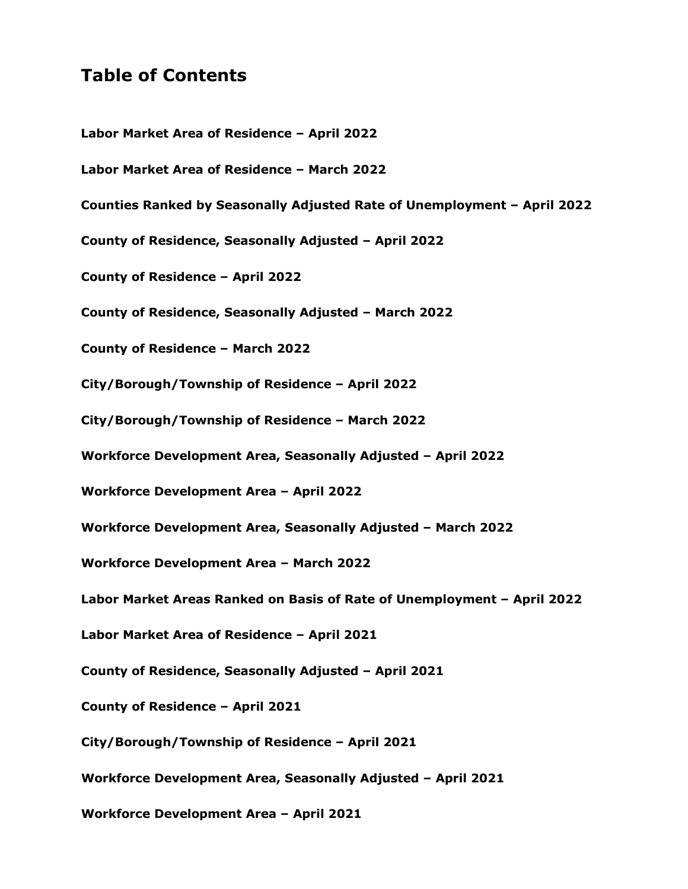## Table of Contents

**Labor Market Area of Residence – April 2022**

**Labor Market Area of Residence – March 2022**

**Counties Ranked by Seasonally Adjusted Rate of Unemployment – April 2022**

**County of Residence, Seasonally Adjusted – April 2022**

**County of Residence – April 2022**

**County of Residence, Seasonally Adjusted – March 2022**

**County of Residence – March 2022**

**City/Borough/Township of Residence – April 2022**

**City/Borough/Township of Residence – March 2022**

**Workforce Development Area, Seasonally Adjusted – April 2022**

**Workforce Development Area – April 2022**

**Workforce Development Area, Seasonally Adjusted – March 2022**

**Workforce Development Area – March 2022**

**Labor Market Areas Ranked on Basis of Rate of Unemployment – April 2022**

**Labor Market Area of Residence – April 2021**

**County of Residence, Seasonally Adjusted – April 2021**

**County of Residence – April 2021**

**City/Borough/Township of Residence – April 2021**

**Workforce Development Area, Seasonally Adjusted – April 2021**

**Workforce Development Area – April 2021**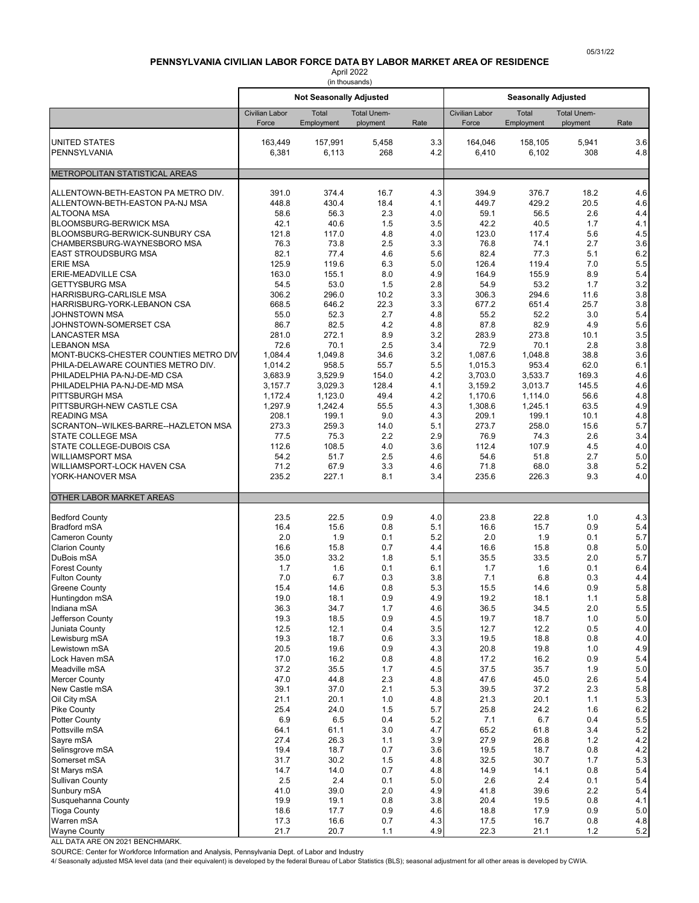05/31/22

# PENNSYLVANIA CIVILIAN LABOR FORCE DATA BY LABOR MARKET AREA OF RESIDENCE

April 2022

(in thousands)

| | Not Seasonally Adjusted | | | | Seasonally Adjusted | | | |
|---|---|---|---|---|---|---|---|---|
| | Civilian Labor Force | Total Employment | Total Unemployment | Rate | Civilian Labor Force | Total Employment | Total Unemployment | Rate |
| UNITED STATES | 163,449 | 157,991 | 5,458 | 3.3 | 164,046 | 158,105 | 5,941 | 3.6 |
| PENNSYLVANIA | 6,381 | 6,113 | 268 | 4.2 | 6,410 | 6,102 | 308 | 4.8 |
| METROPOLITAN STATISTICAL AREAS | | | | | | | | |
| ALLENTOWN-BETH-EASTON PA METRO DIV. | 391.0 | 374.4 | 16.7 | 4.3 | 394.9 | 376.7 | 18.2 | 4.6 |
| ALLENTOWN-BETH-EASTON PA-NJ MSA | 448.8 | 430.4 | 18.4 | 4.1 | 449.7 | 429.2 | 20.5 | 4.6 |
| ALTOONA MSA | 58.6 | 56.3 | 2.3 | 4.0 | 59.1 | 56.5 | 2.6 | 4.4 |
| BLOOMSBURG-BERWICK MSA | 42.1 | 40.6 | 1.5 | 3.5 | 42.2 | 40.5 | 1.7 | 4.1 |
| BLOOMSBURG-BERWICK-SUNBURY CSA | 121.8 | 117.0 | 4.8 | 4.0 | 123.0 | 117.4 | 5.6 | 4.5 |
| CHAMBERSBURG-WAYNESBORO MSA | 76.3 | 73.8 | 2.5 | 3.3 | 76.8 | 74.1 | 2.7 | 3.6 |
| EAST STROUDSBURG MSA | 82.1 | 77.4 | 4.6 | 5.6 | 82.4 | 77.3 | 5.1 | 6.2 |
| ERIE MSA | 125.9 | 119.6 | 6.3 | 5.0 | 126.4 | 119.4 | 7.0 | 5.5 |
| ERIE-MEADVILLE CSA | 163.0 | 155.1 | 8.0 | 4.9 | 164.9 | 155.9 | 8.9 | 5.4 |
| GETTYSBURG MSA | 54.5 | 53.0 | 1.5 | 2.8 | 54.9 | 53.2 | 1.7 | 3.2 |
| HARRISBURG-CARLISLE MSA | 306.2 | 296.0 | 10.2 | 3.3 | 306.3 | 294.6 | 11.6 | 3.8 |
| HARRISBURG-YORK-LEBANON CSA | 668.5 | 646.2 | 22.3 | 3.3 | 677.2 | 651.4 | 25.7 | 3.8 |
| JOHNSTOWN MSA | 55.0 | 52.3 | 2.7 | 4.8 | 55.2 | 52.2 | 3.0 | 5.4 |
| JOHNSTOWN-SOMERSET CSA | 86.7 | 82.5 | 4.2 | 4.8 | 87.8 | 82.9 | 4.9 | 5.6 |
| LANCASTER MSA | 281.0 | 272.1 | 8.9 | 3.2 | 283.9 | 273.8 | 10.1 | 3.5 |
| LEBANON MSA | 72.6 | 70.1 | 2.5 | 3.4 | 72.9 | 70.1 | 2.8 | 3.8 |
| MONT-BUCKS-CHESTER COUNTIES METRO DIV | 1,084.4 | 1,049.8 | 34.6 | 3.2 | 1,087.6 | 1,048.8 | 38.8 | 3.6 |
| PHILA-DELAWARE COUNTIES METRO DIV. | 1,014.2 | 958.5 | 55.7 | 5.5 | 1,015.3 | 953.4 | 62.0 | 6.1 |
| PHILADELPHIA PA-NJ-DE-MD CSA | 3,683.9 | 3,529.9 | 154.0 | 4.2 | 3,703.0 | 3,533.7 | 169.3 | 4.6 |
| PHILADELPHIA PA-NJ-DE-MD MSA | 3,157.7 | 3,029.3 | 128.4 | 4.1 | 3,159.2 | 3,013.7 | 145.5 | 4.6 |
| PITTSBURGH MSA | 1,172.4 | 1,123.0 | 49.4 | 4.2 | 1,170.6 | 1,114.0 | 56.6 | 4.8 |
| PITTSBURGH-NEW CASTLE CSA | 1,297.9 | 1,242.4 | 55.5 | 4.3 | 1,308.6 | 1,245.1 | 63.5 | 4.9 |
| READING MSA | 208.1 | 199.1 | 9.0 | 4.3 | 209.1 | 199.1 | 10.1 | 4.8 |
| SCRANTON--WILKES-BARRE--HAZLETON MSA | 273.3 | 259.3 | 14.0 | 5.1 | 273.7 | 258.0 | 15.6 | 5.7 |
| STATE COLLEGE MSA | 77.5 | 75.3 | 2.2 | 2.9 | 76.9 | 74.3 | 2.6 | 3.4 |
| STATE COLLEGE-DUBOIS CSA | 112.6 | 108.5 | 4.0 | 3.6 | 112.4 | 107.9 | 4.5 | 4.0 |
| WILLIAMSPORT MSA | 54.2 | 51.7 | 2.5 | 4.6 | 54.6 | 51.8 | 2.7 | 5.0 |
| WILLIAMSPORT-LOCK HAVEN CSA | 71.2 | 67.9 | 3.3 | 4.6 | 71.8 | 68.0 | 3.8 | 5.2 |
| YORK-HANOVER MSA | 235.2 | 227.1 | 8.1 | 3.4 | 235.6 | 226.3 | 9.3 | 4.0 |
| OTHER LABOR MARKET AREAS | | | | | | | | |
| Bedford County | 23.5 | 22.5 | 0.9 | 4.0 | 23.8 | 22.8 | 1.0 | 4.3 |
| Bradford mSA | 16.4 | 15.6 | 0.8 | 5.1 | 16.6 | 15.7 | 0.9 | 5.4 |
| Cameron County | 2.0 | 1.9 | 0.1 | 5.2 | 2.0 | 1.9 | 0.1 | 5.7 |
| Clarion County | 16.6 | 15.8 | 0.7 | 4.4 | 16.6 | 15.8 | 0.8 | 5.0 |
| DuBois mSA | 35.0 | 33.2 | 1.8 | 5.1 | 35.5 | 33.5 | 2.0 | 5.7 |
| Forest County | 1.7 | 1.6 | 0.1 | 6.1 | 1.7 | 1.6 | 0.1 | 6.4 |
| Fulton County | 7.0 | 6.7 | 0.3 | 3.8 | 7.1 | 6.8 | 0.3 | 4.4 |
| Greene County | 15.4 | 14.6 | 0.8 | 5.3 | 15.5 | 14.6 | 0.9 | 5.8 |
| Huntingdon mSA | 19.0 | 18.1 | 0.9 | 4.9 | 19.2 | 18.1 | 1.1 | 5.8 |
| Indiana mSA | 36.3 | 34.7 | 1.7 | 4.6 | 36.5 | 34.5 | 2.0 | 5.5 |
| Jefferson County | 19.3 | 18.5 | 0.9 | 4.5 | 19.7 | 18.7 | 1.0 | 5.0 |
| Juniata County | 12.5 | 12.1 | 0.4 | 3.5 | 12.7 | 12.2 | 0.5 | 4.0 |
| Lewisburg mSA | 19.3 | 18.7 | 0.6 | 3.3 | 19.5 | 18.8 | 0.8 | 4.0 |
| Lewistown mSA | 20.5 | 19.6 | 0.9 | 4.3 | 20.8 | 19.8 | 1.0 | 4.9 |
| Lock Haven mSA | 17.0 | 16.2 | 0.8 | 4.8 | 17.2 | 16.2 | 0.9 | 5.4 |
| Meadville mSA | 37.2 | 35.5 | 1.7 | 4.5 | 37.5 | 35.7 | 1.9 | 5.0 |
| Mercer County | 47.0 | 44.8 | 2.3 | 4.8 | 47.6 | 45.0 | 2.6 | 5.4 |
| New Castle mSA | 39.1 | 37.0 | 2.1 | 5.3 | 39.5 | 37.2 | 2.3 | 5.8 |
| Oil City mSA | 21.1 | 20.1 | 1.0 | 4.8 | 21.3 | 20.1 | 1.1 | 5.3 |
| Pike County | 25.4 | 24.0 | 1.5 | 5.7 | 25.8 | 24.2 | 1.6 | 6.2 |
| Potter County | 6.9 | 6.5 | 0.4 | 5.2 | 7.1 | 6.7 | 0.4 | 5.5 |
| Pottsville mSA | 64.1 | 61.1 | 3.0 | 4.7 | 65.2 | 61.8 | 3.4 | 5.2 |
| Sayre mSA | 27.4 | 26.3 | 1.1 | 3.9 | 27.9 | 26.8 | 1.2 | 4.2 |
| Selinsgrove mSA | 19.4 | 18.7 | 0.7 | 3.6 | 19.5 | 18.7 | 0.8 | 4.2 |
| Somerset mSA | 31.7 | 30.2 | 1.5 | 4.8 | 32.5 | 30.7 | 1.7 | 5.3 |
| St Marys mSA | 14.7 | 14.0 | 0.7 | 4.8 | 14.9 | 14.1 | 0.8 | 5.4 |
| Sullivan County | 2.5 | 2.4 | 0.1 | 5.0 | 2.6 | 2.4 | 0.1 | 5.4 |
| Sunbury mSA | 41.0 | 39.0 | 2.0 | 4.9 | 41.8 | 39.6 | 2.2 | 5.4 |
| Susquehanna County | 19.9 | 19.1 | 0.8 | 3.8 | 20.4 | 19.5 | 0.8 | 4.1 |
| Tioga County | 18.6 | 17.7 | 0.9 | 4.6 | 18.8 | 17.9 | 0.9 | 5.0 |
| Warren mSA | 17.3 | 16.6 | 0.7 | 4.3 | 17.5 | 16.7 | 0.8 | 4.8 |
| Wayne County | 21.7 | 20.7 | 1.1 | 4.9 | 22.3 | 21.1 | 1.2 | 5.2 |

ALL DATA ARE ON 2021 BENCHMARK.

SOURCE: Center for Workforce Information and Analysis, Pennsylvania Dept. of Labor and Industry

4/ Seasonally adjusted MSA level data (and their equivalent) is developed by the federal Bureau of Labor Statistics (BLS); seasonal adjustment for all other areas is developed by CWIA.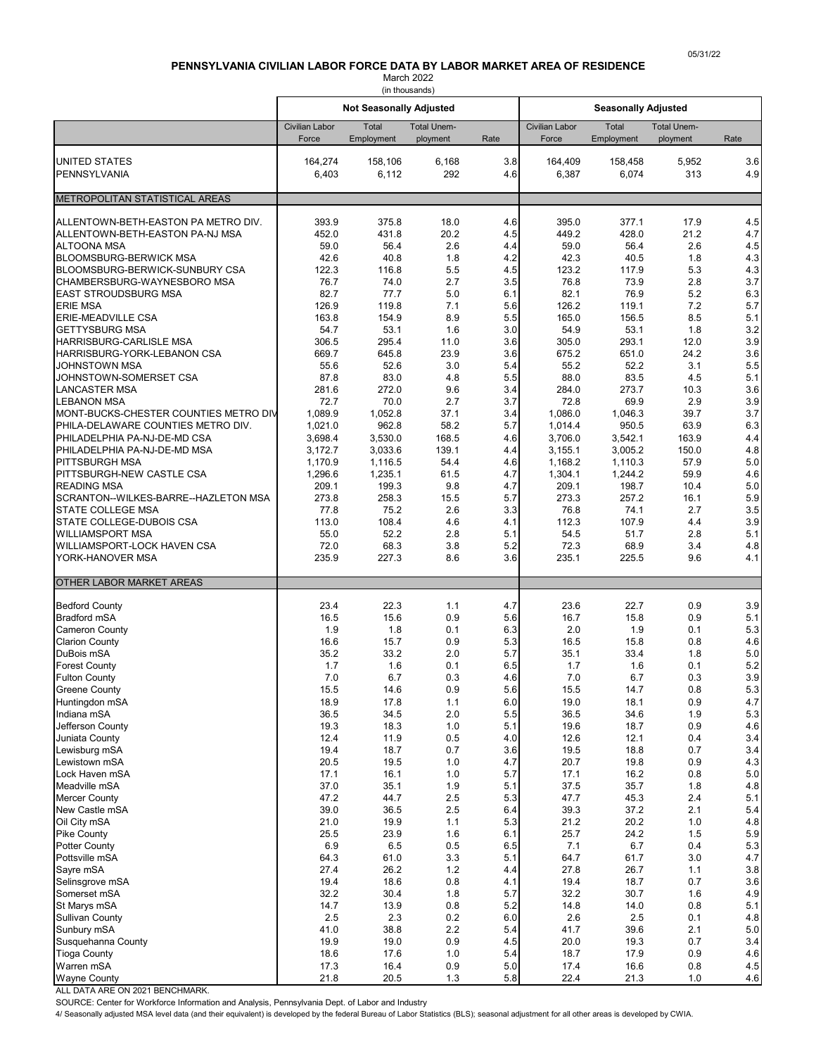05/31/22

## PENNSYLVANIA CIVILIAN LABOR FORCE DATA BY LABOR MARKET AREA OF RESIDENCE

March 2022

(in thousands)

| | Not Seasonally Adjusted | | | | Seasonally Adjusted | | | |
|---|---|---|---|---|---|---|---|---|
| | Civilian Labor Force | Total Employment | Total Unemployment | Rate | Civilian Labor Force | Total Employment | Total Unemployment | Rate |
| UNITED STATES | 164,274 | 158,106 | 6,168 | 3.8 | 164,409 | 158,458 | 5,952 | 3.6 |
| PENNSYLVANIA | 6,403 | 6,112 | 292 | 4.6 | 6,387 | 6,074 | 313 | 4.9 |
| **METROPOLITAN STATISTICAL AREAS** | | | | | | | | |
| ALLENTOWN-BETH-EASTON PA METRO DIV. | 393.9 | 375.8 | 18.0 | 4.6 | 395.0 | 377.1 | 17.9 | 4.5 |
| ALLENTOWN-BETH-EASTON PA-NJ MSA | 452.0 | 431.8 | 20.2 | 4.5 | 449.2 | 428.0 | 21.2 | 4.7 |
| ALTOONA MSA | 59.0 | 56.4 | 2.6 | 4.4 | 59.0 | 56.4 | 2.6 | 4.5 |
| BLOOMSBURG-BERWICK MSA | 42.6 | 40.8 | 1.8 | 4.2 | 42.3 | 40.5 | 1.8 | 4.3 |
| BLOOMSBURG-BERWICK-SUNBURY CSA | 122.3 | 116.8 | 5.5 | 4.5 | 123.2 | 117.9 | 5.3 | 4.3 |
| CHAMBERSBURG-WAYNESBORO MSA | 76.7 | 74.0 | 2.7 | 3.5 | 76.8 | 73.9 | 2.8 | 3.7 |
| EAST STROUDSBURG MSA | 82.7 | 77.7 | 5.0 | 6.1 | 82.1 | 76.9 | 5.2 | 6.3 |
| ERIE MSA | 126.9 | 119.8 | 7.1 | 5.6 | 126.2 | 119.1 | 7.2 | 5.7 |
| ERIE-MEADVILLE CSA | 163.8 | 154.9 | 8.9 | 5.5 | 165.0 | 156.5 | 8.5 | 5.1 |
| GETTYSBURG MSA | 54.7 | 53.1 | 1.6 | 3.0 | 54.9 | 53.1 | 1.8 | 3.2 |
| HARRISBURG-CARLISLE MSA | 306.5 | 295.4 | 11.0 | 3.6 | 305.0 | 293.1 | 12.0 | 3.9 |
| HARRISBURG-YORK-LEBANON CSA | 669.7 | 645.8 | 23.9 | 3.6 | 675.2 | 651.0 | 24.2 | 3.6 |
| JOHNSTOWN MSA | 55.6 | 52.6 | 3.0 | 5.4 | 55.2 | 52.2 | 3.1 | 5.5 |
| JOHNSTOWN-SOMERSET CSA | 87.8 | 83.0 | 4.8 | 5.5 | 88.0 | 83.5 | 4.5 | 5.1 |
| LANCASTER MSA | 281.6 | 272.0 | 9.6 | 3.4 | 284.0 | 273.7 | 10.3 | 3.6 |
| LEBANON MSA | 72.7 | 70.0 | 2.7 | 3.7 | 72.8 | 69.9 | 2.9 | 3.9 |
| MONT-BUCKS-CHESTER COUNTIES METRO DIV | 1,089.9 | 1,052.8 | 37.1 | 3.4 | 1,086.0 | 1,046.3 | 39.7 | 3.7 |
| PHILA-DELAWARE COUNTIES METRO DIV. | 1,021.0 | 962.8 | 58.2 | 5.7 | 1,014.4 | 950.5 | 63.9 | 6.3 |
| PHILADELPHIA PA-NJ-DE-MD CSA | 3,698.4 | 3,530.0 | 168.5 | 4.6 | 3,706.0 | 3,542.1 | 163.9 | 4.4 |
| PHILADELPHIA PA-NJ-DE-MD MSA | 3,172.7 | 3,033.6 | 139.1 | 4.4 | 3,155.1 | 3,005.2 | 150.0 | 4.8 |
| PITTSBURGH MSA | 1,170.9 | 1,116.5 | 54.4 | 4.6 | 1,168.2 | 1,110.3 | 57.9 | 5.0 |
| PITTSBURGH-NEW CASTLE CSA | 1,296.6 | 1,235.1 | 61.5 | 4.7 | 1,304.1 | 1,244.2 | 59.9 | 4.6 |
| READING MSA | 209.1 | 199.3 | 9.8 | 4.7 | 209.1 | 198.7 | 10.4 | 5.0 |
| SCRANTON--WILKES-BARRE--HAZLETON MSA | 273.8 | 258.3 | 15.5 | 5.7 | 273.3 | 257.2 | 16.1 | 5.9 |
| STATE COLLEGE MSA | 77.8 | 75.2 | 2.6 | 3.3 | 76.8 | 74.1 | 2.7 | 3.5 |
| STATE COLLEGE-DUBOIS CSA | 113.0 | 108.4 | 4.6 | 4.1 | 112.3 | 107.9 | 4.4 | 3.9 |
| WILLIAMSPORT MSA | 55.0 | 52.2 | 2.8 | 5.1 | 54.5 | 51.7 | 2.8 | 5.1 |
| WILLIAMSPORT-LOCK HAVEN CSA | 72.0 | 68.3 | 3.8 | 5.2 | 72.3 | 68.9 | 3.4 | 4.8 |
| YORK-HANOVER MSA | 235.9 | 227.3 | 8.6 | 3.6 | 235.1 | 225.5 | 9.6 | 4.1 |
| **OTHER LABOR MARKET AREAS** | | | | | | | | |
| Bedford County | 23.4 | 22.3 | 1.1 | 4.7 | 23.6 | 22.7 | 0.9 | 3.9 |
| Bradford mSA | 16.5 | 15.6 | 0.9 | 5.6 | 16.7 | 15.8 | 0.9 | 5.1 |
| Cameron County | 1.9 | 1.8 | 0.1 | 6.3 | 2.0 | 1.9 | 0.1 | 5.3 |
| Clarion County | 16.6 | 15.7 | 0.9 | 5.3 | 16.5 | 15.8 | 0.8 | 4.6 |
| DuBois mSA | 35.2 | 33.2 | 2.0 | 5.7 | 35.1 | 33.4 | 1.8 | 5.0 |
| Forest County | 1.7 | 1.6 | 0.1 | 6.5 | 1.7 | 1.6 | 0.1 | 5.2 |
| Fulton County | 7.0 | 6.7 | 0.3 | 4.6 | 7.0 | 6.7 | 0.3 | 3.9 |
| Greene County | 15.5 | 14.6 | 0.9 | 5.6 | 15.5 | 14.7 | 0.8 | 5.3 |
| Huntingdon mSA | 18.9 | 17.8 | 1.1 | 6.0 | 19.0 | 18.1 | 0.9 | 4.7 |
| Indiana mSA | 36.5 | 34.5 | 2.0 | 5.5 | 36.5 | 34.6 | 1.9 | 5.3 |
| Jefferson County | 19.3 | 18.3 | 1.0 | 5.1 | 19.6 | 18.7 | 0.9 | 4.6 |
| Juniata County | 12.4 | 11.9 | 0.5 | 4.0 | 12.6 | 12.1 | 0.4 | 3.4 |
| Lewisburg mSA | 19.4 | 18.7 | 0.7 | 3.6 | 19.5 | 18.8 | 0.7 | 3.4 |
| Lewistown mSA | 20.5 | 19.5 | 1.0 | 4.7 | 20.7 | 19.8 | 0.9 | 4.3 |
| Lock Haven mSA | 17.1 | 16.1 | 1.0 | 5.7 | 17.1 | 16.2 | 0.8 | 5.0 |
| Meadville mSA | 37.0 | 35.1 | 1.9 | 5.1 | 37.5 | 35.7 | 1.8 | 4.8 |
| Mercer County | 47.2 | 44.7 | 2.5 | 5.3 | 47.7 | 45.3 | 2.4 | 5.1 |
| New Castle mSA | 39.0 | 36.5 | 2.5 | 6.4 | 39.3 | 37.2 | 2.1 | 5.4 |
| Oil City mSA | 21.0 | 19.9 | 1.1 | 5.3 | 21.2 | 20.2 | 1.0 | 4.8 |
| Pike County | 25.5 | 23.9 | 1.6 | 6.1 | 25.7 | 24.2 | 1.5 | 5.9 |
| Potter County | 6.9 | 6.5 | 0.5 | 6.5 | 7.1 | 6.7 | 0.4 | 5.3 |
| Pottsville mSA | 64.3 | 61.0 | 3.3 | 5.1 | 64.7 | 61.7 | 3.0 | 4.7 |
| Sayre mSA | 27.4 | 26.2 | 1.2 | 4.4 | 27.8 | 26.7 | 1.1 | 3.8 |
| Selinsgrove mSA | 19.4 | 18.6 | 0.8 | 4.1 | 19.4 | 18.7 | 0.7 | 3.6 |
| Somerset mSA | 32.2 | 30.4 | 1.8 | 5.7 | 32.2 | 30.7 | 1.6 | 4.9 |
| St Marys mSA | 14.7 | 13.9 | 0.8 | 5.2 | 14.8 | 14.0 | 0.8 | 5.1 |
| Sullivan County | 2.5 | 2.3 | 0.2 | 6.0 | 2.6 | 2.5 | 0.1 | 4.8 |
| Sunbury mSA | 41.0 | 38.8 | 2.2 | 5.4 | 41.7 | 39.6 | 2.1 | 5.0 |
| Susquehanna County | 19.9 | 19.0 | 0.9 | 4.5 | 20.0 | 19.3 | 0.7 | 3.4 |
| Tioga County | 18.6 | 17.6 | 1.0 | 5.4 | 18.7 | 17.9 | 0.9 | 4.6 |
| Warren mSA | 17.3 | 16.4 | 0.9 | 5.0 | 17.4 | 16.6 | 0.8 | 4.5 |
| Wayne County | 21.8 | 20.5 | 1.3 | 5.8 | 22.4 | 21.3 | 1.0 | 4.6 |

ALL DATA ARE ON 2021 BENCHMARK.

SOURCE: Center for Workforce Information and Analysis, Pennsylvania Dept. of Labor and Industry

4/ Seasonally adjusted MSA level data (and their equivalent) is developed by the federal Bureau of Labor Statistics (BLS); seasonal adjustment for all other areas is developed by CWIA.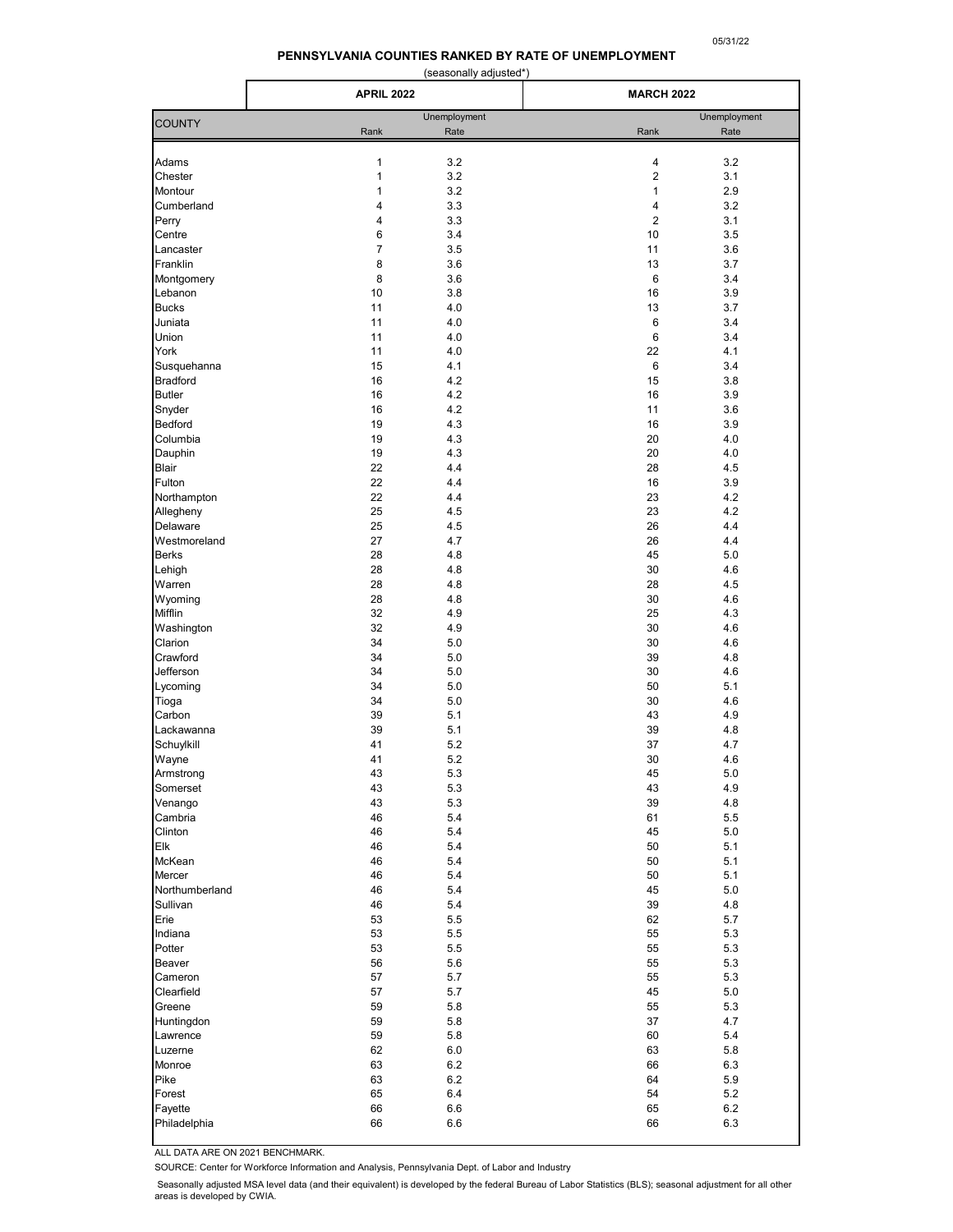05/31/22

# PENNSYLVANIA COUNTIES RANKED BY RATE OF UNEMPLOYMENT

(seasonally adjusted*)

| COUNTY | APRIL 2022 | | MARCH 2022 | |
|---|---|---|---|---|
| | Rank | Unemployment Rate | Rank | Unemployment Rate |
| Adams | 1 | 3.2 | 4 | 3.2 |
| Chester | 1 | 3.2 | 2 | 3.1 |
| Montour | 1 | 3.2 | 1 | 2.9 |
| Cumberland | 4 | 3.3 | 4 | 3.2 |
| Perry | 4 | 3.3 | 2 | 3.1 |
| Centre | 6 | 3.4 | 10 | 3.5 |
| Lancaster | 7 | 3.5 | 11 | 3.6 |
| Franklin | 8 | 3.6 | 13 | 3.7 |
| Montgomery | 8 | 3.6 | 6 | 3.4 |
| Lebanon | 10 | 3.8 | 16 | 3.9 |
| Bucks | 11 | 4.0 | 13 | 3.7 |
| Juniata | 11 | 4.0 | 6 | 3.4 |
| Union | 11 | 4.0 | 6 | 3.4 |
| York | 11 | 4.0 | 22 | 4.1 |
| Susquehanna | 15 | 4.1 | 6 | 3.4 |
| Bradford | 16 | 4.2 | 15 | 3.8 |
| Butler | 16 | 4.2 | 16 | 3.9 |
| Snyder | 16 | 4.2 | 11 | 3.6 |
| Bedford | 19 | 4.3 | 16 | 3.9 |
| Columbia | 19 | 4.3 | 20 | 4.0 |
| Dauphin | 19 | 4.3 | 20 | 4.0 |
| Blair | 22 | 4.4 | 28 | 4.5 |
| Fulton | 22 | 4.4 | 16 | 3.9 |
| Northampton | 22 | 4.4 | 23 | 4.2 |
| Allegheny | 25 | 4.5 | 23 | 4.2 |
| Delaware | 25 | 4.5 | 26 | 4.4 |
| Westmoreland | 27 | 4.7 | 26 | 4.4 |
| Berks | 28 | 4.8 | 45 | 5.0 |
| Lehigh | 28 | 4.8 | 30 | 4.6 |
| Warren | 28 | 4.8 | 28 | 4.5 |
| Wyoming | 28 | 4.8 | 30 | 4.6 |
| Mifflin | 32 | 4.9 | 25 | 4.3 |
| Washington | 32 | 4.9 | 30 | 4.6 |
| Clarion | 34 | 5.0 | 30 | 4.6 |
| Crawford | 34 | 5.0 | 39 | 4.8 |
| Jefferson | 34 | 5.0 | 30 | 4.6 |
| Lycoming | 34 | 5.0 | 50 | 5.1 |
| Tioga | 34 | 5.0 | 30 | 4.6 |
| Carbon | 39 | 5.1 | 43 | 4.9 |
| Lackawanna | 39 | 5.1 | 39 | 4.8 |
| Schuylkill | 41 | 5.2 | 37 | 4.7 |
| Wayne | 41 | 5.2 | 30 | 4.6 |
| Armstrong | 43 | 5.3 | 45 | 5.0 |
| Somerset | 43 | 5.3 | 43 | 4.9 |
| Venango | 43 | 5.3 | 39 | 4.8 |
| Cambria | 46 | 5.4 | 61 | 5.5 |
| Clinton | 46 | 5.4 | 45 | 5.0 |
| Elk | 46 | 5.4 | 50 | 5.1 |
| McKean | 46 | 5.4 | 50 | 5.1 |
| Mercer | 46 | 5.4 | 50 | 5.1 |
| Northumberland | 46 | 5.4 | 45 | 5.0 |
| Sullivan | 46 | 5.4 | 39 | 4.8 |
| Erie | 53 | 5.5 | 62 | 5.7 |
| Indiana | 53 | 5.5 | 55 | 5.3 |
| Potter | 53 | 5.5 | 55 | 5.3 |
| Beaver | 56 | 5.6 | 55 | 5.3 |
| Cameron | 57 | 5.7 | 55 | 5.3 |
| Clearfield | 57 | 5.7 | 45 | 5.0 |
| Greene | 59 | 5.8 | 55 | 5.3 |
| Huntingdon | 59 | 5.8 | 37 | 4.7 |
| Lawrence | 59 | 5.8 | 60 | 5.4 |
| Luzerne | 62 | 6.0 | 63 | 5.8 |
| Monroe | 63 | 6.2 | 66 | 6.3 |
| Pike | 63 | 6.2 | 64 | 5.9 |
| Forest | 65 | 6.4 | 54 | 5.2 |
| Fayette | 66 | 6.6 | 65 | 6.2 |
| Philadelphia | 66 | 6.6 | 66 | 6.3 |

ALL DATA ARE ON 2021 BENCHMARK.

SOURCE: Center for Workforce Information and Analysis, Pennsylvania Dept. of Labor and Industry

Seasonally adjusted MSA level data (and their equivalent) is developed by the federal Bureau of Labor Statistics (BLS); seasonal adjustment for all other areas is developed by CWIA.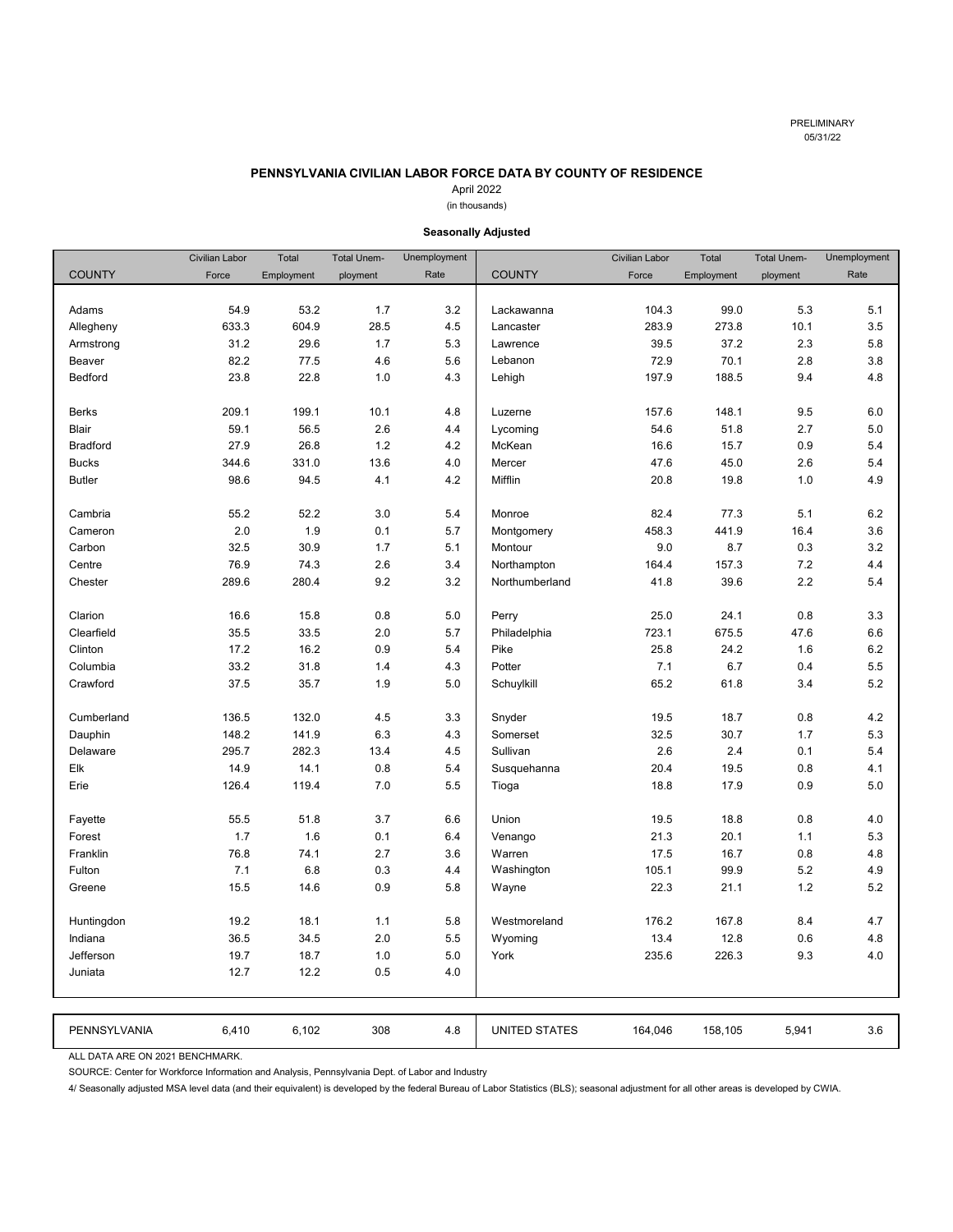PRELIMINARY
05/31/22

## PENNSYLVANIA CIVILIAN LABOR FORCE DATA BY COUNTY OF RESIDENCE

April 2022

(in thousands)

**Seasonally Adjusted**

| COUNTY | Civilian Labor Force | Total Employment | Total Unemployment | Unemployment Rate | COUNTY | Civilian Labor Force | Total Employment | Total Unemployment | Unemployment Rate |
|---|---|---|---|---|---|---|---|---|---|
| Adams | 54.9 | 53.2 | 1.7 | 3.2 | Lackawanna | 104.3 | 99.0 | 5.3 | 5.1 |
| Allegheny | 633.3 | 604.9 | 28.5 | 4.5 | Lancaster | 283.9 | 273.8 | 10.1 | 3.5 |
| Armstrong | 31.2 | 29.6 | 1.7 | 5.3 | Lawrence | 39.5 | 37.2 | 2.3 | 5.8 |
| Beaver | 82.2 | 77.5 | 4.6 | 5.6 | Lebanon | 72.9 | 70.1 | 2.8 | 3.8 |
| Bedford | 23.8 | 22.8 | 1.0 | 4.3 | Lehigh | 197.9 | 188.5 | 9.4 | 4.8 |
| Berks | 209.1 | 199.1 | 10.1 | 4.8 | Luzerne | 157.6 | 148.1 | 9.5 | 6.0 |
| Blair | 59.1 | 56.5 | 2.6 | 4.4 | Lycoming | 54.6 | 51.8 | 2.7 | 5.0 |
| Bradford | 27.9 | 26.8 | 1.2 | 4.2 | McKean | 16.6 | 15.7 | 0.9 | 5.4 |
| Bucks | 344.6 | 331.0 | 13.6 | 4.0 | Mercer | 47.6 | 45.0 | 2.6 | 5.4 |
| Butler | 98.6 | 94.5 | 4.1 | 4.2 | Mifflin | 20.8 | 19.8 | 1.0 | 4.9 |
| Cambria | 55.2 | 52.2 | 3.0 | 5.4 | Monroe | 82.4 | 77.3 | 5.1 | 6.2 |
| Cameron | 2.0 | 1.9 | 0.1 | 5.7 | Montgomery | 458.3 | 441.9 | 16.4 | 3.6 |
| Carbon | 32.5 | 30.9 | 1.7 | 5.1 | Montour | 9.0 | 8.7 | 0.3 | 3.2 |
| Centre | 76.9 | 74.3 | 2.6 | 3.4 | Northampton | 164.4 | 157.3 | 7.2 | 4.4 |
| Chester | 289.6 | 280.4 | 9.2 | 3.2 | Northumberland | 41.8 | 39.6 | 2.2 | 5.4 |
| Clarion | 16.6 | 15.8 | 0.8 | 5.0 | Perry | 25.0 | 24.1 | 0.8 | 3.3 |
| Clearfield | 35.5 | 33.5 | 2.0 | 5.7 | Philadelphia | 723.1 | 675.5 | 47.6 | 6.6 |
| Clinton | 17.2 | 16.2 | 0.9 | 5.4 | Pike | 25.8 | 24.2 | 1.6 | 6.2 |
| Columbia | 33.2 | 31.8 | 1.4 | 4.3 | Potter | 7.1 | 6.7 | 0.4 | 5.5 |
| Crawford | 37.5 | 35.7 | 1.9 | 5.0 | Schuylkill | 65.2 | 61.8 | 3.4 | 5.2 |
| Cumberland | 136.5 | 132.0 | 4.5 | 3.3 | Snyder | 19.5 | 18.7 | 0.8 | 4.2 |
| Dauphin | 148.2 | 141.9 | 6.3 | 4.3 | Somerset | 32.5 | 30.7 | 1.7 | 5.3 |
| Delaware | 295.7 | 282.3 | 13.4 | 4.5 | Sullivan | 2.6 | 2.4 | 0.1 | 5.4 |
| Elk | 14.9 | 14.1 | 0.8 | 5.4 | Susquehanna | 20.4 | 19.5 | 0.8 | 4.1 |
| Erie | 126.4 | 119.4 | 7.0 | 5.5 | Tioga | 18.8 | 17.9 | 0.9 | 5.0 |
| Fayette | 55.5 | 51.8 | 3.7 | 6.6 | Union | 19.5 | 18.8 | 0.8 | 4.0 |
| Forest | 1.7 | 1.6 | 0.1 | 6.4 | Venango | 21.3 | 20.1 | 1.1 | 5.3 |
| Franklin | 76.8 | 74.1 | 2.7 | 3.6 | Warren | 17.5 | 16.7 | 0.8 | 4.8 |
| Fulton | 7.1 | 6.8 | 0.3 | 4.4 | Washington | 105.1 | 99.9 | 5.2 | 4.9 |
| Greene | 15.5 | 14.6 | 0.9 | 5.8 | Wayne | 22.3 | 21.1 | 1.2 | 5.2 |
| Huntingdon | 19.2 | 18.1 | 1.1 | 5.8 | Westmoreland | 176.2 | 167.8 | 8.4 | 4.7 |
| Indiana | 36.5 | 34.5 | 2.0 | 5.5 | Wyoming | 13.4 | 12.8 | 0.6 | 4.8 |
| Jefferson | 19.7 | 18.7 | 1.0 | 5.0 | York | 235.6 | 226.3 | 9.3 | 4.0 |
| Juniata | 12.7 | 12.2 | 0.5 | 4.0 | | | | | |
| PENNSYLVANIA | 6,410 | 6,102 | 308 | 4.8 | UNITED STATES | 164,046 | 158,105 | 5,941 | 3.6 |

ALL DATA ARE ON 2021 BENCHMARK.

SOURCE: Center for Workforce Information and Analysis, Pennsylvania Dept. of Labor and Industry

4/ Seasonally adjusted MSA level data (and their equivalent) is developed by the federal Bureau of Labor Statistics (BLS); seasonal adjustment for all other areas is developed by CWIA.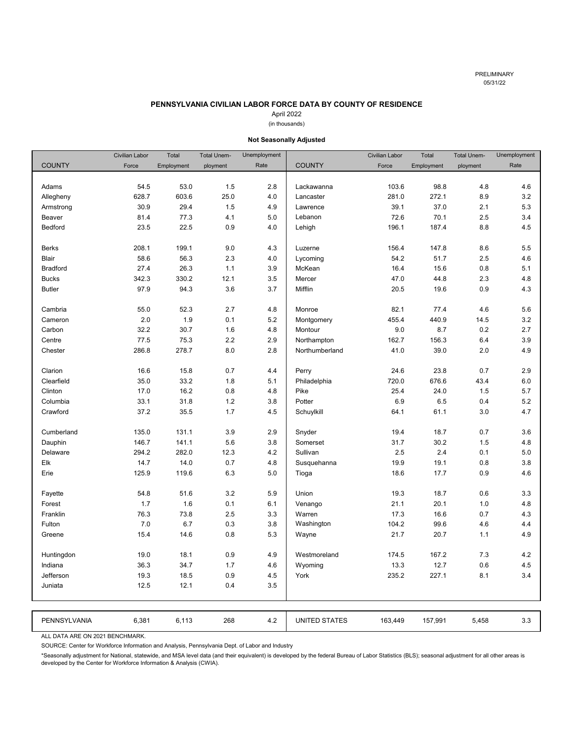PRELIMINARY
05/31/22

## PENNSYLVANIA CIVILIAN LABOR FORCE DATA BY COUNTY OF RESIDENCE

April 2022
(in thousands)

**Not Seasonally Adjusted**

| COUNTY | Civilian Labor Force | Total Employment | Total Unemployment | Unemployment Rate | COUNTY | Civilian Labor Force | Total Employment | Total Unemployment | Unemployment Rate |
|---|---|---|---|---|---|---|---|---|---|
| Adams | 54.5 | 53.0 | 1.5 | 2.8 | Lackawanna | 103.6 | 98.8 | 4.8 | 4.6 |
| Allegheny | 628.7 | 603.6 | 25.0 | 4.0 | Lancaster | 281.0 | 272.1 | 8.9 | 3.2 |
| Armstrong | 30.9 | 29.4 | 1.5 | 4.9 | Lawrence | 39.1 | 37.0 | 2.1 | 5.3 |
| Beaver | 81.4 | 77.3 | 4.1 | 5.0 | Lebanon | 72.6 | 70.1 | 2.5 | 3.4 |
| Bedford | 23.5 | 22.5 | 0.9 | 4.0 | Lehigh | 196.1 | 187.4 | 8.8 | 4.5 |
| Berks | 208.1 | 199.1 | 9.0 | 4.3 | Luzerne | 156.4 | 147.8 | 8.6 | 5.5 |
| Blair | 58.6 | 56.3 | 2.3 | 4.0 | Lycoming | 54.2 | 51.7 | 2.5 | 4.6 |
| Bradford | 27.4 | 26.3 | 1.1 | 3.9 | McKean | 16.4 | 15.6 | 0.8 | 5.1 |
| Bucks | 342.3 | 330.2 | 12.1 | 3.5 | Mercer | 47.0 | 44.8 | 2.3 | 4.8 |
| Butler | 97.9 | 94.3 | 3.6 | 3.7 | Mifflin | 20.5 | 19.6 | 0.9 | 4.3 |
| Cambria | 55.0 | 52.3 | 2.7 | 4.8 | Monroe | 82.1 | 77.4 | 4.6 | 5.6 |
| Cameron | 2.0 | 1.9 | 0.1 | 5.2 | Montgomery | 455.4 | 440.9 | 14.5 | 3.2 |
| Carbon | 32.2 | 30.7 | 1.6 | 4.8 | Montour | 9.0 | 8.7 | 0.2 | 2.7 |
| Centre | 77.5 | 75.3 | 2.2 | 2.9 | Northampton | 162.7 | 156.3 | 6.4 | 3.9 |
| Chester | 286.8 | 278.7 | 8.0 | 2.8 | Northumberland | 41.0 | 39.0 | 2.0 | 4.9 |
| Clarion | 16.6 | 15.8 | 0.7 | 4.4 | Perry | 24.6 | 23.8 | 0.7 | 2.9 |
| Clearfield | 35.0 | 33.2 | 1.8 | 5.1 | Philadelphia | 720.0 | 676.6 | 43.4 | 6.0 |
| Clinton | 17.0 | 16.2 | 0.8 | 4.8 | Pike | 25.4 | 24.0 | 1.5 | 5.7 |
| Columbia | 33.1 | 31.8 | 1.2 | 3.8 | Potter | 6.9 | 6.5 | 0.4 | 5.2 |
| Crawford | 37.2 | 35.5 | 1.7 | 4.5 | Schuylkill | 64.1 | 61.1 | 3.0 | 4.7 |
| Cumberland | 135.0 | 131.1 | 3.9 | 2.9 | Snyder | 19.4 | 18.7 | 0.7 | 3.6 |
| Dauphin | 146.7 | 141.1 | 5.6 | 3.8 | Somerset | 31.7 | 30.2 | 1.5 | 4.8 |
| Delaware | 294.2 | 282.0 | 12.3 | 4.2 | Sullivan | 2.5 | 2.4 | 0.1 | 5.0 |
| Elk | 14.7 | 14.0 | 0.7 | 4.8 | Susquehanna | 19.9 | 19.1 | 0.8 | 3.8 |
| Erie | 125.9 | 119.6 | 6.3 | 5.0 | Tioga | 18.6 | 17.7 | 0.9 | 4.6 |
| Fayette | 54.8 | 51.6 | 3.2 | 5.9 | Union | 19.3 | 18.7 | 0.6 | 3.3 |
| Forest | 1.7 | 1.6 | 0.1 | 6.1 | Venango | 21.1 | 20.1 | 1.0 | 4.8 |
| Franklin | 76.3 | 73.8 | 2.5 | 3.3 | Warren | 17.3 | 16.6 | 0.7 | 4.3 |
| Fulton | 7.0 | 6.7 | 0.3 | 3.8 | Washington | 104.2 | 99.6 | 4.6 | 4.4 |
| Greene | 15.4 | 14.6 | 0.8 | 5.3 | Wayne | 21.7 | 20.7 | 1.1 | 4.9 |
| Huntingdon | 19.0 | 18.1 | 0.9 | 4.9 | Westmoreland | 174.5 | 167.2 | 7.3 | 4.2 |
| Indiana | 36.3 | 34.7 | 1.7 | 4.6 | Wyoming | 13.3 | 12.7 | 0.6 | 4.5 |
| Jefferson | 19.3 | 18.5 | 0.9 | 4.5 | York | 235.2 | 227.1 | 8.1 | 3.4 |
| Juniata | 12.5 | 12.1 | 0.4 | 3.5 | | | | | |
| PENNSYLVANIA | 6,381 | 6,113 | 268 | 4.2 | UNITED STATES | 163,449 | 157,991 | 5,458 | 3.3 |

ALL DATA ARE ON 2021 BENCHMARK.

SOURCE: Center for Workforce Information and Analysis, Pennsylvania Dept. of Labor and Industry

*Seasonally adjustment for National, statewide, and MSA level data (and their equivalent) is developed by the federal Bureau of Labor Statistics (BLS); seasonal adjustment for all other areas is developed by the Center for Workforce Information & Analysis (CWIA).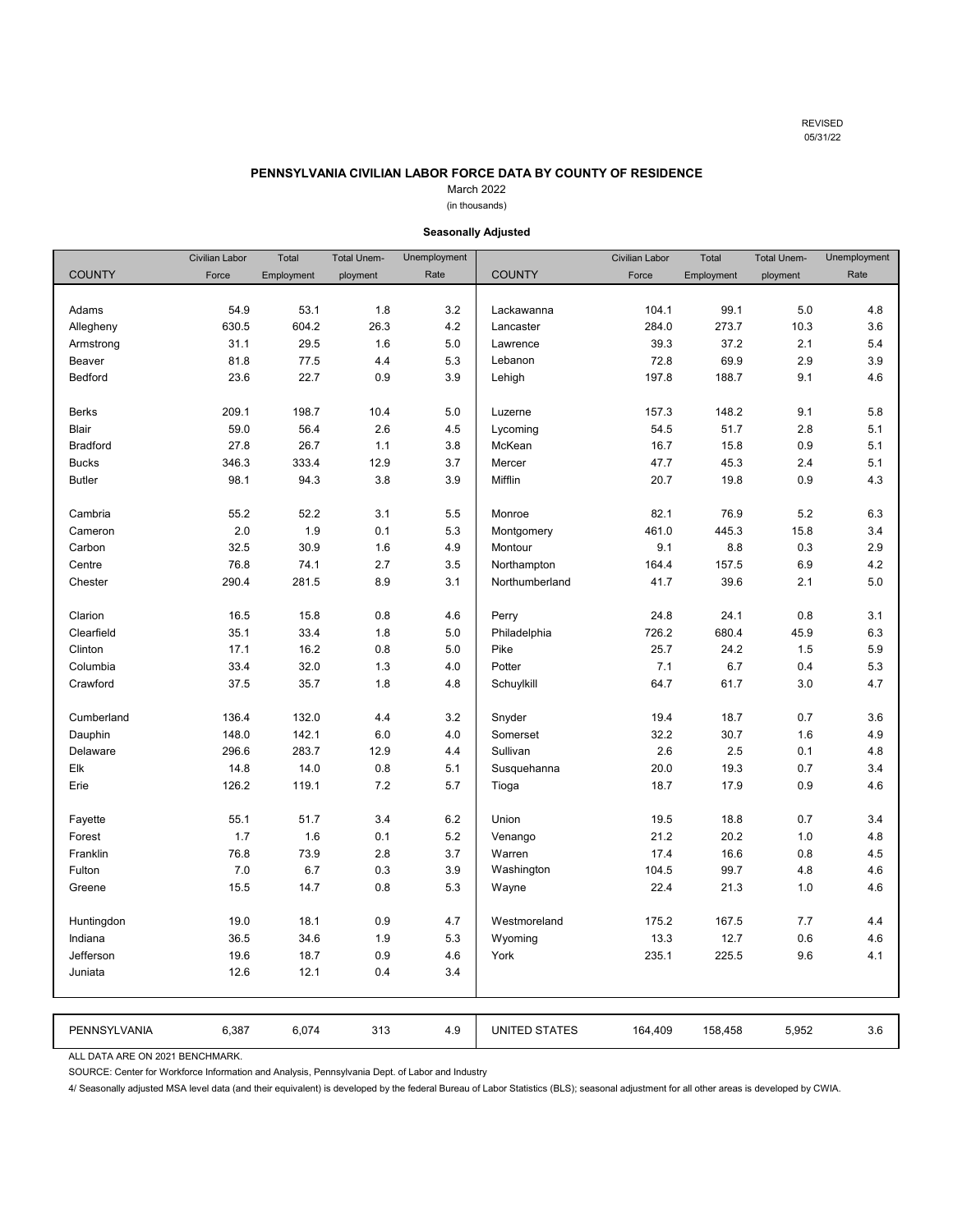REVISED
05/31/22

**PENNSYLVANIA CIVILIAN LABOR FORCE DATA BY COUNTY OF RESIDENCE**

March 2022

(in thousands)

**Seasonally Adjusted**

| COUNTY | Civilian Labor Force | Total Employment | Total Unemployment | Unemployment Rate | COUNTY | Civilian Labor Force | Total Employment | Total Unemployment | Unemployment Rate |
|---|---|---|---|---|---|---|---|---|---|
| Adams | 54.9 | 53.1 | 1.8 | 3.2 | Lackawanna | 104.1 | 99.1 | 5.0 | 4.8 |
| Allegheny | 630.5 | 604.2 | 26.3 | 4.2 | Lancaster | 284.0 | 273.7 | 10.3 | 3.6 |
| Armstrong | 31.1 | 29.5 | 1.6 | 5.0 | Lawrence | 39.3 | 37.2 | 2.1 | 5.4 |
| Beaver | 81.8 | 77.5 | 4.4 | 5.3 | Lebanon | 72.8 | 69.9 | 2.9 | 3.9 |
| Bedford | 23.6 | 22.7 | 0.9 | 3.9 | Lehigh | 197.8 | 188.7 | 9.1 | 4.6 |
| Berks | 209.1 | 198.7 | 10.4 | 5.0 | Luzerne | 157.3 | 148.2 | 9.1 | 5.8 |
| Blair | 59.0 | 56.4 | 2.6 | 4.5 | Lycoming | 54.5 | 51.7 | 2.8 | 5.1 |
| Bradford | 27.8 | 26.7 | 1.1 | 3.8 | McKean | 16.7 | 15.8 | 0.9 | 5.1 |
| Bucks | 346.3 | 333.4 | 12.9 | 3.7 | Mercer | 47.7 | 45.3 | 2.4 | 5.1 |
| Butler | 98.1 | 94.3 | 3.8 | 3.9 | Mifflin | 20.7 | 19.8 | 0.9 | 4.3 |
| Cambria | 55.2 | 52.2 | 3.1 | 5.5 | Monroe | 82.1 | 76.9 | 5.2 | 6.3 |
| Cameron | 2.0 | 1.9 | 0.1 | 5.3 | Montgomery | 461.0 | 445.3 | 15.8 | 3.4 |
| Carbon | 32.5 | 30.9 | 1.6 | 4.9 | Montour | 9.1 | 8.8 | 0.3 | 2.9 |
| Centre | 76.8 | 74.1 | 2.7 | 3.5 | Northampton | 164.4 | 157.5 | 6.9 | 4.2 |
| Chester | 290.4 | 281.5 | 8.9 | 3.1 | Northumberland | 41.7 | 39.6 | 2.1 | 5.0 |
| Clarion | 16.5 | 15.8 | 0.8 | 4.6 | Perry | 24.8 | 24.1 | 0.8 | 3.1 |
| Clearfield | 35.1 | 33.4 | 1.8 | 5.0 | Philadelphia | 726.2 | 680.4 | 45.9 | 6.3 |
| Clinton | 17.1 | 16.2 | 0.8 | 5.0 | Pike | 25.7 | 24.2 | 1.5 | 5.9 |
| Columbia | 33.4 | 32.0 | 1.3 | 4.0 | Potter | 7.1 | 6.7 | 0.4 | 5.3 |
| Crawford | 37.5 | 35.7 | 1.8 | 4.8 | Schuylkill | 64.7 | 61.7 | 3.0 | 4.7 |
| Cumberland | 136.4 | 132.0 | 4.4 | 3.2 | Snyder | 19.4 | 18.7 | 0.7 | 3.6 |
| Dauphin | 148.0 | 142.1 | 6.0 | 4.0 | Somerset | 32.2 | 30.7 | 1.6 | 4.9 |
| Delaware | 296.6 | 283.7 | 12.9 | 4.4 | Sullivan | 2.6 | 2.5 | 0.1 | 4.8 |
| Elk | 14.8 | 14.0 | 0.8 | 5.1 | Susquehanna | 20.0 | 19.3 | 0.7 | 3.4 |
| Erie | 126.2 | 119.1 | 7.2 | 5.7 | Tioga | 18.7 | 17.9 | 0.9 | 4.6 |
| Fayette | 55.1 | 51.7 | 3.4 | 6.2 | Union | 19.5 | 18.8 | 0.7 | 3.4 |
| Forest | 1.7 | 1.6 | 0.1 | 5.2 | Venango | 21.2 | 20.2 | 1.0 | 4.8 |
| Franklin | 76.8 | 73.9 | 2.8 | 3.7 | Warren | 17.4 | 16.6 | 0.8 | 4.5 |
| Fulton | 7.0 | 6.7 | 0.3 | 3.9 | Washington | 104.5 | 99.7 | 4.8 | 4.6 |
| Greene | 15.5 | 14.7 | 0.8 | 5.3 | Wayne | 22.4 | 21.3 | 1.0 | 4.6 |
| Huntingdon | 19.0 | 18.1 | 0.9 | 4.7 | Westmoreland | 175.2 | 167.5 | 7.7 | 4.4 |
| Indiana | 36.5 | 34.6 | 1.9 | 5.3 | Wyoming | 13.3 | 12.7 | 0.6 | 4.6 |
| Jefferson | 19.6 | 18.7 | 0.9 | 4.6 | York | 235.1 | 225.5 | 9.6 | 4.1 |
| Juniata | 12.6 | 12.1 | 0.4 | 3.4 | | | | | |
| PENNSYLVANIA | 6,387 | 6,074 | 313 | 4.9 | UNITED STATES | 164,409 | 158,458 | 5,952 | 3.6 |

ALL DATA ARE ON 2021 BENCHMARK.

SOURCE: Center for Workforce Information and Analysis, Pennsylvania Dept. of Labor and Industry

4/ Seasonally adjusted MSA level data (and their equivalent) is developed by the federal Bureau of Labor Statistics (BLS); seasonal adjustment for all other areas is developed by CWIA.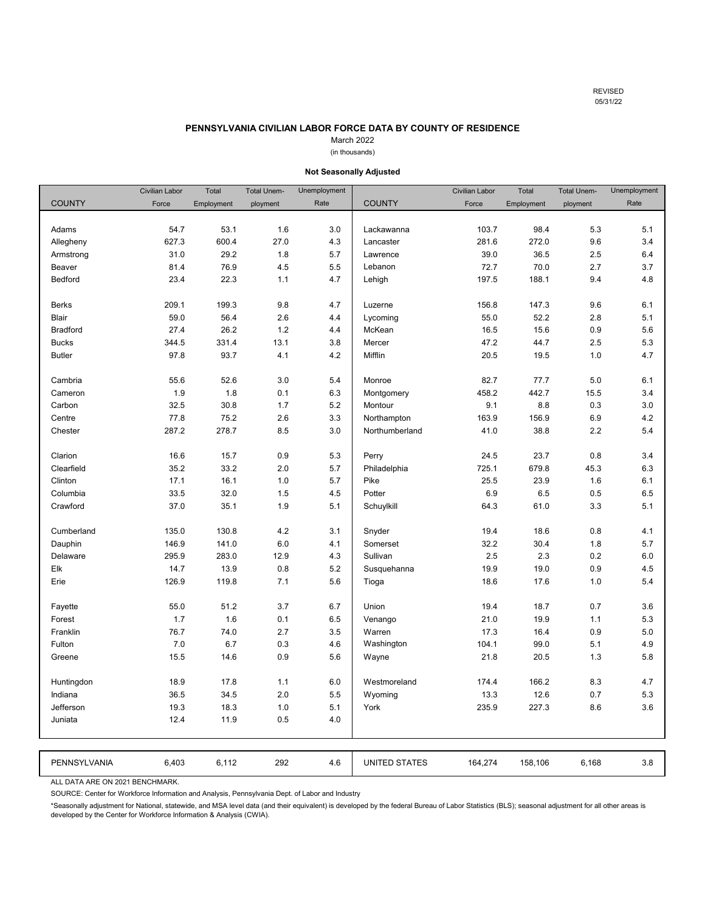REVISED
05/31/22

# PENNSYLVANIA CIVILIAN LABOR FORCE DATA BY COUNTY OF RESIDENCE

March 2022
(in thousands)

**Not Seasonally Adjusted**

| COUNTY | Civilian Labor Force | Total Employment | Total Unem-ployment | Unemployment Rate | COUNTY | Civilian Labor Force | Total Employment | Total Unem-ployment | Unemployment Rate |
|---|---|---|---|---|---|---|---|---|---|
| Adams | 54.7 | 53.1 | 1.6 | 3.0 | Lackawanna | 103.7 | 98.4 | 5.3 | 5.1 |
| Allegheny | 627.3 | 600.4 | 27.0 | 4.3 | Lancaster | 281.6 | 272.0 | 9.6 | 3.4 |
| Armstrong | 31.0 | 29.2 | 1.8 | 5.7 | Lawrence | 39.0 | 36.5 | 2.5 | 6.4 |
| Beaver | 81.4 | 76.9 | 4.5 | 5.5 | Lebanon | 72.7 | 70.0 | 2.7 | 3.7 |
| Bedford | 23.4 | 22.3 | 1.1 | 4.7 | Lehigh | 197.5 | 188.1 | 9.4 | 4.8 |
| Berks | 209.1 | 199.3 | 9.8 | 4.7 | Luzerne | 156.8 | 147.3 | 9.6 | 6.1 |
| Blair | 59.0 | 56.4 | 2.6 | 4.4 | Lycoming | 55.0 | 52.2 | 2.8 | 5.1 |
| Bradford | 27.4 | 26.2 | 1.2 | 4.4 | McKean | 16.5 | 15.6 | 0.9 | 5.6 |
| Bucks | 344.5 | 331.4 | 13.1 | 3.8 | Mercer | 47.2 | 44.7 | 2.5 | 5.3 |
| Butler | 97.8 | 93.7 | 4.1 | 4.2 | Mifflin | 20.5 | 19.5 | 1.0 | 4.7 |
| Cambria | 55.6 | 52.6 | 3.0 | 5.4 | Monroe | 82.7 | 77.7 | 5.0 | 6.1 |
| Cameron | 1.9 | 1.8 | 0.1 | 6.3 | Montgomery | 458.2 | 442.7 | 15.5 | 3.4 |
| Carbon | 32.5 | 30.8 | 1.7 | 5.2 | Montour | 9.1 | 8.8 | 0.3 | 3.0 |
| Centre | 77.8 | 75.2 | 2.6 | 3.3 | Northampton | 163.9 | 156.9 | 6.9 | 4.2 |
| Chester | 287.2 | 278.7 | 8.5 | 3.0 | Northumberland | 41.0 | 38.8 | 2.2 | 5.4 |
| Clarion | 16.6 | 15.7 | 0.9 | 5.3 | Perry | 24.5 | 23.7 | 0.8 | 3.4 |
| Clearfield | 35.2 | 33.2 | 2.0 | 5.7 | Philadelphia | 725.1 | 679.8 | 45.3 | 6.3 |
| Clinton | 17.1 | 16.1 | 1.0 | 5.7 | Pike | 25.5 | 23.9 | 1.6 | 6.1 |
| Columbia | 33.5 | 32.0 | 1.5 | 4.5 | Potter | 6.9 | 6.5 | 0.5 | 6.5 |
| Crawford | 37.0 | 35.1 | 1.9 | 5.1 | Schuylkill | 64.3 | 61.0 | 3.3 | 5.1 |
| Cumberland | 135.0 | 130.8 | 4.2 | 3.1 | Snyder | 19.4 | 18.6 | 0.8 | 4.1 |
| Dauphin | 146.9 | 141.0 | 6.0 | 4.1 | Somerset | 32.2 | 30.4 | 1.8 | 5.7 |
| Delaware | 295.9 | 283.0 | 12.9 | 4.3 | Sullivan | 2.5 | 2.3 | 0.2 | 6.0 |
| Elk | 14.7 | 13.9 | 0.8 | 5.2 | Susquehanna | 19.9 | 19.0 | 0.9 | 4.5 |
| Erie | 126.9 | 119.8 | 7.1 | 5.6 | Tioga | 18.6 | 17.6 | 1.0 | 5.4 |
| Fayette | 55.0 | 51.2 | 3.7 | 6.7 | Union | 19.4 | 18.7 | 0.7 | 3.6 |
| Forest | 1.7 | 1.6 | 0.1 | 6.5 | Venango | 21.0 | 19.9 | 1.1 | 5.3 |
| Franklin | 76.7 | 74.0 | 2.7 | 3.5 | Warren | 17.3 | 16.4 | 0.9 | 5.0 |
| Fulton | 7.0 | 6.7 | 0.3 | 4.6 | Washington | 104.1 | 99.0 | 5.1 | 4.9 |
| Greene | 15.5 | 14.6 | 0.9 | 5.6 | Wayne | 21.8 | 20.5 | 1.3 | 5.8 |
| Huntingdon | 18.9 | 17.8 | 1.1 | 6.0 | Westmoreland | 174.4 | 166.2 | 8.3 | 4.7 |
| Indiana | 36.5 | 34.5 | 2.0 | 5.5 | Wyoming | 13.3 | 12.6 | 0.7 | 5.3 |
| Jefferson | 19.3 | 18.3 | 1.0 | 5.1 | York | 235.9 | 227.3 | 8.6 | 3.6 |
| Juniata | 12.4 | 11.9 | 0.5 | 4.0 | | | | | |
| PENNSYLVANIA | 6,403 | 6,112 | 292 | 4.6 | UNITED STATES | 164,274 | 158,106 | 6,168 | 3.8 |

ALL DATA ARE ON 2021 BENCHMARK.

SOURCE: Center for Workforce Information and Analysis, Pennsylvania Dept. of Labor and Industry

*Seasonally adjustment for National, statewide, and MSA level data (and their equivalent) is developed by the federal Bureau of Labor Statistics (BLS); seasonal adjustment for all other areas is developed by the Center for Workforce Information & Analysis (CWIA).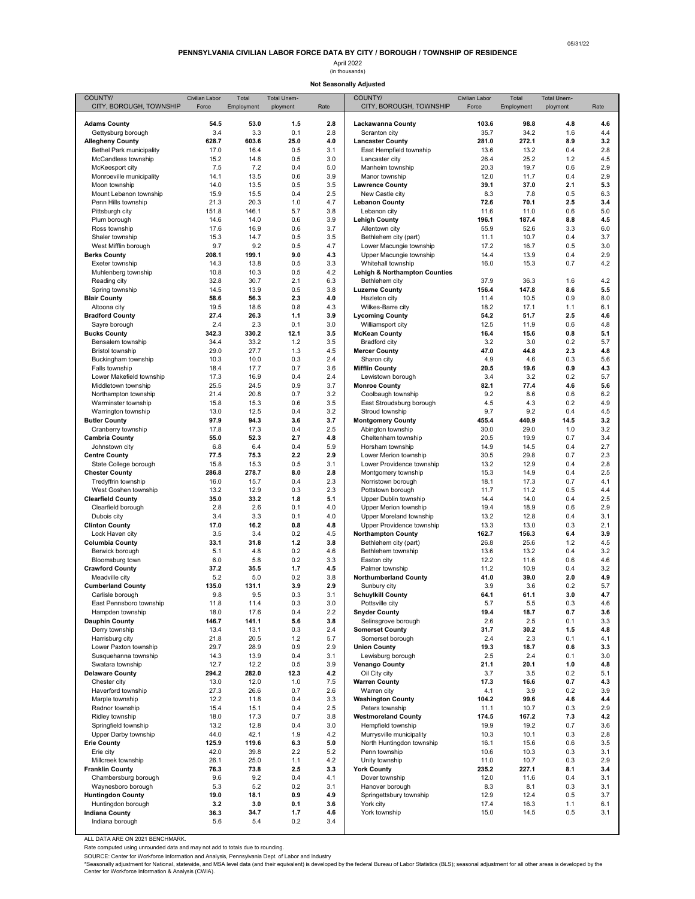05/31/22

**PENNSYLVANIA CIVILIAN LABOR FORCE DATA BY CITY / BOROUGH / TOWNSHIP OF RESIDENCE**

April 2022

(in thousands)

**Not Seasonally Adjusted**

| COUNTY/ CITY, BOROUGH, TOWNSHIP | Civilian Labor Force | Total Employment | Total Unemployment | Rate |
|---|---|---|---|---|
| **Adams County** | **54.5** | **53.0** | **1.5** | **2.8** |
| Gettysburg borough | 3.4 | 3.3 | 0.1 | 2.8 |
| **Allegheny County** | **628.7** | **603.6** | **25.0** | **4.0** |
| Bethel Park municipality | 17.0 | 16.4 | 0.5 | 3.1 |
| McCandless township | 15.2 | 14.8 | 0.5 | 3.0 |
| McKeesport city | 7.5 | 7.2 | 0.4 | 5.0 |
| Monroeville municipality | 14.1 | 13.5 | 0.6 | 3.9 |
| Moon township | 14.0 | 13.5 | 0.5 | 3.5 |
| Mount Lebanon township | 15.9 | 15.5 | 0.4 | 2.5 |
| Penn Hills township | 21.3 | 20.3 | 1.0 | 4.7 |
| Pittsburgh city | 151.8 | 146.1 | 5.7 | 3.8 |
| Plum borough | 14.6 | 14.0 | 0.6 | 3.9 |
| Ross township | 17.6 | 16.9 | 0.6 | 3.7 |
| Shaler township | 15.3 | 14.7 | 0.5 | 3.5 |
| West Mifflin borough | 9.7 | 9.2 | 0.5 | 4.7 |
| **Berks County** | **208.1** | **199.1** | **9.0** | **4.3** |
| Exeter township | 14.3 | 13.8 | 0.5 | 3.3 |
| Muhlenberg township | 10.8 | 10.3 | 0.5 | 4.2 |
| Reading city | 32.8 | 30.7 | 2.1 | 6.3 |
| Spring township | 14.5 | 13.9 | 0.5 | 3.8 |
| **Blair County** | **58.6** | **56.3** | **2.3** | **4.0** |
| Altoona city | 19.5 | 18.6 | 0.8 | 4.3 |
| **Bradford County** | **27.4** | **26.3** | **1.1** | **3.9** |
| Sayre borough | 2.4 | 2.3 | 0.1 | 3.0 |
| **Bucks County** | **342.3** | **330.2** | **12.1** | **3.5** |
| Bensalem township | 34.4 | 33.2 | 1.2 | 3.5 |
| Bristol township | 29.0 | 27.7 | 1.3 | 4.5 |
| Buckingham township | 10.3 | 10.0 | 0.3 | 2.4 |
| Falls township | 18.4 | 17.7 | 0.7 | 3.6 |
| Lower Makefield township | 17.3 | 16.9 | 0.4 | 2.4 |
| Middletown township | 25.5 | 24.5 | 0.9 | 3.7 |
| Northampton township | 21.4 | 20.8 | 0.7 | 3.2 |
| Warminster township | 15.8 | 15.3 | 0.6 | 3.5 |
| Warrington township | 13.0 | 12.5 | 0.4 | 3.2 |
| **Butler County** | **97.9** | **94.3** | **3.6** | **3.7** |
| Cranberry township | 17.8 | 17.3 | 0.4 | 2.5 |
| **Cambria County** | **55.0** | **52.3** | **2.7** | **4.8** |
| Johnstown city | 6.8 | 6.4 | 0.4 | 5.9 |
| **Centre County** | **77.5** | **75.3** | **2.2** | **2.9** |
| State College borough | 15.8 | 15.3 | 0.5 | 3.1 |
| **Chester County** | **286.8** | **278.7** | **8.0** | **2.8** |
| Tredyffrin township | 16.0 | 15.7 | 0.4 | 2.3 |
| West Goshen township | 13.2 | 12.9 | 0.3 | 2.3 |
| **Clearfield County** | **35.0** | **33.2** | **1.8** | **5.1** |
| Clearfield borough | 2.8 | 2.6 | 0.1 | 4.0 |
| Dubois city | 3.4 | 3.3 | 0.1 | 4.0 |
| **Clinton County** | **17.0** | **16.2** | **0.8** | **4.8** |
| Lock Haven city | 3.5 | 3.4 | 0.2 | 4.5 |
| **Columbia County** | **33.1** | **31.8** | **1.2** | **3.8** |
| Berwick borough | 5.1 | 4.8 | 0.2 | 4.6 |
| Bloomsburg town | 6.0 | 5.8 | 0.2 | 3.3 |
| **Crawford County** | **37.2** | **35.5** | **1.7** | **4.5** |
| Meadville city | 5.2 | 5.0 | 0.2 | 3.8 |
| **Cumberland County** | **135.0** | **131.1** | **3.9** | **2.9** |
| Carlisle borough | 9.8 | 9.5 | 0.3 | 3.1 |
| East Pennsboro township | 11.8 | 11.4 | 0.3 | 3.0 |
| Hampden township | 18.0 | 17.6 | 0.4 | 2.2 |
| **Dauphin County** | **146.7** | **141.1** | **5.6** | **3.8** |
| Derry township | 13.4 | 13.1 | 0.3 | 2.4 |
| Harrisburg city | 21.8 | 20.5 | 1.2 | 5.7 |
| Lower Paxton township | 29.7 | 28.9 | 0.9 | 2.9 |
| Susquehanna township | 14.3 | 13.9 | 0.4 | 3.1 |
| Swatara township | 12.7 | 12.2 | 0.5 | 3.9 |
| **Delaware County** | **294.2** | **282.0** | **12.3** | **4.2** |
| Chester city | 13.0 | 12.0 | 1.0 | 7.5 |
| Haverford township | 27.3 | 26.6 | 0.7 | 2.6 |
| Marple township | 12.2 | 11.8 | 0.4 | 3.3 |
| Radnor township | 15.4 | 15.1 | 0.4 | 2.5 |
| Ridley township | 18.0 | 17.3 | 0.7 | 3.8 |
| Springfield township | 13.2 | 12.8 | 0.4 | 3.0 |
| Upper Darby township | 44.0 | 42.1 | 1.9 | 4.2 |
| **Erie County** | **125.9** | **119.6** | **6.3** | **5.0** |
| Erie city | 42.0 | 39.8 | 2.2 | 5.2 |
| Millcreek township | 26.1 | 25.0 | 1.1 | 4.2 |
| **Franklin County** | **76.3** | **73.8** | **2.5** | **3.3** |
| Chambersburg borough | 9.6 | 9.2 | 0.4 | 4.1 |
| Waynesboro borough | 5.3 | 5.2 | 0.2 | 3.1 |
| **Huntingdon County** | **19.0** | **18.1** | **0.9** | **4.9** |
| Huntingdon borough | 3.2 | 3.0 | 0.1 | 3.6 |
| **Indiana County** | **36.3** | **34.7** | **1.7** | **4.6** |
| Indiana borough | 5.6 | 5.4 | 0.2 | 3.4 |
| **Lackawanna County** | **103.6** | **98.8** | **4.8** | **4.6** |
| Scranton city | 35.7 | 34.2 | 1.6 | 4.4 |
| **Lancaster County** | **281.0** | **272.1** | **8.9** | **3.2** |
| East Hempfield township | 13.6 | 13.2 | 0.4 | 2.8 |
| Lancaster city | 26.4 | 25.2 | 1.2 | 4.5 |
| Manheim township | 20.3 | 19.7 | 0.6 | 2.9 |
| Manor township | 12.0 | 11.7 | 0.4 | 2.9 |
| **Lawrence County** | **39.1** | **37.0** | **2.1** | **5.3** |
| New Castle city | 8.3 | 7.8 | 0.5 | 6.3 |
| **Lebanon County** | **72.6** | **70.1** | **2.5** | **3.4** |
| Lebanon city | 11.6 | 11.0 | 0.6 | 5.0 |
| **Lehigh County** | **196.1** | **187.4** | **8.8** | **4.5** |
| Allentown city | 55.9 | 52.6 | 3.3 | 6.0 |
| Bethlehem city (part) | 11.1 | 10.7 | 0.4 | 3.7 |
| Lower Macungie township | 17.2 | 16.7 | 0.5 | 3.0 |
| Upper Macungie township | 14.4 | 13.9 | 0.4 | 2.9 |
| Whitehall township | 16.0 | 15.3 | 0.7 | 4.2 |
| **Lehigh & Northampton Counties** | | | | |
| Bethlehem city | 37.9 | 36.3 | 1.6 | 4.2 |
| **Luzerne County** | **156.4** | **147.8** | **8.6** | **5.5** |
| Hazleton city | 11.4 | 10.5 | 0.9 | 8.0 |
| Wilkes-Barre city | 18.2 | 17.1 | 1.1 | 6.1 |
| **Lycoming County** | **54.2** | **51.7** | **2.5** | **4.6** |
| Williamsport city | 12.5 | 11.9 | 0.6 | 4.8 |
| **McKean County** | **16.4** | **15.6** | **0.8** | **5.1** |
| Bradford city | 3.2 | 3.0 | 0.2 | 5.7 |
| **Mercer County** | **47.0** | **44.8** | **2.3** | **4.8** |
| Sharon city | 4.9 | 4.6 | 0.3 | 5.6 |
| **Mifflin County** | **20.5** | **19.6** | **0.9** | **4.3** |
| Lewistown borough | 3.4 | 3.2 | 0.2 | 5.7 |
| **Monroe County** | **82.1** | **77.4** | **4.6** | **5.6** |
| Coolbaugh township | 9.2 | 8.6 | 0.6 | 6.2 |
| East Stroudsburg borough | 4.5 | 4.3 | 0.2 | 4.9 |
| Stroud township | 9.7 | 9.2 | 0.4 | 4.5 |
| **Montgomery County** | **455.4** | **440.9** | **14.5** | **3.2** |
| Abington township | 30.0 | 29.0 | 1.0 | 3.2 |
| Cheltenham township | 20.5 | 19.9 | 0.7 | 3.4 |
| Horsham township | 14.9 | 14.5 | 0.4 | 2.7 |
| Lower Merion township | 30.5 | 29.8 | 0.7 | 2.3 |
| Lower Providence township | 13.2 | 12.9 | 0.4 | 2.8 |
| Montgomery township | 15.3 | 14.9 | 0.4 | 2.5 |
| Norristown borough | 18.1 | 17.3 | 0.7 | 4.1 |
| Pottstown borough | 11.7 | 11.2 | 0.5 | 4.4 |
| Upper Dublin township | 14.4 | 14.0 | 0.4 | 2.5 |
| Upper Merion township | 19.4 | 18.9 | 0.6 | 2.9 |
| Upper Moreland township | 13.2 | 12.8 | 0.4 | 3.1 |
| Upper Providence township | 13.3 | 13.0 | 0.3 | 2.1 |
| **Northampton County** | **162.7** | **156.3** | **6.4** | **3.9** |
| Bethlehem city (part) | 26.8 | 25.6 | 1.2 | 4.5 |
| Bethlehem township | 13.6 | 13.2 | 0.4 | 3.2 |
| Easton city | 12.2 | 11.6 | 0.6 | 4.6 |
| Palmer township | 11.2 | 10.9 | 0.4 | 3.2 |
| **Northumberland County** | **41.0** | **39.0** | **2.0** | **4.9** |
| Sunbury city | 3.9 | 3.6 | 0.2 | 5.7 |
| **Schuylkill County** | **64.1** | **61.1** | **3.0** | **4.7** |
| Pottsville city | 5.7 | 5.5 | 0.3 | 4.6 |
| **Snyder County** | **19.4** | **18.7** | **0.7** | **3.6** |
| Selinsgrove borough | 2.6 | 2.5 | 0.1 | 3.3 |
| **Somerset County** | **31.7** | **30.2** | **1.5** | **4.8** |
| Somerset borough | 2.4 | 2.3 | 0.1 | 4.1 |
| **Union County** | **19.3** | **18.7** | **0.6** | **3.3** |
| Lewisburg borough | 2.5 | 2.4 | 0.1 | 3.0 |
| **Venango County** | **21.1** | **20.1** | **1.0** | **4.8** |
| Oil City city | 3.7 | 3.5 | 0.2 | 5.1 |
| **Warren County** | **17.3** | **16.6** | **0.7** | **4.3** |
| Warren city | 4.1 | 3.9 | 0.2 | 3.9 |
| **Washington County** | **104.2** | **99.6** | **4.6** | **4.4** |
| Peters township | 11.1 | 10.7 | 0.3 | 2.9 |
| **Westmoreland County** | **174.5** | **167.2** | **7.3** | **4.2** |
| Hempfield township | 19.9 | 19.2 | 0.7 | 3.6 |
| Murrysville municipality | 10.3 | 10.1 | 0.3 | 2.8 |
| North Huntingdon township | 16.1 | 15.6 | 0.6 | 3.5 |
| Penn township | 10.6 | 10.3 | 0.3 | 3.1 |
| Unity township | 11.0 | 10.7 | 0.3 | 2.9 |
| **York County** | **235.2** | **227.1** | **8.1** | **3.4** |
| Dover township | 12.0 | 11.6 | 0.4 | 3.1 |
| Hanover borough | 8.3 | 8.1 | 0.3 | 3.1 |
| Springettsbury township | 12.9 | 12.4 | 0.5 | 3.7 |
| York city | 17.4 | 16.3 | 1.1 | 6.1 |
| York township | 15.0 | 14.5 | 0.5 | 3.1 |

ALL DATA ARE ON 2021 BENCHMARK.

Rate computed using unrounded data and may not add to totals due to rounding.

SOURCE: Center for Workforce Information and Analysis, Pennsylvania Dept. of Labor and Industry

*Seasonally adjustment for National, statewide, and MSA level data (and their equivalent) is developed by the federal Bureau of Labor Statistics (BLS); seasonal adjustment for all other areas is developed by the Center for Workforce Information & Analysis (CWIA).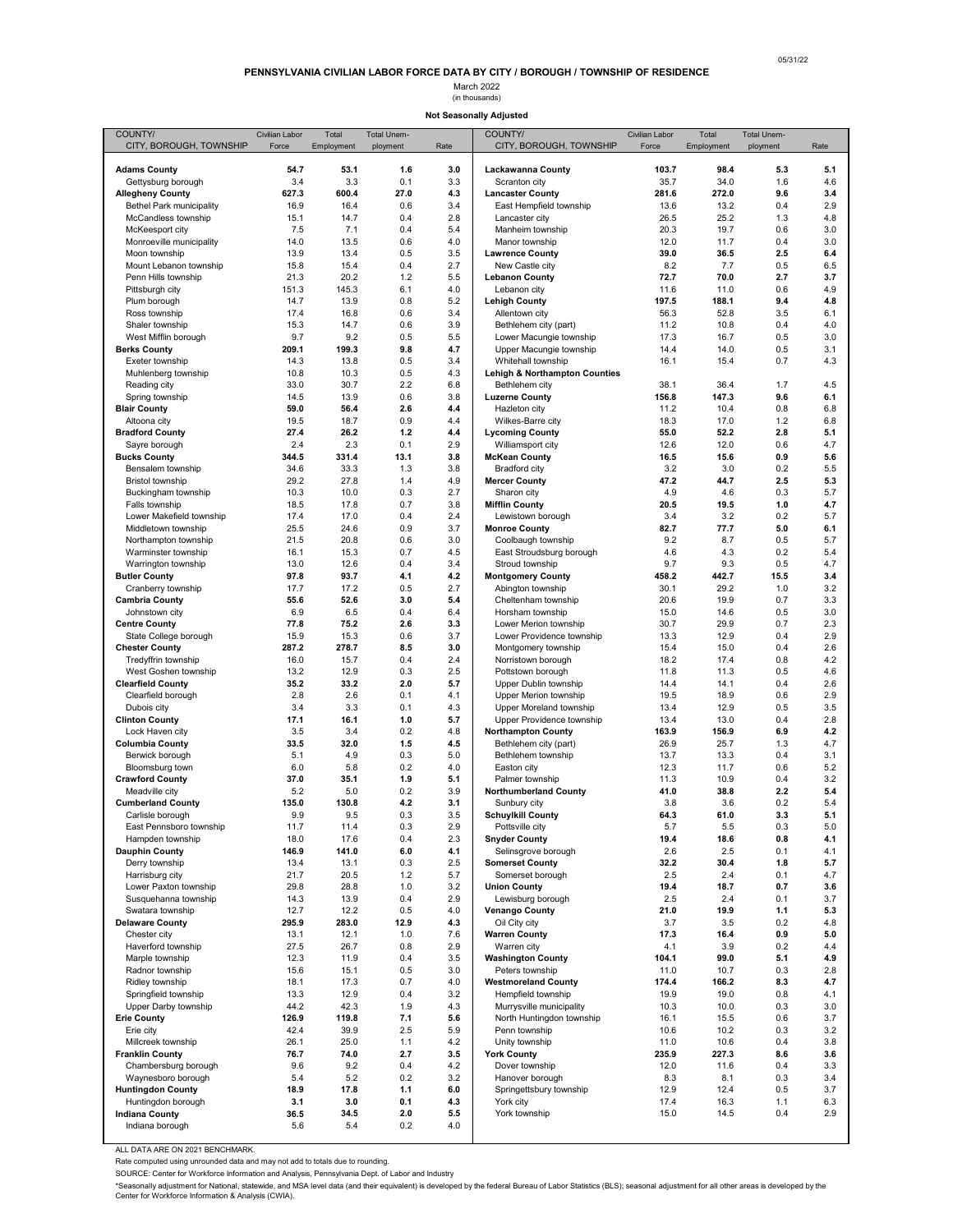05/31/22

# PENNSYLVANIA CIVILIAN LABOR FORCE DATA BY CITY / BOROUGH / TOWNSHIP OF RESIDENCE

March 2022
(in thousands)

**Not Seasonally Adjusted**

| COUNTY/ CITY, BOROUGH, TOWNSHIP | Civilian Labor Force | Total Employment | Total Unemployment | Rate |
|---|---|---|---|---|
| **Adams County** | **54.7** | **53.1** | **1.6** | **3.0** |
| Gettysburg borough | 3.4 | 3.3 | 0.1 | 3.3 |
| **Allegheny County** | **627.3** | **600.4** | **27.0** | **4.3** |
| Bethel Park municipality | 16.9 | 16.4 | 0.6 | 3.4 |
| McCandless township | 15.1 | 14.7 | 0.4 | 2.8 |
| McKeesport city | 7.5 | 7.1 | 0.4 | 5.4 |
| Monroeville municipality | 14.0 | 13.5 | 0.6 | 4.0 |
| Moon township | 13.9 | 13.4 | 0.5 | 3.5 |
| Mount Lebanon township | 15.8 | 15.4 | 0.4 | 2.7 |
| Penn Hills township | 21.3 | 20.2 | 1.2 | 5.5 |
| Pittsburgh city | 151.3 | 145.3 | 6.1 | 4.0 |
| Plum borough | 14.7 | 13.9 | 0.8 | 5.2 |
| Ross township | 17.4 | 16.8 | 0.6 | 3.4 |
| Shaler township | 15.3 | 14.7 | 0.6 | 3.9 |
| West Mifflin borough | 9.7 | 9.2 | 0.5 | 5.5 |
| **Berks County** | **209.1** | **199.3** | **9.8** | **4.7** |
| Exeter township | 14.3 | 13.8 | 0.5 | 3.4 |
| Muhlenberg township | 10.8 | 10.3 | 0.5 | 4.3 |
| Reading city | 33.0 | 30.7 | 2.2 | 6.8 |
| Spring township | 14.5 | 13.9 | 0.6 | 3.8 |
| **Blair County** | **59.0** | **56.4** | **2.6** | **4.4** |
| Altoona city | 19.5 | 18.7 | 0.9 | 4.4 |
| **Bradford County** | **27.4** | **26.2** | **1.2** | **4.4** |
| Sayre borough | 2.4 | 2.3 | 0.1 | 2.9 |
| **Bucks County** | **344.5** | **331.4** | **13.1** | **3.8** |
| Bensalem township | 34.6 | 33.3 | 1.3 | 3.8 |
| Bristol township | 29.2 | 27.8 | 1.4 | 4.9 |
| Buckingham township | 10.3 | 10.0 | 0.3 | 2.7 |
| Falls township | 18.5 | 17.8 | 0.7 | 3.8 |
| Lower Makefield township | 17.4 | 17.0 | 0.4 | 2.4 |
| Middletown township | 25.5 | 24.6 | 0.9 | 3.7 |
| Northampton township | 21.5 | 20.8 | 0.6 | 3.0 |
| Warminster township | 16.1 | 15.3 | 0.7 | 4.5 |
| Warrington township | 13.0 | 12.6 | 0.4 | 3.4 |
| **Butler County** | **97.8** | **93.7** | **4.1** | **4.2** |
| Cranberry township | 17.7 | 17.2 | 0.5 | 2.7 |
| **Cambria County** | **55.6** | **52.6** | **3.0** | **5.4** |
| Johnstown city | 6.9 | 6.5 | 0.4 | 6.4 |
| **Centre County** | **77.8** | **75.2** | **2.6** | **3.3** |
| State College borough | 15.9 | 15.3 | 0.6 | 3.7 |
| **Chester County** | **287.2** | **278.7** | **8.5** | **3.0** |
| Tredyffrin township | 16.0 | 15.7 | 0.4 | 2.4 |
| West Goshen township | 13.2 | 12.9 | 0.3 | 2.5 |
| **Clearfield County** | **35.2** | **33.2** | **2.0** | **5.7** |
| Clearfield borough | 2.8 | 2.6 | 0.1 | 4.1 |
| Dubois city | 3.4 | 3.3 | 0.1 | 4.3 |
| **Clinton County** | **17.1** | **16.1** | **1.0** | **5.7** |
| Lock Haven city | 3.5 | 3.4 | 0.2 | 4.8 |
| **Columbia County** | **33.5** | **32.0** | **1.5** | **4.5** |
| Berwick borough | 5.1 | 4.9 | 0.3 | 5.0 |
| Bloomsburg town | 6.0 | 5.8 | 0.2 | 4.0 |
| **Crawford County** | **37.0** | **35.1** | **1.9** | **5.1** |
| Meadville city | 5.2 | 5.0 | 0.2 | 3.9 |
| **Cumberland County** | **135.0** | **130.8** | **4.2** | **3.1** |
| Carlisle borough | 9.9 | 9.5 | 0.3 | 3.5 |
| East Pennsboro township | 11.7 | 11.4 | 0.3 | 2.9 |
| Hampden township | 18.0 | 17.6 | 0.4 | 2.3 |
| **Dauphin County** | **146.9** | **141.0** | **6.0** | **4.1** |
| Derry township | 13.4 | 13.1 | 0.3 | 2.5 |
| Harrisburg city | 21.7 | 20.5 | 1.2 | 5.7 |
| Lower Paxton township | 29.8 | 28.8 | 1.0 | 3.2 |
| Susquehanna township | 14.3 | 13.9 | 0.4 | 2.9 |
| Swatara township | 12.7 | 12.2 | 0.5 | 4.0 |
| **Delaware County** | **295.9** | **283.0** | **12.9** | **4.3** |
| Chester city | 13.1 | 12.1 | 1.0 | 7.6 |
| Haverford township | 27.5 | 26.7 | 0.8 | 2.9 |
| Marple township | 12.3 | 11.9 | 0.4 | 3.5 |
| Radnor township | 15.6 | 15.1 | 0.5 | 3.0 |
| Ridley township | 18.1 | 17.3 | 0.7 | 4.0 |
| Springfield township | 13.3 | 12.9 | 0.4 | 3.2 |
| Upper Darby township | 44.2 | 42.3 | 1.9 | 4.3 |
| **Erie County** | **126.9** | **119.8** | **7.1** | **5.6** |
| Erie city | 42.4 | 39.9 | 2.5 | 5.9 |
| Millcreek township | 26.1 | 25.0 | 1.1 | 4.2 |
| **Franklin County** | **76.7** | **74.0** | **2.7** | **3.5** |
| Chambersburg borough | 9.6 | 9.2 | 0.4 | 4.2 |
| Waynesboro borough | 5.4 | 5.2 | 0.2 | 3.2 |
| **Huntingdon County** | **18.9** | **17.8** | **1.1** | **6.0** |
| Huntingdon borough | 3.1 | 3.0 | 0.1 | 4.3 |
| **Indiana County** | **36.5** | **34.5** | **2.0** | **5.5** |
| Indiana borough | 5.6 | 5.4 | 0.2 | 4.0 |
| **Lackawanna County** | **103.7** | **98.4** | **5.3** | **5.1** |
| Scranton city | 35.7 | 34.0 | 1.6 | 4.6 |
| **Lancaster County** | **281.6** | **272.0** | **9.6** | **3.4** |
| East Hempfield township | 13.6 | 13.2 | 0.4 | 2.9 |
| Lancaster city | 26.5 | 25.2 | 1.3 | 4.8 |
| Manheim township | 20.3 | 19.7 | 0.6 | 3.0 |
| Manor township | 12.0 | 11.7 | 0.4 | 3.0 |
| **Lawrence County** | **39.0** | **36.5** | **2.5** | **6.4** |
| New Castle city | 8.2 | 7.7 | 0.5 | 6.5 |
| **Lebanon County** | **72.7** | **70.0** | **2.7** | **3.7** |
| Lebanon city | 11.6 | 11.0 | 0.6 | 4.9 |
| **Lehigh County** | **197.5** | **188.1** | **9.4** | **4.8** |
| Allentown city | 56.3 | 52.8 | 3.5 | 6.1 |
| Bethlehem city (part) | 11.2 | 10.8 | 0.4 | 4.0 |
| Lower Macungie township | 17.3 | 16.7 | 0.5 | 3.0 |
| Upper Macungie township | 14.4 | 14.0 | 0.5 | 3.1 |
| Whitehall township | 16.1 | 15.4 | 0.7 | 4.3 |
| **Lehigh & Northampton Counties** | | | | |
| Bethlehem city | 38.1 | 36.4 | 1.7 | 4.5 |
| **Luzerne County** | **156.8** | **147.3** | **9.6** | **6.1** |
| Hazleton city | 11.2 | 10.4 | 0.8 | 6.8 |
| Wilkes-Barre city | 18.3 | 17.0 | 1.2 | 6.8 |
| **Lycoming County** | **55.0** | **52.2** | **2.8** | **5.1** |
| Williamsport city | 12.6 | 12.0 | 0.6 | 4.7 |
| **McKean County** | **16.5** | **15.6** | **0.9** | **5.6** |
| Bradford city | 3.2 | 3.0 | 0.2 | 5.5 |
| **Mercer County** | **47.2** | **44.7** | **2.5** | **5.3** |
| Sharon city | 4.9 | 4.6 | 0.3 | 5.7 |
| **Mifflin County** | **20.5** | **19.5** | **1.0** | **4.7** |
| Lewistown borough | 3.4 | 3.2 | 0.2 | 5.7 |
| **Monroe County** | **82.7** | **77.7** | **5.0** | **6.1** |
| Coolbaugh township | 9.2 | 8.7 | 0.5 | 5.7 |
| East Stroudsburg borough | 4.6 | 4.3 | 0.2 | 5.4 |
| Stroud township | 9.7 | 9.3 | 0.5 | 4.7 |
| **Montgomery County** | **458.2** | **442.7** | **15.5** | **3.4** |
| Abington township | 30.1 | 29.2 | 1.0 | 3.2 |
| Cheltenham township | 20.6 | 19.9 | 0.7 | 3.3 |
| Horsham township | 15.0 | 14.6 | 0.5 | 3.0 |
| Lower Merion township | 30.7 | 29.9 | 0.7 | 2.3 |
| Lower Providence township | 13.3 | 12.9 | 0.4 | 2.9 |
| Montgomery township | 15.4 | 15.0 | 0.4 | 2.6 |
| Norristown borough | 18.2 | 17.4 | 0.8 | 4.2 |
| Pottstown borough | 11.8 | 11.3 | 0.5 | 4.6 |
| Upper Dublin township | 14.4 | 14.1 | 0.4 | 2.6 |
| Upper Merion township | 19.5 | 18.9 | 0.6 | 2.9 |
| Upper Moreland township | 13.4 | 12.9 | 0.5 | 3.5 |
| Upper Providence township | 13.4 | 13.0 | 0.4 | 2.8 |
| **Northampton County** | **163.9** | **156.9** | **6.9** | **4.2** |
| Bethlehem city (part) | 26.9 | 25.7 | 1.3 | 4.7 |
| Bethlehem township | 13.7 | 13.3 | 0.4 | 3.1 |
| Easton city | 12.3 | 11.7 | 0.6 | 5.2 |
| Palmer township | 11.3 | 10.9 | 0.4 | 3.2 |
| **Northumberland County** | **41.0** | **38.8** | **2.2** | **5.4** |
| Sunbury city | 3.8 | 3.6 | 0.2 | 5.4 |
| **Schuylkill County** | **64.3** | **61.0** | **3.3** | **5.1** |
| Pottsville city | 5.7 | 5.5 | 0.3 | 5.0 |
| **Snyder County** | **19.4** | **18.6** | **0.8** | **4.1** |
| Selinsgrove borough | 2.6 | 2.5 | 0.1 | 4.1 |
| **Somerset County** | **32.2** | **30.4** | **1.8** | **5.7** |
| Somerset borough | 2.5 | 2.4 | 0.1 | 4.7 |
| **Union County** | **19.4** | **18.7** | **0.7** | **3.6** |
| Lewisburg borough | 2.5 | 2.4 | 0.1 | 3.7 |
| **Venango County** | **21.0** | **19.9** | **1.1** | **5.3** |
| Oil City city | 3.7 | 3.5 | 0.2 | 4.8 |
| **Warren County** | **17.3** | **16.4** | **0.9** | **5.0** |
| Warren city | 4.1 | 3.9 | 0.2 | 4.4 |
| **Washington County** | **104.1** | **99.0** | **5.1** | **4.9** |
| Peters township | 11.0 | 10.7 | 0.3 | 2.8 |
| **Westmoreland County** | **174.4** | **166.2** | **8.3** | **4.7** |
| Hempfield township | 19.9 | 19.0 | 0.8 | 4.1 |
| Murrysville municipality | 10.3 | 10.0 | 0.3 | 3.0 |
| North Huntingdon township | 16.1 | 15.5 | 0.6 | 3.7 |
| Penn township | 10.6 | 10.2 | 0.3 | 3.2 |
| Unity township | 11.0 | 10.6 | 0.4 | 3.8 |
| **York County** | **235.9** | **227.3** | **8.6** | **3.6** |
| Dover township | 12.0 | 11.6 | 0.4 | 3.3 |
| Hanover borough | 8.3 | 8.1 | 0.3 | 3.4 |
| Springettsbury township | 12.9 | 12.4 | 0.5 | 3.7 |
| York city | 17.4 | 16.3 | 1.1 | 6.3 |
| York township | 15.0 | 14.5 | 0.4 | 2.9 |

ALL DATA ARE ON 2021 BENCHMARK.

Rate computed using unrounded data and may not add to totals due to rounding.

SOURCE: Center for Workforce Information and Analysis, Pennsylvania Dept. of Labor and Industry

*Seasonally adjustment for National, statewide, and MSA level data (and their equivalent) is developed by the federal Bureau of Labor Statistics (BLS); seasonal adjustment for all other areas is developed by the Center for Workforce Information & Analysis (CWIA).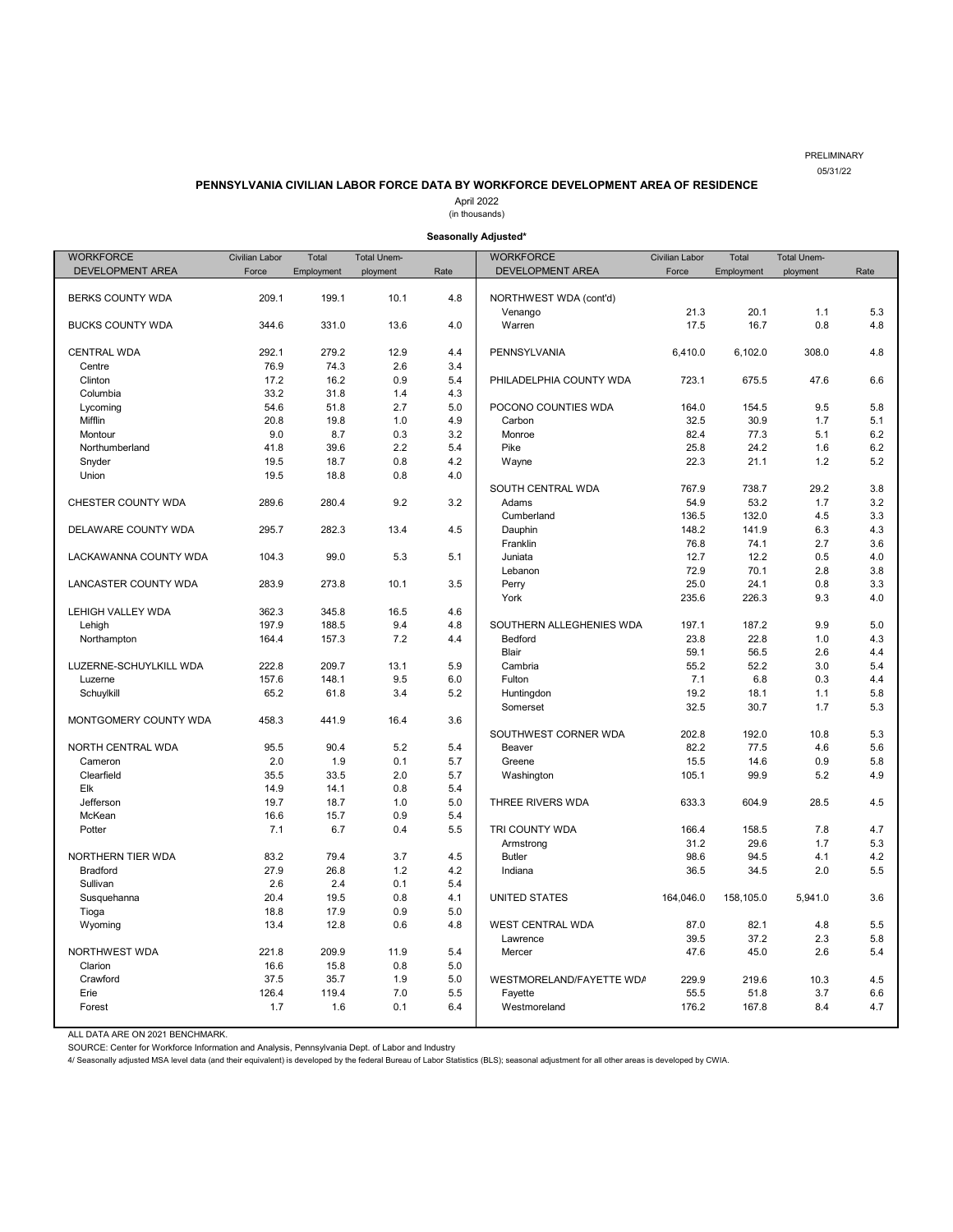PRELIMINARY
05/31/22

**PENNSYLVANIA CIVILIAN LABOR FORCE DATA BY WORKFORCE DEVELOPMENT AREA OF RESIDENCE**

April 2022
(in thousands)

**Seasonally Adjusted***

| WORKFORCE DEVELOPMENT AREA | Civilian Labor Force | Total Employment | Total Unemployment | Rate |
|---|---|---|---|---|
| BERKS COUNTY WDA | 209.1 | 199.1 | 10.1 | 4.8 |
| BUCKS COUNTY WDA | 344.6 | 331.0 | 13.6 | 4.0 |
| CENTRAL WDA | 292.1 | 279.2 | 12.9 | 4.4 |
| Centre | 76.9 | 74.3 | 2.6 | 3.4 |
| Clinton | 17.2 | 16.2 | 0.9 | 5.4 |
| Columbia | 33.2 | 31.8 | 1.4 | 4.3 |
| Lycoming | 54.6 | 51.8 | 2.7 | 5.0 |
| Mifflin | 20.8 | 19.8 | 1.0 | 4.9 |
| Montour | 9.0 | 8.7 | 0.3 | 3.2 |
| Northumberland | 41.8 | 39.6 | 2.2 | 5.4 |
| Snyder | 19.5 | 18.7 | 0.8 | 4.2 |
| Union | 19.5 | 18.8 | 0.8 | 4.0 |
| CHESTER COUNTY WDA | 289.6 | 280.4 | 9.2 | 3.2 |
| DELAWARE COUNTY WDA | 295.7 | 282.3 | 13.4 | 4.5 |
| LACKAWANNA COUNTY WDA | 104.3 | 99.0 | 5.3 | 5.1 |
| LANCASTER COUNTY WDA | 283.9 | 273.8 | 10.1 | 3.5 |
| LEHIGH VALLEY WDA | 362.3 | 345.8 | 16.5 | 4.6 |
| Lehigh | 197.9 | 188.5 | 9.4 | 4.8 |
| Northampton | 164.4 | 157.3 | 7.2 | 4.4 |
| LUZERNE-SCHUYLKILL WDA | 222.8 | 209.7 | 13.1 | 5.9 |
| Luzerne | 157.6 | 148.1 | 9.5 | 6.0 |
| Schuylkill | 65.2 | 61.8 | 3.4 | 5.2 |
| MONTGOMERY COUNTY WDA | 458.3 | 441.9 | 16.4 | 3.6 |
| NORTH CENTRAL WDA | 95.5 | 90.4 | 5.2 | 5.4 |
| Cameron | 2.0 | 1.9 | 0.1 | 5.7 |
| Clearfield | 35.5 | 33.5 | 2.0 | 5.7 |
| Elk | 14.9 | 14.1 | 0.8 | 5.4 |
| Jefferson | 19.7 | 18.7 | 1.0 | 5.0 |
| McKean | 16.6 | 15.7 | 0.9 | 5.4 |
| Potter | 7.1 | 6.7 | 0.4 | 5.5 |
| NORTHERN TIER WDA | 83.2 | 79.4 | 3.7 | 4.5 |
| Bradford | 27.9 | 26.8 | 1.2 | 4.2 |
| Sullivan | 2.6 | 2.4 | 0.1 | 5.4 |
| Susquehanna | 20.4 | 19.5 | 0.8 | 4.1 |
| Tioga | 18.8 | 17.9 | 0.9 | 5.0 |
| Wyoming | 13.4 | 12.8 | 0.6 | 4.8 |
| NORTHWEST WDA | 221.8 | 209.9 | 11.9 | 5.4 |
| Clarion | 16.6 | 15.8 | 0.8 | 5.0 |
| Crawford | 37.5 | 35.7 | 1.9 | 5.0 |
| Erie | 126.4 | 119.4 | 7.0 | 5.5 |
| Forest | 1.7 | 1.6 | 0.1 | 6.4 |
| NORTHWEST WDA (cont'd) | | | | |
| Venango | 21.3 | 20.1 | 1.1 | 5.3 |
| Warren | 17.5 | 16.7 | 0.8 | 4.8 |
| PENNSYLVANIA | 6,410.0 | 6,102.0 | 308.0 | 4.8 |
| PHILADELPHIA COUNTY WDA | 723.1 | 675.5 | 47.6 | 6.6 |
| POCONO COUNTIES WDA | 164.0 | 154.5 | 9.5 | 5.8 |
| Carbon | 32.5 | 30.9 | 1.7 | 5.1 |
| Monroe | 82.4 | 77.3 | 5.1 | 6.2 |
| Pike | 25.8 | 24.2 | 1.6 | 6.2 |
| Wayne | 22.3 | 21.1 | 1.2 | 5.2 |
| SOUTH CENTRAL WDA | 767.9 | 738.7 | 29.2 | 3.8 |
| Adams | 54.9 | 53.2 | 1.7 | 3.2 |
| Cumberland | 136.5 | 132.0 | 4.5 | 3.3 |
| Dauphin | 148.2 | 141.9 | 6.3 | 4.3 |
| Franklin | 76.8 | 74.1 | 2.7 | 3.6 |
| Juniata | 12.7 | 12.2 | 0.5 | 4.0 |
| Lebanon | 72.9 | 70.1 | 2.8 | 3.8 |
| Perry | 25.0 | 24.1 | 0.8 | 3.3 |
| York | 235.6 | 226.3 | 9.3 | 4.0 |
| SOUTHERN ALLEGHENIES WDA | 197.1 | 187.2 | 9.9 | 5.0 |
| Bedford | 23.8 | 22.8 | 1.0 | 4.3 |
| Blair | 59.1 | 56.5 | 2.6 | 4.4 |
| Cambria | 55.2 | 52.2 | 3.0 | 5.4 |
| Fulton | 7.1 | 6.8 | 0.3 | 4.4 |
| Huntingdon | 19.2 | 18.1 | 1.1 | 5.8 |
| Somerset | 32.5 | 30.7 | 1.7 | 5.3 |
| SOUTHWEST CORNER WDA | 202.8 | 192.0 | 10.8 | 5.3 |
| Beaver | 82.2 | 77.5 | 4.6 | 5.6 |
| Greene | 15.5 | 14.6 | 0.9 | 5.8 |
| Washington | 105.1 | 99.9 | 5.2 | 4.9 |
| THREE RIVERS WDA | 633.3 | 604.9 | 28.5 | 4.5 |
| TRI COUNTY WDA | 166.4 | 158.5 | 7.8 | 4.7 |
| Armstrong | 31.2 | 29.6 | 1.7 | 5.3 |
| Butler | 98.6 | 94.5 | 4.1 | 4.2 |
| Indiana | 36.5 | 34.5 | 2.0 | 5.5 |
| UNITED STATES | 164,046.0 | 158,105.0 | 5,941.0 | 3.6 |
| WEST CENTRAL WDA | 87.0 | 82.1 | 4.8 | 5.5 |
| Lawrence | 39.5 | 37.2 | 2.3 | 5.8 |
| Mercer | 47.6 | 45.0 | 2.6 | 5.4 |
| WESTMORELAND/FAYETTE WDA | 229.9 | 219.6 | 10.3 | 4.5 |
| Fayette | 55.5 | 51.8 | 3.7 | 6.6 |
| Westmoreland | 176.2 | 167.8 | 8.4 | 4.7 |

ALL DATA ARE ON 2021 BENCHMARK.

SOURCE: Center for Workforce Information and Analysis, Pennsylvania Dept. of Labor and Industry

4/ Seasonally adjusted MSA level data (and their equivalent) is developed by the federal Bureau of Labor Statistics (BLS); seasonal adjustment for all other areas is developed by CWIA.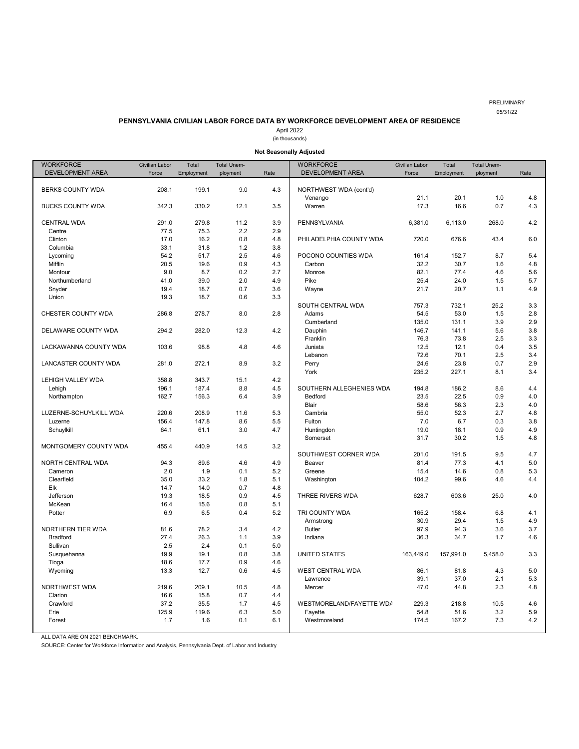PRELIMINARY

05/31/22

## PENNSYLVANIA CIVILIAN LABOR FORCE DATA BY WORKFORCE DEVELOPMENT AREA OF RESIDENCE

April 2022

(in thousands)

**Not Seasonally Adjusted**

| WORKFORCE DEVELOPMENT AREA | Civilian Labor Force | Total Employment | Total Unemployment | Rate |
|---|---|---|---|---|
| BERKS COUNTY WDA | 208.1 | 199.1 | 9.0 | 4.3 |
| BUCKS COUNTY WDA | 342.3 | 330.2 | 12.1 | 3.5 |
| CENTRAL WDA | 291.0 | 279.8 | 11.2 | 3.9 |
| Centre | 77.5 | 75.3 | 2.2 | 2.9 |
| Clinton | 17.0 | 16.2 | 0.8 | 4.8 |
| Columbia | 33.1 | 31.8 | 1.2 | 3.8 |
| Lycoming | 54.2 | 51.7 | 2.5 | 4.6 |
| Mifflin | 20.5 | 19.6 | 0.9 | 4.3 |
| Montour | 9.0 | 8.7 | 0.2 | 2.7 |
| Northumberland | 41.0 | 39.0 | 2.0 | 4.9 |
| Snyder | 19.4 | 18.7 | 0.7 | 3.6 |
| Union | 19.3 | 18.7 | 0.6 | 3.3 |
| CHESTER COUNTY WDA | 286.8 | 278.7 | 8.0 | 2.8 |
| DELAWARE COUNTY WDA | 294.2 | 282.0 | 12.3 | 4.2 |
| LACKAWANNA COUNTY WDA | 103.6 | 98.8 | 4.8 | 4.6 |
| LANCASTER COUNTY WDA | 281.0 | 272.1 | 8.9 | 3.2 |
| LEHIGH VALLEY WDA | 358.8 | 343.7 | 15.1 | 4.2 |
| Lehigh | 196.1 | 187.4 | 8.8 | 4.5 |
| Northampton | 162.7 | 156.3 | 6.4 | 3.9 |
| LUZERNE-SCHUYLKILL WDA | 220.6 | 208.9 | 11.6 | 5.3 |
| Luzerne | 156.4 | 147.8 | 8.6 | 5.5 |
| Schuylkill | 64.1 | 61.1 | 3.0 | 4.7 |
| MONTGOMERY COUNTY WDA | 455.4 | 440.9 | 14.5 | 3.2 |
| NORTH CENTRAL WDA | 94.3 | 89.6 | 4.6 | 4.9 |
| Cameron | 2.0 | 1.9 | 0.1 | 5.2 |
| Clearfield | 35.0 | 33.2 | 1.8 | 5.1 |
| Elk | 14.7 | 14.0 | 0.7 | 4.8 |
| Jefferson | 19.3 | 18.5 | 0.9 | 4.5 |
| McKean | 16.4 | 15.6 | 0.8 | 5.1 |
| Potter | 6.9 | 6.5 | 0.4 | 5.2 |
| NORTHERN TIER WDA | 81.6 | 78.2 | 3.4 | 4.2 |
| Bradford | 27.4 | 26.3 | 1.1 | 3.9 |
| Sullivan | 2.5 | 2.4 | 0.1 | 5.0 |
| Susquehanna | 19.9 | 19.1 | 0.8 | 3.8 |
| Tioga | 18.6 | 17.7 | 0.9 | 4.6 |
| Wyoming | 13.3 | 12.7 | 0.6 | 4.5 |
| NORTHWEST WDA | 219.6 | 209.1 | 10.5 | 4.8 |
| Clarion | 16.6 | 15.8 | 0.7 | 4.4 |
| Crawford | 37.2 | 35.5 | 1.7 | 4.5 |
| Erie | 125.9 | 119.6 | 6.3 | 5.0 |
| Forest | 1.7 | 1.6 | 0.1 | 6.1 |
| NORTHWEST WDA (cont'd) | | | | |
| Venango | 21.1 | 20.1 | 1.0 | 4.8 |
| Warren | 17.3 | 16.6 | 0.7 | 4.3 |
| PENNSYLVANIA | 6,381.0 | 6,113.0 | 268.0 | 4.2 |
| PHILADELPHIA COUNTY WDA | 720.0 | 676.6 | 43.4 | 6.0 |
| POCONO COUNTIES WDA | 161.4 | 152.7 | 8.7 | 5.4 |
| Carbon | 32.2 | 30.7 | 1.6 | 4.8 |
| Monroe | 82.1 | 77.4 | 4.6 | 5.6 |
| Pike | 25.4 | 24.0 | 1.5 | 5.7 |
| Wayne | 21.7 | 20.7 | 1.1 | 4.9 |
| SOUTH CENTRAL WDA | 757.3 | 732.1 | 25.2 | 3.3 |
| Adams | 54.5 | 53.0 | 1.5 | 2.8 |
| Cumberland | 135.0 | 131.1 | 3.9 | 2.9 |
| Dauphin | 146.7 | 141.1 | 5.6 | 3.8 |
| Franklin | 76.3 | 73.8 | 2.5 | 3.3 |
| Juniata | 12.5 | 12.1 | 0.4 | 3.5 |
| Lebanon | 72.6 | 70.1 | 2.5 | 3.4 |
| Perry | 24.6 | 23.8 | 0.7 | 2.9 |
| York | 235.2 | 227.1 | 8.1 | 3.4 |
| SOUTHERN ALLEGHENIES WDA | 194.8 | 186.2 | 8.6 | 4.4 |
| Bedford | 23.5 | 22.5 | 0.9 | 4.0 |
| Blair | 58.6 | 56.3 | 2.3 | 4.0 |
| Cambria | 55.0 | 52.3 | 2.7 | 4.8 |
| Fulton | 7.0 | 6.7 | 0.3 | 3.8 |
| Huntingdon | 19.0 | 18.1 | 0.9 | 4.9 |
| Somerset | 31.7 | 30.2 | 1.5 | 4.8 |
| SOUTHWEST CORNER WDA | 201.0 | 191.5 | 9.5 | 4.7 |
| Beaver | 81.4 | 77.3 | 4.1 | 5.0 |
| Greene | 15.4 | 14.6 | 0.8 | 5.3 |
| Washington | 104.2 | 99.6 | 4.6 | 4.4 |
| THREE RIVERS WDA | 628.7 | 603.6 | 25.0 | 4.0 |
| TRI COUNTY WDA | 165.2 | 158.4 | 6.8 | 4.1 |
| Armstrong | 30.9 | 29.4 | 1.5 | 4.9 |
| Butler | 97.9 | 94.3 | 3.6 | 3.7 |
| Indiana | 36.3 | 34.7 | 1.7 | 4.6 |
| UNITED STATES | 163,449.0 | 157,991.0 | 5,458.0 | 3.3 |
| WEST CENTRAL WDA | 86.1 | 81.8 | 4.3 | 5.0 |
| Lawrence | 39.1 | 37.0 | 2.1 | 5.3 |
| Mercer | 47.0 | 44.8 | 2.3 | 4.8 |
| WESTMORELAND/FAYETTE WDA | 229.3 | 218.8 | 10.5 | 4.6 |
| Fayette | 54.8 | 51.6 | 3.2 | 5.9 |
| Westmoreland | 174.5 | 167.2 | 7.3 | 4.2 |

ALL DATA ARE ON 2021 BENCHMARK.

SOURCE: Center for Workforce Information and Analysis, Pennsylvania Dept. of Labor and Industry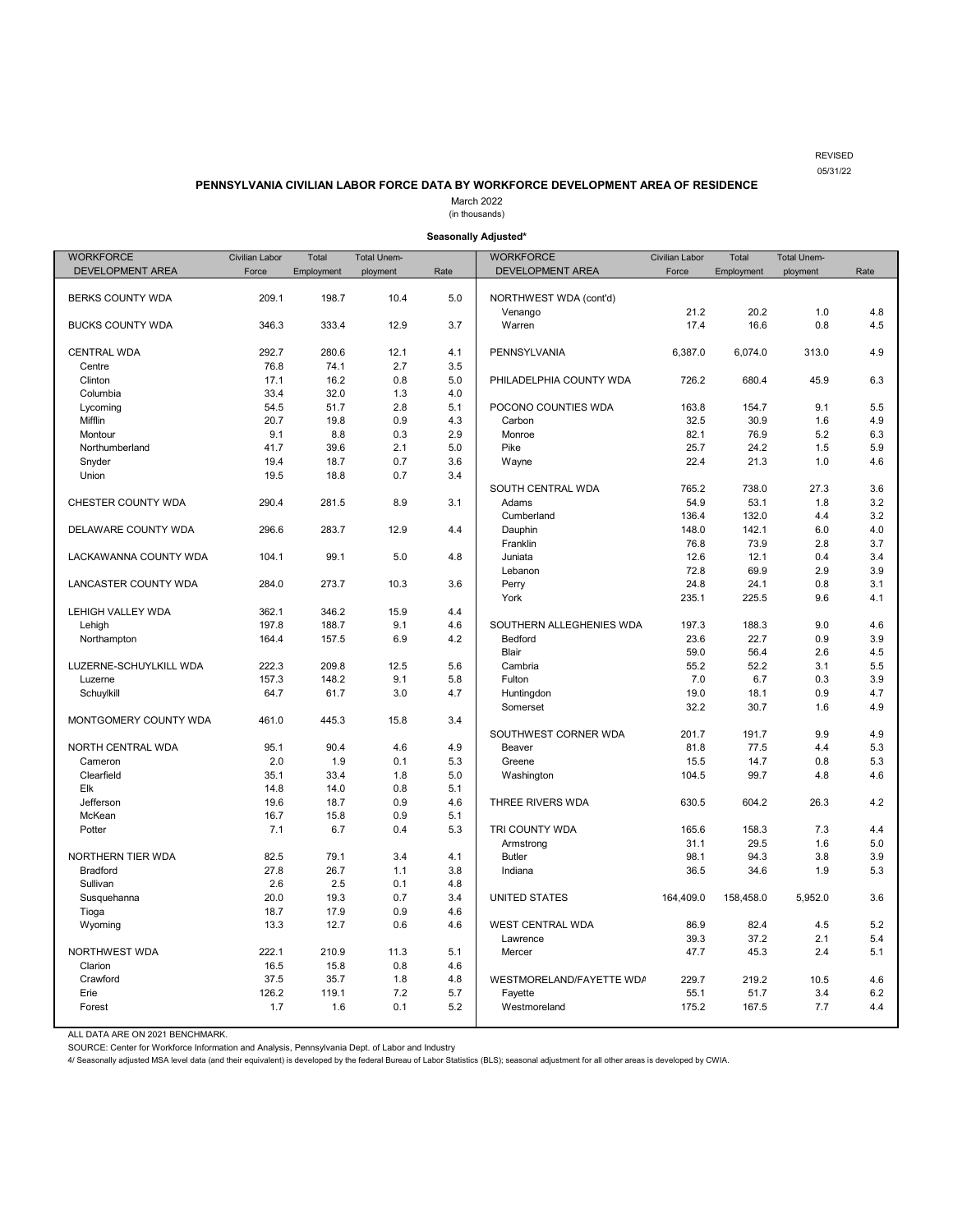REVISED
05/31/22

**PENNSYLVANIA CIVILIAN LABOR FORCE DATA BY WORKFORCE DEVELOPMENT AREA OF RESIDENCE**

March 2022
(in thousands)

**Seasonally Adjusted***

| WORKFORCE DEVELOPMENT AREA | Civilian Labor Force | Total Employment | Total Unemployment | Rate |
|---|---|---|---|---|
| BERKS COUNTY WDA | 209.1 | 198.7 | 10.4 | 5.0 |
| BUCKS COUNTY WDA | 346.3 | 333.4 | 12.9 | 3.7 |
| CENTRAL WDA | 292.7 | 280.6 | 12.1 | 4.1 |
| Centre | 76.8 | 74.1 | 2.7 | 3.5 |
| Clinton | 17.1 | 16.2 | 0.8 | 5.0 |
| Columbia | 33.4 | 32.0 | 1.3 | 4.0 |
| Lycoming | 54.5 | 51.7 | 2.8 | 5.1 |
| Mifflin | 20.7 | 19.8 | 0.9 | 4.3 |
| Montour | 9.1 | 8.8 | 0.3 | 2.9 |
| Northumberland | 41.7 | 39.6 | 2.1 | 5.0 |
| Snyder | 19.4 | 18.7 | 0.7 | 3.6 |
| Union | 19.5 | 18.8 | 0.7 | 3.4 |
| CHESTER COUNTY WDA | 290.4 | 281.5 | 8.9 | 3.1 |
| DELAWARE COUNTY WDA | 296.6 | 283.7 | 12.9 | 4.4 |
| LACKAWANNA COUNTY WDA | 104.1 | 99.1 | 5.0 | 4.8 |
| LANCASTER COUNTY WDA | 284.0 | 273.7 | 10.3 | 3.6 |
| LEHIGH VALLEY WDA | 362.1 | 346.2 | 15.9 | 4.4 |
| Lehigh | 197.8 | 188.7 | 9.1 | 4.6 |
| Northampton | 164.4 | 157.5 | 6.9 | 4.2 |
| LUZERNE-SCHUYLKILL WDA | 222.3 | 209.8 | 12.5 | 5.6 |
| Luzerne | 157.3 | 148.2 | 9.1 | 5.8 |
| Schuylkill | 64.7 | 61.7 | 3.0 | 4.7 |
| MONTGOMERY COUNTY WDA | 461.0 | 445.3 | 15.8 | 3.4 |
| NORTH CENTRAL WDA | 95.1 | 90.4 | 4.6 | 4.9 |
| Cameron | 2.0 | 1.9 | 0.1 | 5.3 |
| Clearfield | 35.1 | 33.4 | 1.8 | 5.0 |
| Elk | 14.8 | 14.0 | 0.8 | 5.1 |
| Jefferson | 19.6 | 18.7 | 0.9 | 4.6 |
| McKean | 16.7 | 15.8 | 0.9 | 5.1 |
| Potter | 7.1 | 6.7 | 0.4 | 5.3 |
| NORTHERN TIER WDA | 82.5 | 79.1 | 3.4 | 4.1 |
| Bradford | 27.8 | 26.7 | 1.1 | 3.8 |
| Sullivan | 2.6 | 2.5 | 0.1 | 4.8 |
| Susquehanna | 20.0 | 19.3 | 0.7 | 3.4 |
| Tioga | 18.7 | 17.9 | 0.9 | 4.6 |
| Wyoming | 13.3 | 12.7 | 0.6 | 4.6 |
| NORTHWEST WDA | 222.1 | 210.9 | 11.3 | 5.1 |
| Clarion | 16.5 | 15.8 | 0.8 | 4.6 |
| Crawford | 37.5 | 35.7 | 1.8 | 4.8 |
| Erie | 126.2 | 119.1 | 7.2 | 5.7 |
| Forest | 1.7 | 1.6 | 0.1 | 5.2 |
| NORTHWEST WDA (cont'd) | | | | |
| Venango | 21.2 | 20.2 | 1.0 | 4.8 |
| Warren | 17.4 | 16.6 | 0.8 | 4.5 |
| PENNSYLVANIA | 6,387.0 | 6,074.0 | 313.0 | 4.9 |
| PHILADELPHIA COUNTY WDA | 726.2 | 680.4 | 45.9 | 6.3 |
| POCONO COUNTIES WDA | 163.8 | 154.7 | 9.1 | 5.5 |
| Carbon | 32.5 | 30.9 | 1.6 | 4.9 |
| Monroe | 82.1 | 76.9 | 5.2 | 6.3 |
| Pike | 25.7 | 24.2 | 1.5 | 5.9 |
| Wayne | 22.4 | 21.3 | 1.0 | 4.6 |
| SOUTH CENTRAL WDA | 765.2 | 738.0 | 27.3 | 3.6 |
| Adams | 54.9 | 53.1 | 1.8 | 3.2 |
| Cumberland | 136.4 | 132.0 | 4.4 | 3.2 |
| Dauphin | 148.0 | 142.1 | 6.0 | 4.0 |
| Franklin | 76.8 | 73.9 | 2.8 | 3.7 |
| Juniata | 12.6 | 12.1 | 0.4 | 3.4 |
| Lebanon | 72.8 | 69.9 | 2.9 | 3.9 |
| Perry | 24.8 | 24.1 | 0.8 | 3.1 |
| York | 235.1 | 225.5 | 9.6 | 4.1 |
| SOUTHERN ALLEGHENIES WDA | 197.3 | 188.3 | 9.0 | 4.6 |
| Bedford | 23.6 | 22.7 | 0.9 | 3.9 |
| Blair | 59.0 | 56.4 | 2.6 | 4.5 |
| Cambria | 55.2 | 52.2 | 3.1 | 5.5 |
| Fulton | 7.0 | 6.7 | 0.3 | 3.9 |
| Huntingdon | 19.0 | 18.1 | 0.9 | 4.7 |
| Somerset | 32.2 | 30.7 | 1.6 | 4.9 |
| SOUTHWEST CORNER WDA | 201.7 | 191.7 | 9.9 | 4.9 |
| Beaver | 81.8 | 77.5 | 4.4 | 5.3 |
| Greene | 15.5 | 14.7 | 0.8 | 5.3 |
| Washington | 104.5 | 99.7 | 4.8 | 4.6 |
| THREE RIVERS WDA | 630.5 | 604.2 | 26.3 | 4.2 |
| TRI COUNTY WDA | 165.6 | 158.3 | 7.3 | 4.4 |
| Armstrong | 31.1 | 29.5 | 1.6 | 5.0 |
| Butler | 98.1 | 94.3 | 3.8 | 3.9 |
| Indiana | 36.5 | 34.6 | 1.9 | 5.3 |
| UNITED STATES | 164,409.0 | 158,458.0 | 5,952.0 | 3.6 |
| WEST CENTRAL WDA | 86.9 | 82.4 | 4.5 | 5.2 |
| Lawrence | 39.3 | 37.2 | 2.1 | 5.4 |
| Mercer | 47.7 | 45.3 | 2.4 | 5.1 |
| WESTMORELAND/FAYETTE WDA | 229.7 | 219.2 | 10.5 | 4.6 |
| Fayette | 55.1 | 51.7 | 3.4 | 6.2 |
| Westmoreland | 175.2 | 167.5 | 7.7 | 4.4 |

ALL DATA ARE ON 2021 BENCHMARK.

SOURCE: Center for Workforce Information and Analysis, Pennsylvania Dept. of Labor and Industry

4/ Seasonally adjusted MSA level data (and their equivalent) is developed by the federal Bureau of Labor Statistics (BLS); seasonal adjustment for all other areas is developed by CWIA.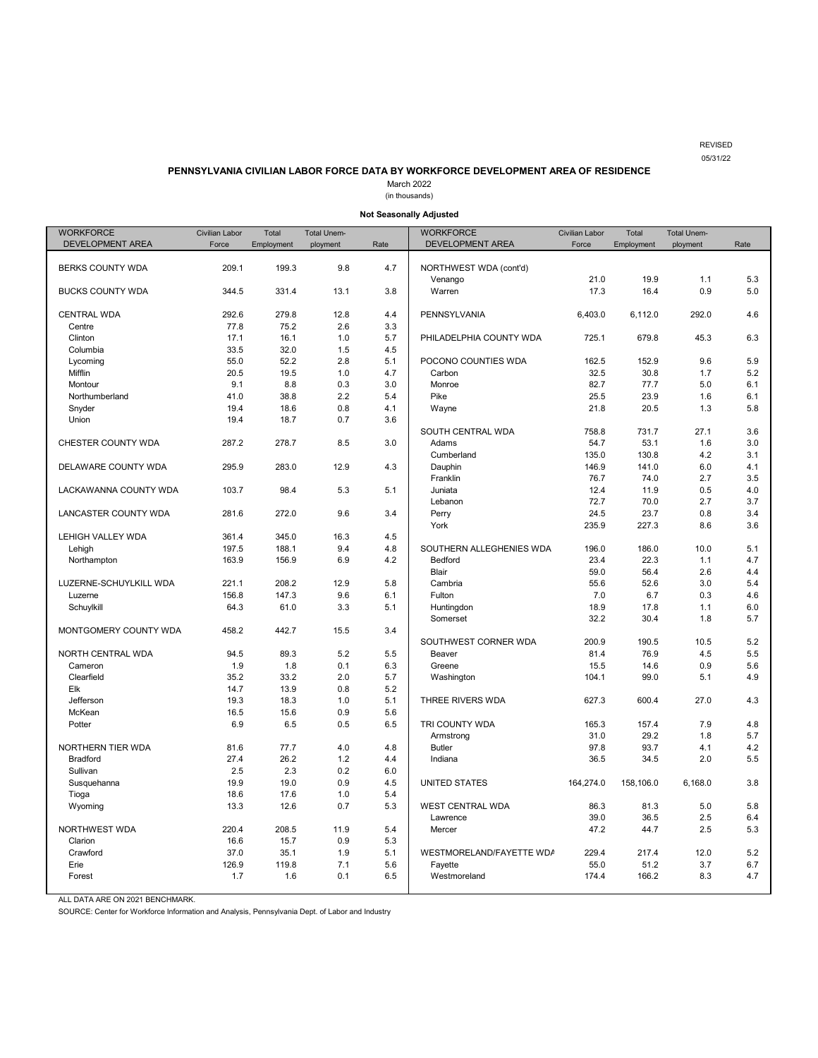REVISED
05/31/22

## PENNSYLVANIA CIVILIAN LABOR FORCE DATA BY WORKFORCE DEVELOPMENT AREA OF RESIDENCE

March 2022
(in thousands)

**Not Seasonally Adjusted**

| WORKFORCE DEVELOPMENT AREA | Civilian Labor Force | Total Employment | Total Unemployment | Rate |
|---|---|---|---|---|
| BERKS COUNTY WDA | 209.1 | 199.3 | 9.8 | 4.7 |
| BUCKS COUNTY WDA | 344.5 | 331.4 | 13.1 | 3.8 |
| CENTRAL WDA | 292.6 | 279.8 | 12.8 | 4.4 |
| Centre | 77.8 | 75.2 | 2.6 | 3.3 |
| Clinton | 17.1 | 16.1 | 1.0 | 5.7 |
| Columbia | 33.5 | 32.0 | 1.5 | 4.5 |
| Lycoming | 55.0 | 52.2 | 2.8 | 5.1 |
| Mifflin | 20.5 | 19.5 | 1.0 | 4.7 |
| Montour | 9.1 | 8.8 | 0.3 | 3.0 |
| Northumberland | 41.0 | 38.8 | 2.2 | 5.4 |
| Snyder | 19.4 | 18.6 | 0.8 | 4.1 |
| Union | 19.4 | 18.7 | 0.7 | 3.6 |
| CHESTER COUNTY WDA | 287.2 | 278.7 | 8.5 | 3.0 |
| DELAWARE COUNTY WDA | 295.9 | 283.0 | 12.9 | 4.3 |
| LACKAWANNA COUNTY WDA | 103.7 | 98.4 | 5.3 | 5.1 |
| LANCASTER COUNTY WDA | 281.6 | 272.0 | 9.6 | 3.4 |
| LEHIGH VALLEY WDA | 361.4 | 345.0 | 16.3 | 4.5 |
| Lehigh | 197.5 | 188.1 | 9.4 | 4.8 |
| Northampton | 163.9 | 156.9 | 6.9 | 4.2 |
| LUZERNE-SCHUYLKILL WDA | 221.1 | 208.2 | 12.9 | 5.8 |
| Luzerne | 156.8 | 147.3 | 9.6 | 6.1 |
| Schuylkill | 64.3 | 61.0 | 3.3 | 5.1 |
| MONTGOMERY COUNTY WDA | 458.2 | 442.7 | 15.5 | 3.4 |
| NORTH CENTRAL WDA | 94.5 | 89.3 | 5.2 | 5.5 |
| Cameron | 1.9 | 1.8 | 0.1 | 6.3 |
| Clearfield | 35.2 | 33.2 | 2.0 | 5.7 |
| Elk | 14.7 | 13.9 | 0.8 | 5.2 |
| Jefferson | 19.3 | 18.3 | 1.0 | 5.1 |
| McKean | 16.5 | 15.6 | 0.9 | 5.6 |
| Potter | 6.9 | 6.5 | 0.5 | 6.5 |
| NORTHERN TIER WDA | 81.6 | 77.7 | 4.0 | 4.8 |
| Bradford | 27.4 | 26.2 | 1.2 | 4.4 |
| Sullivan | 2.5 | 2.3 | 0.2 | 6.0 |
| Susquehanna | 19.9 | 19.0 | 0.9 | 4.5 |
| Tioga | 18.6 | 17.6 | 1.0 | 5.4 |
| Wyoming | 13.3 | 12.6 | 0.7 | 5.3 |
| NORTHWEST WDA | 220.4 | 208.5 | 11.9 | 5.4 |
| Clarion | 16.6 | 15.7 | 0.9 | 5.3 |
| Crawford | 37.0 | 35.1 | 1.9 | 5.1 |
| Erie | 126.9 | 119.8 | 7.1 | 5.6 |
| Forest | 1.7 | 1.6 | 0.1 | 6.5 |
| NORTHWEST WDA (cont'd) | | | | |
| Venango | 21.0 | 19.9 | 1.1 | 5.3 |
| Warren | 17.3 | 16.4 | 0.9 | 5.0 |
| PENNSYLVANIA | 6,403.0 | 6,112.0 | 292.0 | 4.6 |
| PHILADELPHIA COUNTY WDA | 725.1 | 679.8 | 45.3 | 6.3 |
| POCONO COUNTIES WDA | 162.5 | 152.9 | 9.6 | 5.9 |
| Carbon | 32.5 | 30.8 | 1.7 | 5.2 |
| Monroe | 82.7 | 77.7 | 5.0 | 6.1 |
| Pike | 25.5 | 23.9 | 1.6 | 6.1 |
| Wayne | 21.8 | 20.5 | 1.3 | 5.8 |
| SOUTH CENTRAL WDA | 758.8 | 731.7 | 27.1 | 3.6 |
| Adams | 54.7 | 53.1 | 1.6 | 3.0 |
| Cumberland | 135.0 | 130.8 | 4.2 | 3.1 |
| Dauphin | 146.9 | 141.0 | 6.0 | 4.1 |
| Franklin | 76.7 | 74.0 | 2.7 | 3.5 |
| Juniata | 12.4 | 11.9 | 0.5 | 4.0 |
| Lebanon | 72.7 | 70.0 | 2.7 | 3.7 |
| Perry | 24.5 | 23.7 | 0.8 | 3.4 |
| York | 235.9 | 227.3 | 8.6 | 3.6 |
| SOUTHERN ALLEGHENIES WDA | 196.0 | 186.0 | 10.0 | 5.1 |
| Bedford | 23.4 | 22.3 | 1.1 | 4.7 |
| Blair | 59.0 | 56.4 | 2.6 | 4.4 |
| Cambria | 55.6 | 52.6 | 3.0 | 5.4 |
| Fulton | 7.0 | 6.7 | 0.3 | 4.6 |
| Huntingdon | 18.9 | 17.8 | 1.1 | 6.0 |
| Somerset | 32.2 | 30.4 | 1.8 | 5.7 |
| SOUTHWEST CORNER WDA | 200.9 | 190.5 | 10.5 | 5.2 |
| Beaver | 81.4 | 76.9 | 4.5 | 5.5 |
| Greene | 15.5 | 14.6 | 0.9 | 5.6 |
| Washington | 104.1 | 99.0 | 5.1 | 4.9 |
| THREE RIVERS WDA | 627.3 | 600.4 | 27.0 | 4.3 |
| TRI COUNTY WDA | 165.3 | 157.4 | 7.9 | 4.8 |
| Armstrong | 31.0 | 29.2 | 1.8 | 5.7 |
| Butler | 97.8 | 93.7 | 4.1 | 4.2 |
| Indiana | 36.5 | 34.5 | 2.0 | 5.5 |
| UNITED STATES | 164,274.0 | 158,106.0 | 6,168.0 | 3.8 |
| WEST CENTRAL WDA | 86.3 | 81.3 | 5.0 | 5.8 |
| Lawrence | 39.0 | 36.5 | 2.5 | 6.4 |
| Mercer | 47.2 | 44.7 | 2.5 | 5.3 |
| WESTMORELAND/FAYETTE WDA | 229.4 | 217.4 | 12.0 | 5.2 |
| Fayette | 55.0 | 51.2 | 3.7 | 6.7 |
| Westmoreland | 174.4 | 166.2 | 8.3 | 4.7 |

ALL DATA ARE ON 2021 BENCHMARK.

SOURCE: Center for Workforce Information and Analysis, Pennsylvania Dept. of Labor and Industry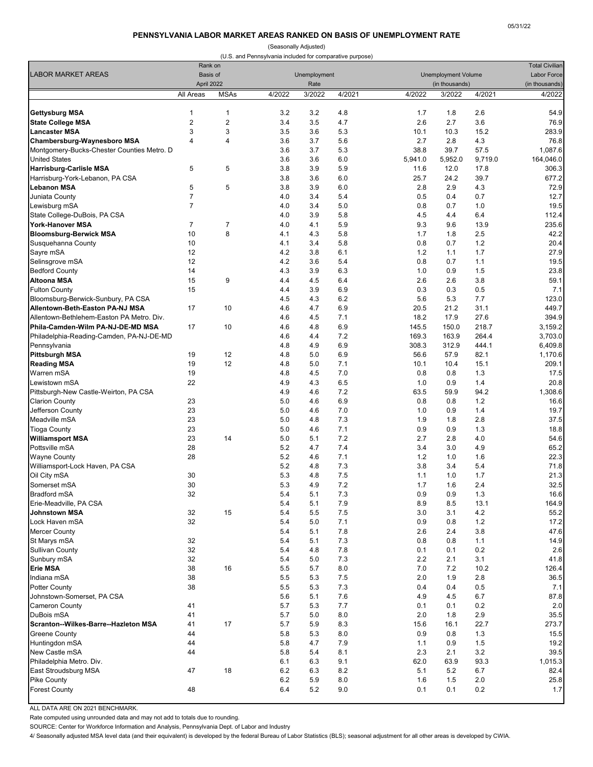05/31/22

## PENNSYLVANIA LABOR MARKET AREAS RANKED ON BASIS OF UNEMPLOYMENT RATE

(Seasonally Adjusted)

(U.S. and Pennsylvania included for comparative purpose)

| LABOR MARKET AREAS | Rank on Basis of April 2022 | | Unemployment Rate | | | Unemployment Volume (in thousands) | | | Total Civilian Labor Force (in thousands) |
|---|---|---|---|---|---|---|---|---|---|
| | All Areas | MSAs | 4/2022 | 3/2022 | 4/2021 | 4/2022 | 3/2022 | 4/2021 | 4/2022 |
| **Gettysburg MSA** | 1 | 1 | 3.2 | 3.2 | 4.8 | 1.7 | 1.8 | 2.6 | 54.9 |
| **State College MSA** | 2 | 2 | 3.4 | 3.5 | 4.7 | 2.6 | 2.7 | 3.6 | 76.9 |
| **Lancaster MSA** | 3 | 3 | 3.5 | 3.6 | 5.3 | 10.1 | 10.3 | 15.2 | 283.9 |
| **Chambersburg-Waynesboro MSA** | 4 | 4 | 3.6 | 3.7 | 5.6 | 2.7 | 2.8 | 4.3 | 76.8 |
| Montgomery-Bucks-Chester Counties Metro. D | | | 3.6 | 3.7 | 5.3 | 38.8 | 39.7 | 57.5 | 1,087.6 |
| United States | | | 3.6 | 3.6 | 6.0 | 5,941.0 | 5,952.0 | 9,719.0 | 164,046.0 |
| **Harrisburg-Carlisle MSA** | 5 | 5 | 3.8 | 3.9 | 5.9 | 11.6 | 12.0 | 17.8 | 306.3 |
| Harrisburg-York-Lebanon, PA CSA | | | 3.8 | 3.6 | 6.0 | 25.7 | 24.2 | 39.7 | 677.2 |
| **Lebanon MSA** | 5 | 5 | 3.8 | 3.9 | 6.0 | 2.8 | 2.9 | 4.3 | 72.9 |
| Juniata County | 7 | | 4.0 | 3.4 | 5.4 | 0.5 | 0.4 | 0.7 | 12.7 |
| Lewisburg mSA | 7 | | 4.0 | 3.4 | 5.0 | 0.8 | 0.7 | 1.0 | 19.5 |
| State College-DuBois, PA CSA | | | 4.0 | 3.9 | 5.8 | 4.5 | 4.4 | 6.4 | 112.4 |
| **York-Hanover MSA** | 7 | 7 | 4.0 | 4.1 | 5.9 | 9.3 | 9.6 | 13.9 | 235.6 |
| **Bloomsburg-Berwick MSA** | 10 | 8 | 4.1 | 4.3 | 5.8 | 1.7 | 1.8 | 2.5 | 42.2 |
| Susquehanna County | 10 | | 4.1 | 3.4 | 5.8 | 0.8 | 0.7 | 1.2 | 20.4 |
| Sayre mSA | 12 | | 4.2 | 3.8 | 6.1 | 1.2 | 1.1 | 1.7 | 27.9 |
| Selinsgrove mSA | 12 | | 4.2 | 3.6 | 5.4 | 0.8 | 0.7 | 1.1 | 19.5 |
| Bedford County | 14 | | 4.3 | 3.9 | 6.3 | 1.0 | 0.9 | 1.5 | 23.8 |
| **Altoona MSA** | 15 | 9 | 4.4 | 4.5 | 6.4 | 2.6 | 2.6 | 3.8 | 59.1 |
| Fulton County | 15 | | 4.4 | 3.9 | 6.9 | 0.3 | 0.3 | 0.5 | 7.1 |
| Bloomsburg-Berwick-Sunbury, PA CSA | | | 4.5 | 4.3 | 6.2 | 5.6 | 5.3 | 7.7 | 123.0 |
| **Allentown-Beth-Easton PA-NJ MSA** | 17 | 10 | 4.6 | 4.7 | 6.9 | 20.5 | 21.2 | 31.1 | 449.7 |
| Allentown-Bethlehem-Easton PA Metro. Div. | | | 4.6 | 4.5 | 7.1 | 18.2 | 17.9 | 27.6 | 394.9 |
| **Phila-Camden-Wilm PA-NJ-DE-MD MSA** | 17 | 10 | 4.6 | 4.8 | 6.9 | 145.5 | 150.0 | 218.7 | 3,159.2 |
| Philadelphia-Reading-Camden, PA-NJ-DE-MD | | | 4.6 | 4.4 | 7.2 | 169.3 | 163.9 | 264.4 | 3,703.0 |
| Pennsylvania | | | 4.8 | 4.9 | 6.9 | 308.3 | 312.9 | 444.1 | 6,409.8 |
| **Pittsburgh MSA** | 19 | 12 | 4.8 | 5.0 | 6.9 | 56.6 | 57.9 | 82.1 | 1,170.6 |
| **Reading MSA** | 19 | 12 | 4.8 | 5.0 | 7.1 | 10.1 | 10.4 | 15.1 | 209.1 |
| Warren mSA | 19 | | 4.8 | 4.5 | 7.0 | 0.8 | 0.8 | 1.3 | 17.5 |
| Lewistown mSA | 22 | | 4.9 | 4.3 | 6.5 | 1.0 | 0.9 | 1.4 | 20.8 |
| Pittsburgh-New Castle-Weirton, PA CSA | | | 4.9 | 4.6 | 7.2 | 63.5 | 59.9 | 94.2 | 1,308.6 |
| Clarion County | 23 | | 5.0 | 4.6 | 6.9 | 0.8 | 0.8 | 1.2 | 16.6 |
| Jefferson County | 23 | | 5.0 | 4.6 | 7.0 | 1.0 | 0.9 | 1.4 | 19.7 |
| Meadville mSA | 23 | | 5.0 | 4.8 | 7.3 | 1.9 | 1.8 | 2.8 | 37.5 |
| Tioga County | 23 | | 5.0 | 4.6 | 7.1 | 0.9 | 0.9 | 1.3 | 18.8 |
| **Williamsport MSA** | 23 | 14 | 5.0 | 5.1 | 7.2 | 2.7 | 2.8 | 4.0 | 54.6 |
| Pottsville mSA | 28 | | 5.2 | 4.7 | 7.4 | 3.4 | 3.0 | 4.9 | 65.2 |
| Wayne County | 28 | | 5.2 | 4.6 | 7.1 | 1.2 | 1.0 | 1.6 | 22.3 |
| Williamsport-Lock Haven, PA CSA | | | 5.2 | 4.8 | 7.3 | 3.8 | 3.4 | 5.4 | 71.8 |
| Oil City mSA | 30 | | 5.3 | 4.8 | 7.5 | 1.1 | 1.0 | 1.7 | 21.3 |
| Somerset mSA | 30 | | 5.3 | 4.9 | 7.2 | 1.7 | 1.6 | 2.4 | 32.5 |
| Bradford mSA | 32 | | 5.4 | 5.1 | 7.3 | 0.9 | 0.9 | 1.3 | 16.6 |
| Erie-Meadville, PA CSA | | | 5.4 | 5.1 | 7.9 | 8.9 | 8.5 | 13.1 | 164.9 |
| **Johnstown MSA** | 32 | 15 | 5.4 | 5.5 | 7.5 | 3.0 | 3.1 | 4.2 | 55.2 |
| Lock Haven mSA | 32 | | 5.4 | 5.0 | 7.1 | 0.9 | 0.8 | 1.2 | 17.2 |
| Mercer County | | | 5.4 | 5.1 | 7.8 | 2.6 | 2.4 | 3.8 | 47.6 |
| St Marys mSA | 32 | | 5.4 | 5.1 | 7.3 | 0.8 | 0.8 | 1.1 | 14.9 |
| Sullivan County | 32 | | 5.4 | 4.8 | 7.8 | 0.1 | 0.1 | 0.2 | 2.6 |
| Sunbury mSA | 32 | | 5.4 | 5.0 | 7.3 | 2.2 | 2.1 | 3.1 | 41.8 |
| **Erie MSA** | 38 | 16 | 5.5 | 5.7 | 8.0 | 7.0 | 7.2 | 10.2 | 126.4 |
| Indiana mSA | 38 | | 5.5 | 5.3 | 7.5 | 2.0 | 1.9 | 2.8 | 36.5 |
| Potter County | 38 | | 5.5 | 5.3 | 7.3 | 0.4 | 0.4 | 0.5 | 7.1 |
| Johnstown-Somerset, PA CSA | | | 5.6 | 5.1 | 7.6 | 4.9 | 4.5 | 6.7 | 87.8 |
| Cameron County | 41 | | 5.7 | 5.3 | 7.7 | 0.1 | 0.1 | 0.2 | 2.0 |
| DuBois mSA | 41 | | 5.7 | 5.0 | 8.0 | 2.0 | 1.8 | 2.9 | 35.5 |
| **Scranton--Wilkes-Barre--Hazleton MSA** | 41 | 17 | 5.7 | 5.9 | 8.3 | 15.6 | 16.1 | 22.7 | 273.7 |
| Greene County | 44 | | 5.8 | 5.3 | 8.0 | 0.9 | 0.8 | 1.3 | 15.5 |
| Huntingdon mSA | 44 | | 5.8 | 4.7 | 7.9 | 1.1 | 0.9 | 1.5 | 19.2 |
| New Castle mSA | 44 | | 5.8 | 5.4 | 8.1 | 2.3 | 2.1 | 3.2 | 39.5 |
| Philadelphia Metro. Div. | | | 6.1 | 6.3 | 9.1 | 62.0 | 63.9 | 93.3 | 1,015.3 |
| East Stroudsburg MSA | 47 | 18 | 6.2 | 6.3 | 8.2 | 5.1 | 5.2 | 6.7 | 82.4 |
| Pike County | | | 6.2 | 5.9 | 8.0 | 1.6 | 1.5 | 2.0 | 25.8 |
| Forest County | 48 | | 6.4 | 5.2 | 9.0 | 0.1 | 0.1 | 0.2 | 1.7 |

ALL DATA ARE ON 2021 BENCHMARK.

Rate computed using unrounded data and may not add to totals due to rounding.

SOURCE: Center for Workforce Information and Analysis, Pennsylvania Dept. of Labor and Industry

4/ Seasonally adjusted MSA level data (and their equivalent) is developed by the federal Bureau of Labor Statistics (BLS); seasonal adjustment for all other areas is developed by CWIA.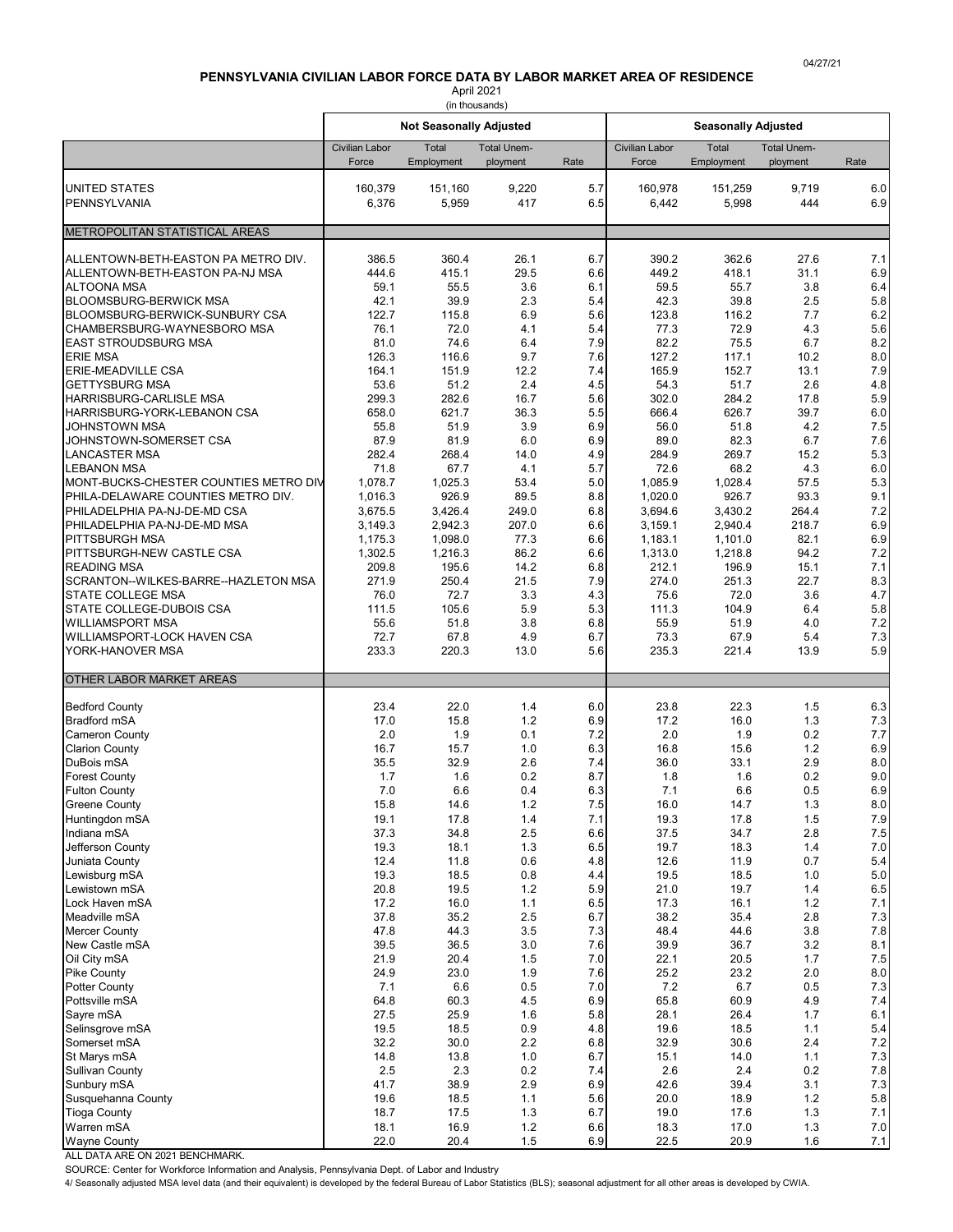04/27/21

# PENNSYLVANIA CIVILIAN LABOR FORCE DATA BY LABOR MARKET AREA OF RESIDENCE

April 2021

(in thousands)

| | Not Seasonally Adjusted | | | | Seasonally Adjusted | | | |
|---|---|---|---|---|---|---|---|---|
| | Civilian Labor Force | Total Employment | Total Unem-ployment | Rate | Civilian Labor Force | Total Employment | Total Unem-ployment | Rate |
| UNITED STATES | 160,379 | 151,160 | 9,220 | 5.7 | 160,978 | 151,259 | 9,719 | 6.0 |
| PENNSYLVANIA | 6,376 | 5,959 | 417 | 6.5 | 6,442 | 5,998 | 444 | 6.9 |
| **METROPOLITAN STATISTICAL AREAS** | | | | | | | | |
| ALLENTOWN-BETH-EASTON PA METRO DIV. | 386.5 | 360.4 | 26.1 | 6.7 | 390.2 | 362.6 | 27.6 | 7.1 |
| ALLENTOWN-BETH-EASTON PA-NJ MSA | 444.6 | 415.1 | 29.5 | 6.6 | 449.2 | 418.1 | 31.1 | 6.9 |
| ALTOONA MSA | 59.1 | 55.5 | 3.6 | 6.1 | 59.5 | 55.7 | 3.8 | 6.4 |
| BLOOMSBURG-BERWICK MSA | 42.1 | 39.9 | 2.3 | 5.4 | 42.3 | 39.8 | 2.5 | 5.8 |
| BLOOMSBURG-BERWICK-SUNBURY CSA | 122.7 | 115.8 | 6.9 | 5.6 | 123.8 | 116.2 | 7.7 | 6.2 |
| CHAMBERSBURG-WAYNESBORO MSA | 76.1 | 72.0 | 4.1 | 5.4 | 77.3 | 72.9 | 4.3 | 5.6 |
| EAST STROUDSBURG MSA | 81.0 | 74.6 | 6.4 | 7.9 | 82.2 | 75.5 | 6.7 | 8.2 |
| ERIE MSA | 126.3 | 116.6 | 9.7 | 7.6 | 127.2 | 117.1 | 10.2 | 8.0 |
| ERIE-MEADVILLE CSA | 164.1 | 151.9 | 12.2 | 7.4 | 165.9 | 152.7 | 13.1 | 7.9 |
| GETTYSBURG MSA | 53.6 | 51.2 | 2.4 | 4.5 | 54.3 | 51.7 | 2.6 | 4.8 |
| HARRISBURG-CARLISLE MSA | 299.3 | 282.6 | 16.7 | 5.6 | 302.0 | 284.2 | 17.8 | 5.9 |
| HARRISBURG-YORK-LEBANON CSA | 658.0 | 621.7 | 36.3 | 5.5 | 666.4 | 626.7 | 39.7 | 6.0 |
| JOHNSTOWN MSA | 55.8 | 51.9 | 3.9 | 6.9 | 56.0 | 51.8 | 4.2 | 7.5 |
| JOHNSTOWN-SOMERSET CSA | 87.9 | 81.9 | 6.0 | 6.9 | 89.0 | 82.3 | 6.7 | 7.6 |
| LANCASTER MSA | 282.4 | 268.4 | 14.0 | 4.9 | 284.9 | 269.7 | 15.2 | 5.3 |
| LEBANON MSA | 71.8 | 67.7 | 4.1 | 5.7 | 72.6 | 68.2 | 4.3 | 6.0 |
| MONT-BUCKS-CHESTER COUNTIES METRO DIV | 1,078.7 | 1,025.3 | 53.4 | 5.0 | 1,085.9 | 1,028.4 | 57.5 | 5.3 |
| PHILA-DELAWARE COUNTIES METRO DIV. | 1,016.3 | 926.9 | 89.5 | 8.8 | 1,020.0 | 926.7 | 93.3 | 9.1 |
| PHILADELPHIA PA-NJ-DE-MD CSA | 3,675.5 | 3,426.4 | 249.0 | 6.8 | 3,694.6 | 3,430.2 | 264.4 | 7.2 |
| PHILADELPHIA PA-NJ-DE-MD MSA | 3,149.3 | 2,942.3 | 207.0 | 6.6 | 3,159.1 | 2,940.4 | 218.7 | 6.9 |
| PITTSBURGH MSA | 1,175.3 | 1,098.0 | 77.3 | 6.6 | 1,183.1 | 1,101.0 | 82.1 | 6.9 |
| PITTSBURGH-NEW CASTLE CSA | 1,302.5 | 1,216.3 | 86.2 | 6.6 | 1,313.0 | 1,218.8 | 94.2 | 7.2 |
| READING MSA | 209.8 | 195.6 | 14.2 | 6.8 | 212.1 | 196.9 | 15.1 | 7.1 |
| SCRANTON--WILKES-BARRE--HAZLETON MSA | 271.9 | 250.4 | 21.5 | 7.9 | 274.0 | 251.3 | 22.7 | 8.3 |
| STATE COLLEGE MSA | 76.0 | 72.7 | 3.3 | 4.3 | 75.6 | 72.0 | 3.6 | 4.7 |
| STATE COLLEGE-DUBOIS CSA | 111.5 | 105.6 | 5.9 | 5.3 | 111.3 | 104.9 | 6.4 | 5.8 |
| WILLIAMSPORT MSA | 55.6 | 51.8 | 3.8 | 6.8 | 55.9 | 51.9 | 4.0 | 7.2 |
| WILLIAMSPORT-LOCK HAVEN CSA | 72.7 | 67.8 | 4.9 | 6.7 | 73.3 | 67.9 | 5.4 | 7.3 |
| YORK-HANOVER MSA | 233.3 | 220.3 | 13.0 | 5.6 | 235.3 | 221.4 | 13.9 | 5.9 |
| **OTHER LABOR MARKET AREAS** | | | | | | | | |
| Bedford County | 23.4 | 22.0 | 1.4 | 6.0 | 23.8 | 22.3 | 1.5 | 6.3 |
| Bradford mSA | 17.0 | 15.8 | 1.2 | 6.9 | 17.2 | 16.0 | 1.3 | 7.3 |
| Cameron County | 2.0 | 1.9 | 0.1 | 7.2 | 2.0 | 1.9 | 0.2 | 7.7 |
| Clarion County | 16.7 | 15.7 | 1.0 | 6.3 | 16.8 | 15.6 | 1.2 | 6.9 |
| DuBois mSA | 35.5 | 32.9 | 2.6 | 7.4 | 36.0 | 33.1 | 2.9 | 8.0 |
| Forest County | 1.7 | 1.6 | 0.2 | 8.7 | 1.8 | 1.6 | 0.2 | 9.0 |
| Fulton County | 7.0 | 6.6 | 0.4 | 6.3 | 7.1 | 6.6 | 0.5 | 6.9 |
| Greene County | 15.8 | 14.6 | 1.2 | 7.5 | 16.0 | 14.7 | 1.3 | 8.0 |
| Huntingdon mSA | 19.1 | 17.8 | 1.4 | 7.1 | 19.3 | 17.8 | 1.5 | 7.9 |
| Indiana mSA | 37.3 | 34.8 | 2.5 | 6.6 | 37.5 | 34.7 | 2.8 | 7.5 |
| Jefferson County | 19.3 | 18.1 | 1.3 | 6.5 | 19.7 | 18.3 | 1.4 | 7.0 |
| Juniata County | 12.4 | 11.8 | 0.6 | 4.8 | 12.6 | 11.9 | 0.7 | 5.4 |
| Lewisburg mSA | 19.3 | 18.5 | 0.8 | 4.4 | 19.5 | 18.5 | 1.0 | 5.0 |
| Lewistown mSA | 20.8 | 19.5 | 1.2 | 5.9 | 21.0 | 19.7 | 1.4 | 6.5 |
| Lock Haven mSA | 17.2 | 16.0 | 1.1 | 6.5 | 17.3 | 16.1 | 1.2 | 7.1 |
| Meadville mSA | 37.8 | 35.2 | 2.5 | 6.7 | 38.2 | 35.4 | 2.8 | 7.3 |
| Mercer County | 47.8 | 44.3 | 3.5 | 7.3 | 48.4 | 44.6 | 3.8 | 7.8 |
| New Castle mSA | 39.5 | 36.5 | 3.0 | 7.6 | 39.9 | 36.7 | 3.2 | 8.1 |
| Oil City mSA | 21.9 | 20.4 | 1.5 | 7.0 | 22.1 | 20.5 | 1.7 | 7.5 |
| Pike County | 24.9 | 23.0 | 1.9 | 7.6 | 25.2 | 23.2 | 2.0 | 8.0 |
| Potter County | 7.1 | 6.6 | 0.5 | 7.0 | 7.2 | 6.7 | 0.5 | 7.3 |
| Pottsville mSA | 64.8 | 60.3 | 4.5 | 6.9 | 65.8 | 60.9 | 4.9 | 7.4 |
| Sayre mSA | 27.5 | 25.9 | 1.6 | 5.8 | 28.1 | 26.4 | 1.7 | 6.1 |
| Selinsgrove mSA | 19.5 | 18.5 | 0.9 | 4.8 | 19.6 | 18.5 | 1.1 | 5.4 |
| Somerset mSA | 32.2 | 30.0 | 2.2 | 6.8 | 32.9 | 30.6 | 2.4 | 7.2 |
| St Marys mSA | 14.8 | 13.8 | 1.0 | 6.7 | 15.1 | 14.0 | 1.1 | 7.3 |
| Sullivan County | 2.5 | 2.3 | 0.2 | 7.4 | 2.6 | 2.4 | 0.2 | 7.8 |
| Sunbury mSA | 41.7 | 38.9 | 2.9 | 6.9 | 42.6 | 39.4 | 3.1 | 7.3 |
| Susquehanna County | 19.6 | 18.5 | 1.1 | 5.6 | 20.0 | 18.9 | 1.2 | 5.8 |
| Tioga County | 18.7 | 17.5 | 1.3 | 6.7 | 19.0 | 17.6 | 1.3 | 7.1 |
| Warren mSA | 18.1 | 16.9 | 1.2 | 6.6 | 18.3 | 17.0 | 1.3 | 7.0 |
| Wayne County | 22.0 | 20.4 | 1.5 | 6.9 | 22.5 | 20.9 | 1.6 | 7.1 |

ALL DATA ARE ON 2021 BENCHMARK.

SOURCE: Center for Workforce Information and Analysis, Pennsylvania Dept. of Labor and Industry

4/ Seasonally adjusted MSA level data (and their equivalent) is developed by the federal Bureau of Labor Statistics (BLS); seasonal adjustment for all other areas is developed by CWIA.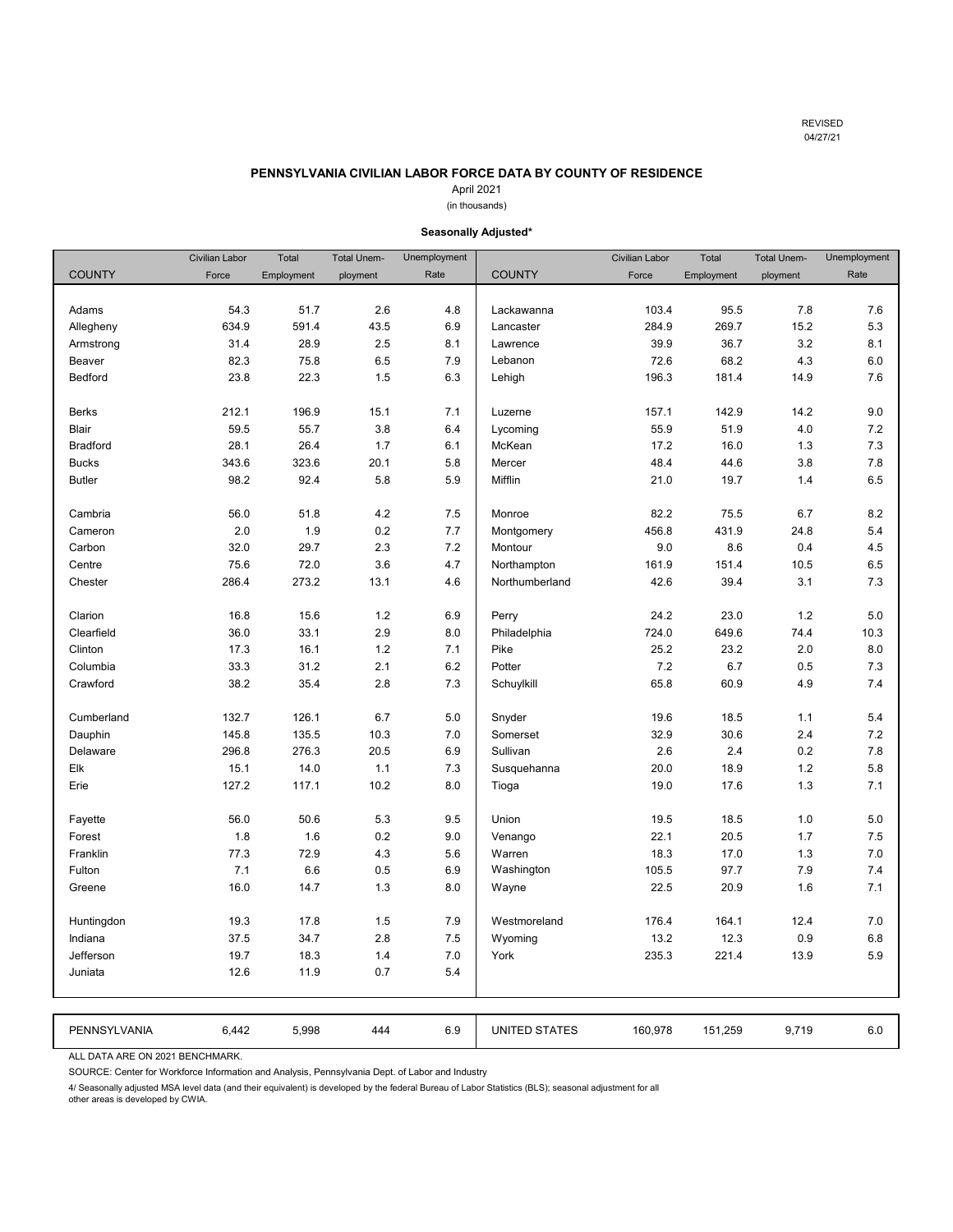REVISED
04/27/21

## PENNSYLVANIA CIVILIAN LABOR FORCE DATA BY COUNTY OF RESIDENCE

April 2021
(in thousands)

**Seasonally Adjusted***

| COUNTY | Civilian Labor Force | Total Employment | Total Unemployment | Unemployment Rate | COUNTY | Civilian Labor Force | Total Employment | Total Unemployment | Unemployment Rate |
|---|---|---|---|---|---|---|---|---|---|
| Adams | 54.3 | 51.7 | 2.6 | 4.8 | Lackawanna | 103.4 | 95.5 | 7.8 | 7.6 |
| Allegheny | 634.9 | 591.4 | 43.5 | 6.9 | Lancaster | 284.9 | 269.7 | 15.2 | 5.3 |
| Armstrong | 31.4 | 28.9 | 2.5 | 8.1 | Lawrence | 39.9 | 36.7 | 3.2 | 8.1 |
| Beaver | 82.3 | 75.8 | 6.5 | 7.9 | Lebanon | 72.6 | 68.2 | 4.3 | 6.0 |
| Bedford | 23.8 | 22.3 | 1.5 | 6.3 | Lehigh | 196.3 | 181.4 | 14.9 | 7.6 |
| Berks | 212.1 | 196.9 | 15.1 | 7.1 | Luzerne | 157.1 | 142.9 | 14.2 | 9.0 |
| Blair | 59.5 | 55.7 | 3.8 | 6.4 | Lycoming | 55.9 | 51.9 | 4.0 | 7.2 |
| Bradford | 28.1 | 26.4 | 1.7 | 6.1 | McKean | 17.2 | 16.0 | 1.3 | 7.3 |
| Bucks | 343.6 | 323.6 | 20.1 | 5.8 | Mercer | 48.4 | 44.6 | 3.8 | 7.8 |
| Butler | 98.2 | 92.4 | 5.8 | 5.9 | Mifflin | 21.0 | 19.7 | 1.4 | 6.5 |
| Cambria | 56.0 | 51.8 | 4.2 | 7.5 | Monroe | 82.2 | 75.5 | 6.7 | 8.2 |
| Cameron | 2.0 | 1.9 | 0.2 | 7.7 | Montgomery | 456.8 | 431.9 | 24.8 | 5.4 |
| Carbon | 32.0 | 29.7 | 2.3 | 7.2 | Montour | 9.0 | 8.6 | 0.4 | 4.5 |
| Centre | 75.6 | 72.0 | 3.6 | 4.7 | Northampton | 161.9 | 151.4 | 10.5 | 6.5 |
| Chester | 286.4 | 273.2 | 13.1 | 4.6 | Northumberland | 42.6 | 39.4 | 3.1 | 7.3 |
| Clarion | 16.8 | 15.6 | 1.2 | 6.9 | Perry | 24.2 | 23.0 | 1.2 | 5.0 |
| Clearfield | 36.0 | 33.1 | 2.9 | 8.0 | Philadelphia | 724.0 | 649.6 | 74.4 | 10.3 |
| Clinton | 17.3 | 16.1 | 1.2 | 7.1 | Pike | 25.2 | 23.2 | 2.0 | 8.0 |
| Columbia | 33.3 | 31.2 | 2.1 | 6.2 | Potter | 7.2 | 6.7 | 0.5 | 7.3 |
| Crawford | 38.2 | 35.4 | 2.8 | 7.3 | Schuylkill | 65.8 | 60.9 | 4.9 | 7.4 |
| Cumberland | 132.7 | 126.1 | 6.7 | 5.0 | Snyder | 19.6 | 18.5 | 1.1 | 5.4 |
| Dauphin | 145.8 | 135.5 | 10.3 | 7.0 | Somerset | 32.9 | 30.6 | 2.4 | 7.2 |
| Delaware | 296.8 | 276.3 | 20.5 | 6.9 | Sullivan | 2.6 | 2.4 | 0.2 | 7.8 |
| Elk | 15.1 | 14.0 | 1.1 | 7.3 | Susquehanna | 20.0 | 18.9 | 1.2 | 5.8 |
| Erie | 127.2 | 117.1 | 10.2 | 8.0 | Tioga | 19.0 | 17.6 | 1.3 | 7.1 |
| Fayette | 56.0 | 50.6 | 5.3 | 9.5 | Union | 19.5 | 18.5 | 1.0 | 5.0 |
| Forest | 1.8 | 1.6 | 0.2 | 9.0 | Venango | 22.1 | 20.5 | 1.7 | 7.5 |
| Franklin | 77.3 | 72.9 | 4.3 | 5.6 | Warren | 18.3 | 17.0 | 1.3 | 7.0 |
| Fulton | 7.1 | 6.6 | 0.5 | 6.9 | Washington | 105.5 | 97.7 | 7.9 | 7.4 |
| Greene | 16.0 | 14.7 | 1.3 | 8.0 | Wayne | 22.5 | 20.9 | 1.6 | 7.1 |
| Huntingdon | 19.3 | 17.8 | 1.5 | 7.9 | Westmoreland | 176.4 | 164.1 | 12.4 | 7.0 |
| Indiana | 37.5 | 34.7 | 2.8 | 7.5 | Wyoming | 13.2 | 12.3 | 0.9 | 6.8 |
| Jefferson | 19.7 | 18.3 | 1.4 | 7.0 | York | 235.3 | 221.4 | 13.9 | 5.9 |
| Juniata | 12.6 | 11.9 | 0.7 | 5.4 | | | | | |
| PENNSYLVANIA | 6,442 | 5,998 | 444 | 6.9 | UNITED STATES | 160,978 | 151,259 | 9,719 | 6.0 |

ALL DATA ARE ON 2021 BENCHMARK.

SOURCE: Center for Workforce Information and Analysis, Pennsylvania Dept. of Labor and Industry

4/ Seasonally adjusted MSA level data (and their equivalent) is developed by the federal Bureau of Labor Statistics (BLS); seasonal adjustment for all other areas is developed by CWIA.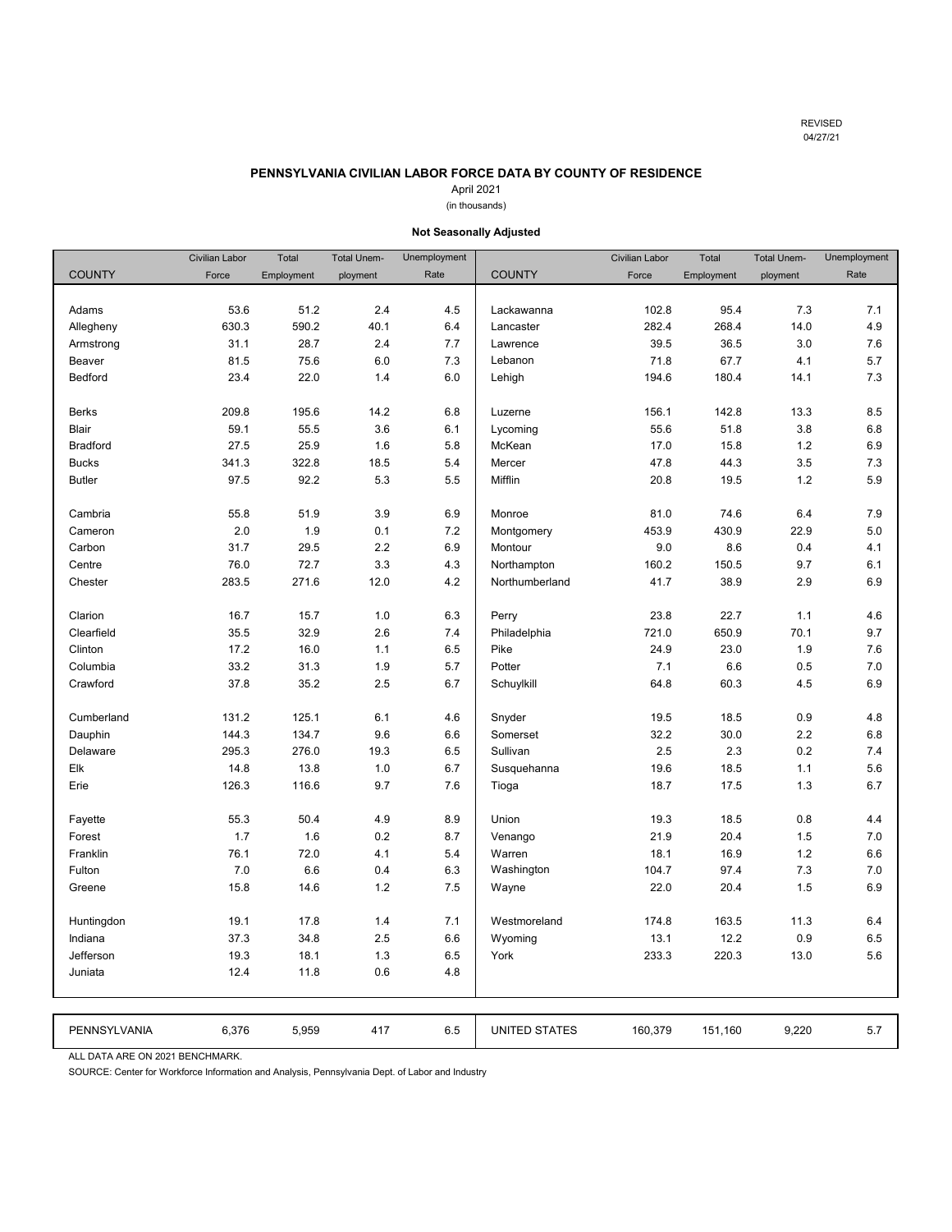REVISED
04/27/21

## PENNSYLVANIA CIVILIAN LABOR FORCE DATA BY COUNTY OF RESIDENCE

April 2021

(in thousands)

**Not Seasonally Adjusted**

| COUNTY | Civilian Labor Force | Total Employment | Total Unemployment | Unemployment Rate | COUNTY | Civilian Labor Force | Total Employment | Total Unemployment | Unemployment Rate |
|---|---|---|---|---|---|---|---|---|---|
| Adams | 53.6 | 51.2 | 2.4 | 4.5 | Lackawanna | 102.8 | 95.4 | 7.3 | 7.1 |
| Allegheny | 630.3 | 590.2 | 40.1 | 6.4 | Lancaster | 282.4 | 268.4 | 14.0 | 4.9 |
| Armstrong | 31.1 | 28.7 | 2.4 | 7.7 | Lawrence | 39.5 | 36.5 | 3.0 | 7.6 |
| Beaver | 81.5 | 75.6 | 6.0 | 7.3 | Lebanon | 71.8 | 67.7 | 4.1 | 5.7 |
| Bedford | 23.4 | 22.0 | 1.4 | 6.0 | Lehigh | 194.6 | 180.4 | 14.1 | 7.3 |
| Berks | 209.8 | 195.6 | 14.2 | 6.8 | Luzerne | 156.1 | 142.8 | 13.3 | 8.5 |
| Blair | 59.1 | 55.5 | 3.6 | 6.1 | Lycoming | 55.6 | 51.8 | 3.8 | 6.8 |
| Bradford | 27.5 | 25.9 | 1.6 | 5.8 | McKean | 17.0 | 15.8 | 1.2 | 6.9 |
| Bucks | 341.3 | 322.8 | 18.5 | 5.4 | Mercer | 47.8 | 44.3 | 3.5 | 7.3 |
| Butler | 97.5 | 92.2 | 5.3 | 5.5 | Mifflin | 20.8 | 19.5 | 1.2 | 5.9 |
| Cambria | 55.8 | 51.9 | 3.9 | 6.9 | Monroe | 81.0 | 74.6 | 6.4 | 7.9 |
| Cameron | 2.0 | 1.9 | 0.1 | 7.2 | Montgomery | 453.9 | 430.9 | 22.9 | 5.0 |
| Carbon | 31.7 | 29.5 | 2.2 | 6.9 | Montour | 9.0 | 8.6 | 0.4 | 4.1 |
| Centre | 76.0 | 72.7 | 3.3 | 4.3 | Northampton | 160.2 | 150.5 | 9.7 | 6.1 |
| Chester | 283.5 | 271.6 | 12.0 | 4.2 | Northumberland | 41.7 | 38.9 | 2.9 | 6.9 |
| Clarion | 16.7 | 15.7 | 1.0 | 6.3 | Perry | 23.8 | 22.7 | 1.1 | 4.6 |
| Clearfield | 35.5 | 32.9 | 2.6 | 7.4 | Philadelphia | 721.0 | 650.9 | 70.1 | 9.7 |
| Clinton | 17.2 | 16.0 | 1.1 | 6.5 | Pike | 24.9 | 23.0 | 1.9 | 7.6 |
| Columbia | 33.2 | 31.3 | 1.9 | 5.7 | Potter | 7.1 | 6.6 | 0.5 | 7.0 |
| Crawford | 37.8 | 35.2 | 2.5 | 6.7 | Schuylkill | 64.8 | 60.3 | 4.5 | 6.9 |
| Cumberland | 131.2 | 125.1 | 6.1 | 4.6 | Snyder | 19.5 | 18.5 | 0.9 | 4.8 |
| Dauphin | 144.3 | 134.7 | 9.6 | 6.6 | Somerset | 32.2 | 30.0 | 2.2 | 6.8 |
| Delaware | 295.3 | 276.0 | 19.3 | 6.5 | Sullivan | 2.5 | 2.3 | 0.2 | 7.4 |
| Elk | 14.8 | 13.8 | 1.0 | 6.7 | Susquehanna | 19.6 | 18.5 | 1.1 | 5.6 |
| Erie | 126.3 | 116.6 | 9.7 | 7.6 | Tioga | 18.7 | 17.5 | 1.3 | 6.7 |
| Fayette | 55.3 | 50.4 | 4.9 | 8.9 | Union | 19.3 | 18.5 | 0.8 | 4.4 |
| Forest | 1.7 | 1.6 | 0.2 | 8.7 | Venango | 21.9 | 20.4 | 1.5 | 7.0 |
| Franklin | 76.1 | 72.0 | 4.1 | 5.4 | Warren | 18.1 | 16.9 | 1.2 | 6.6 |
| Fulton | 7.0 | 6.6 | 0.4 | 6.3 | Washington | 104.7 | 97.4 | 7.3 | 7.0 |
| Greene | 15.8 | 14.6 | 1.2 | 7.5 | Wayne | 22.0 | 20.4 | 1.5 | 6.9 |
| Huntingdon | 19.1 | 17.8 | 1.4 | 7.1 | Westmoreland | 174.8 | 163.5 | 11.3 | 6.4 |
| Indiana | 37.3 | 34.8 | 2.5 | 6.6 | Wyoming | 13.1 | 12.2 | 0.9 | 6.5 |
| Jefferson | 19.3 | 18.1 | 1.3 | 6.5 | York | 233.3 | 220.3 | 13.0 | 5.6 |
| Juniata | 12.4 | 11.8 | 0.6 | 4.8 | | | | | |
| PENNSYLVANIA | 6,376 | 5,959 | 417 | 6.5 | UNITED STATES | 160,379 | 151,160 | 9,220 | 5.7 |

ALL DATA ARE ON 2021 BENCHMARK.

SOURCE: Center for Workforce Information and Analysis, Pennsylvania Dept. of Labor and Industry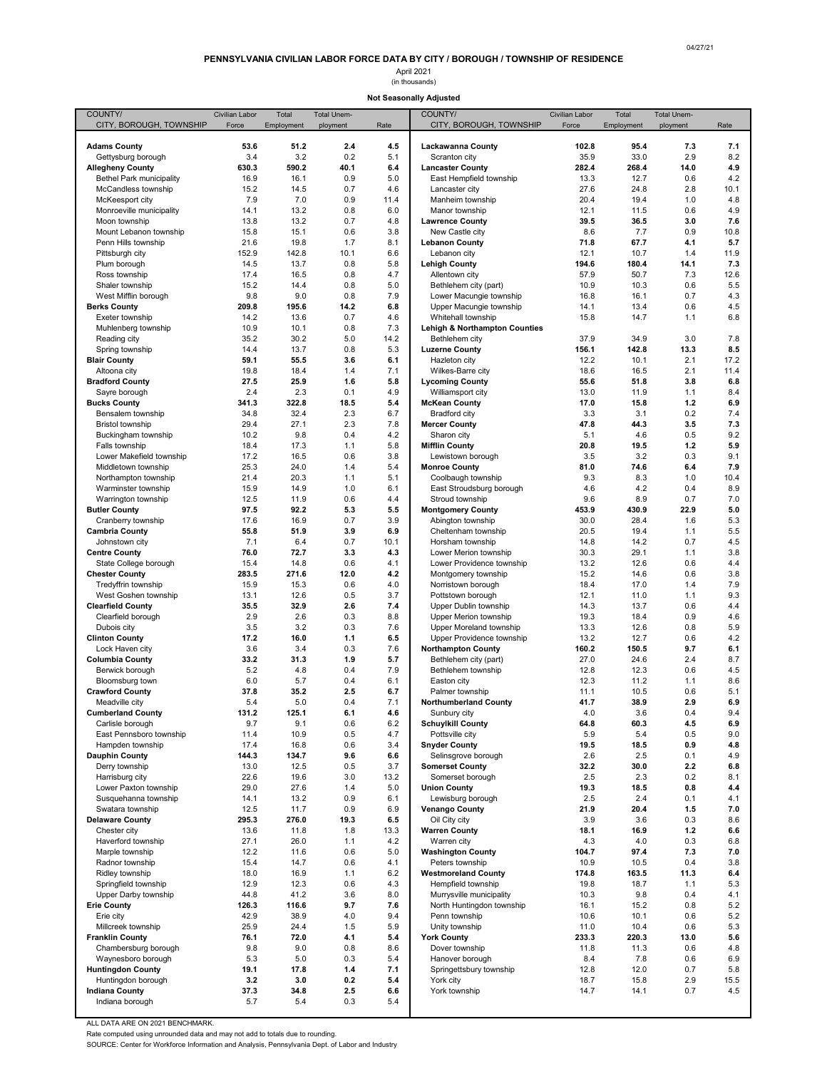04/27/21

**PENNSYLVANIA CIVILIAN LABOR FORCE DATA BY CITY / BOROUGH / TOWNSHIP OF RESIDENCE**

April 2021
(in thousands)

**Not Seasonally Adjusted**

| COUNTY/ CITY, BOROUGH, TOWNSHIP | Civilian Labor Force | Total Employment | Total Unemployment | Rate |
|---|---|---|---|---|
| **Adams County** | **53.6** | **51.2** | **2.4** | **4.5** |
| Gettysburg borough | 3.4 | 3.2 | 0.2 | 5.1 |
| **Allegheny County** | **630.3** | **590.2** | **40.1** | **6.4** |
| Bethel Park municipality | 16.9 | 16.1 | 0.9 | 5.0 |
| McCandless township | 15.2 | 14.5 | 0.7 | 4.6 |
| McKeesport city | 7.9 | 7.0 | 0.9 | 11.4 |
| Monroeville municipality | 14.1 | 13.2 | 0.8 | 6.0 |
| Moon township | 13.8 | 13.2 | 0.7 | 4.8 |
| Mount Lebanon township | 15.8 | 15.1 | 0.6 | 3.8 |
| Penn Hills township | 21.6 | 19.8 | 1.7 | 8.1 |
| Pittsburgh city | 152.9 | 142.8 | 10.1 | 6.6 |
| Plum borough | 14.5 | 13.7 | 0.8 | 5.8 |
| Ross township | 17.4 | 16.5 | 0.8 | 4.7 |
| Shaler township | 15.2 | 14.4 | 0.8 | 5.0 |
| West Mifflin borough | 9.8 | 9.0 | 0.8 | 7.9 |
| **Berks County** | **209.8** | **195.6** | **14.2** | **6.8** |
| Exeter township | 14.2 | 13.6 | 0.7 | 4.6 |
| Muhlenberg township | 10.9 | 10.1 | 0.8 | 7.3 |
| Reading city | 35.2 | 30.2 | 5.0 | 14.2 |
| Spring township | 14.4 | 13.7 | 0.8 | 5.3 |
| **Blair County** | **59.1** | **55.5** | **3.6** | **6.1** |
| Altoona city | 19.8 | 18.4 | 1.4 | 7.1 |
| **Bradford County** | **27.5** | **25.9** | **1.6** | **5.8** |
| Sayre borough | 2.4 | 2.3 | 0.1 | 4.9 |
| **Bucks County** | **341.3** | **322.8** | **18.5** | **5.4** |
| Bensalem township | 34.8 | 32.4 | 2.3 | 6.7 |
| Bristol township | 29.4 | 27.1 | 2.3 | 7.8 |
| Buckingham township | 10.2 | 9.8 | 0.4 | 4.2 |
| Falls township | 18.4 | 17.3 | 1.1 | 5.8 |
| Lower Makefield township | 17.2 | 16.5 | 0.6 | 3.8 |
| Middletown township | 25.3 | 24.0 | 1.4 | 5.4 |
| Northampton township | 21.4 | 20.3 | 1.1 | 5.1 |
| Warminster township | 15.9 | 14.9 | 1.0 | 6.1 |
| Warrington township | 12.5 | 11.9 | 0.6 | 4.4 |
| **Butler County** | **97.5** | **92.2** | **5.3** | **5.5** |
| Cranberry township | 17.6 | 16.9 | 0.7 | 3.9 |
| **Cambria County** | **55.8** | **51.9** | **3.9** | **6.9** |
| Johnstown city | 7.1 | 6.4 | 0.7 | 10.1 |
| **Centre County** | **76.0** | **72.7** | **3.3** | **4.3** |
| State College borough | 15.4 | 14.8 | 0.6 | 4.1 |
| **Chester County** | **283.5** | **271.6** | **12.0** | **4.2** |
| Tredyffrin township | 15.9 | 15.3 | 0.6 | 4.0 |
| West Goshen township | 13.1 | 12.6 | 0.5 | 3.7 |
| **Clearfield County** | **35.5** | **32.9** | **2.6** | **7.4** |
| Clearfield borough | 2.9 | 2.6 | 0.3 | 8.8 |
| Dubois city | 3.5 | 3.2 | 0.3 | 7.6 |
| **Clinton County** | **17.2** | **16.0** | **1.1** | **6.5** |
| Lock Haven city | 3.6 | 3.4 | 0.3 | 7.6 |
| **Columbia County** | **33.2** | **31.3** | **1.9** | **5.7** |
| Berwick borough | 5.2 | 4.8 | 0.4 | 7.9 |
| Bloomsburg town | 6.0 | 5.7 | 0.4 | 6.1 |
| **Crawford County** | **37.8** | **35.2** | **2.5** | **6.7** |
| Meadville city | 5.4 | 5.0 | 0.4 | 7.1 |
| **Cumberland County** | **131.2** | **125.1** | **6.1** | **4.6** |
| Carlisle borough | 9.7 | 9.1 | 0.6 | 6.2 |
| East Pennsboro township | 11.4 | 10.9 | 0.5 | 4.7 |
| Hampden township | 17.4 | 16.8 | 0.6 | 3.4 |
| **Dauphin County** | **144.3** | **134.7** | **9.6** | **6.6** |
| Derry township | 13.0 | 12.5 | 0.5 | 3.7 |
| Harrisburg city | 22.6 | 19.6 | 3.0 | 13.2 |
| Lower Paxton township | 29.0 | 27.6 | 1.4 | 5.0 |
| Susquehanna township | 14.1 | 13.2 | 0.9 | 6.1 |
| Swatara township | 12.5 | 11.7 | 0.9 | 6.9 |
| **Delaware County** | **295.3** | **276.0** | **19.3** | **6.5** |
| Chester city | 13.6 | 11.8 | 1.8 | 13.3 |
| Haverford township | 27.1 | 26.0 | 1.1 | 4.2 |
| Marple township | 12.2 | 11.6 | 0.6 | 5.0 |
| Radnor township | 15.4 | 14.7 | 0.6 | 4.1 |
| Ridley township | 18.0 | 16.9 | 1.1 | 6.2 |
| Springfield township | 12.9 | 12.3 | 0.6 | 4.3 |
| Upper Darby township | 44.8 | 41.2 | 3.6 | 8.0 |
| **Erie County** | **126.3** | **116.6** | **9.7** | **7.6** |
| Erie city | 42.9 | 38.9 | 4.0 | 9.4 |
| Millcreek township | 25.9 | 24.4 | 1.5 | 5.9 |
| **Franklin County** | **76.1** | **72.0** | **4.1** | **5.4** |
| Chambersburg borough | 9.8 | 9.0 | 0.8 | 8.6 |
| Waynesboro borough | 5.3 | 5.0 | 0.3 | 5.4 |
| **Huntingdon County** | **19.1** | **17.8** | **1.4** | **7.1** |
| Huntingdon borough | 3.2 | 3.0 | 0.2 | 5.4 |
| **Indiana County** | **37.3** | **34.8** | **2.5** | **6.6** |
| Indiana borough | 5.7 | 5.4 | 0.3 | 5.4 |
| **Lackawanna County** | **102.8** | **95.4** | **7.3** | **7.1** |
| Scranton city | 35.9 | 33.0 | 2.9 | 8.2 |
| **Lancaster County** | **282.4** | **268.4** | **14.0** | **4.9** |
| East Hempfield township | 13.3 | 12.7 | 0.6 | 4.2 |
| Lancaster city | 27.6 | 24.8 | 2.8 | 10.1 |
| Manheim township | 20.4 | 19.4 | 1.0 | 4.8 |
| Manor township | 12.1 | 11.5 | 0.6 | 4.9 |
| **Lawrence County** | **39.5** | **36.5** | **3.0** | **7.6** |
| New Castle city | 8.6 | 7.7 | 0.9 | 10.8 |
| **Lebanon County** | **71.8** | **67.7** | **4.1** | **5.7** |
| Lebanon city | 12.1 | 10.7 | 1.4 | 11.9 |
| **Lehigh County** | **194.6** | **180.4** | **14.1** | **7.3** |
| Allentown city | 57.9 | 50.7 | 7.3 | 12.6 |
| Bethlehem city (part) | 10.9 | 10.3 | 0.6 | 5.5 |
| Lower Macungie township | 16.8 | 16.1 | 0.7 | 4.3 |
| Upper Macungie township | 14.1 | 13.4 | 0.6 | 4.5 |
| Whitehall township | 15.8 | 14.7 | 1.1 | 6.8 |
| **Lehigh & Northampton Counties** | | | | |
| Bethlehem city | 37.9 | 34.9 | 3.0 | 7.8 |
| **Luzerne County** | **156.1** | **142.8** | **13.3** | **8.5** |
| Hazleton city | 12.2 | 10.1 | 2.1 | 17.2 |
| Wilkes-Barre city | 18.6 | 16.5 | 2.1 | 11.4 |
| **Lycoming County** | **55.6** | **51.8** | **3.8** | **6.8** |
| Williamsport city | 13.0 | 11.9 | 1.1 | 8.4 |
| **McKean County** | **17.0** | **15.8** | **1.2** | **6.9** |
| Bradford city | 3.3 | 3.1 | 0.2 | 7.4 |
| **Mercer County** | **47.8** | **44.3** | **3.5** | **7.3** |
| Sharon city | 5.1 | 4.6 | 0.5 | 9.2 |
| **Mifflin County** | **20.8** | **19.5** | **1.2** | **5.9** |
| Lewistown borough | 3.5 | 3.2 | 0.3 | 9.1 |
| **Monroe County** | **81.0** | **74.6** | **6.4** | **7.9** |
| Coolbaugh township | 9.3 | 8.3 | 1.0 | 10.4 |
| East Stroudsburg borough | 4.6 | 4.2 | 0.4 | 8.9 |
| Stroud township | 9.6 | 8.9 | 0.7 | 7.0 |
| **Montgomery County** | **453.9** | **430.9** | **22.9** | **5.0** |
| Abington township | 30.0 | 28.4 | 1.6 | 5.3 |
| Cheltenham township | 20.5 | 19.4 | 1.1 | 5.5 |
| Horsham township | 14.8 | 14.2 | 0.7 | 4.5 |
| Lower Merion township | 30.3 | 29.1 | 1.1 | 3.8 |
| Lower Providence township | 13.2 | 12.6 | 0.6 | 4.4 |
| Montgomery township | 15.2 | 14.6 | 0.6 | 3.8 |
| Norristown borough | 18.4 | 17.0 | 1.4 | 7.9 |
| Pottstown borough | 12.1 | 11.0 | 1.1 | 9.3 |
| Upper Dublin township | 14.3 | 13.7 | 0.6 | 4.4 |
| Upper Merion township | 19.3 | 18.4 | 0.9 | 4.6 |
| Upper Moreland township | 13.3 | 12.6 | 0.8 | 5.9 |
| Upper Providence township | 13.2 | 12.7 | 0.6 | 4.2 |
| **Northampton County** | **160.2** | **150.5** | **9.7** | **6.1** |
| Bethlehem city (part) | 27.0 | 24.6 | 2.4 | 8.7 |
| Bethlehem township | 12.8 | 12.3 | 0.6 | 4.5 |
| Easton city | 12.3 | 11.2 | 1.1 | 8.6 |
| Palmer township | 11.1 | 10.5 | 0.6 | 5.1 |
| **Northumberland County** | **41.7** | **38.9** | **2.9** | **6.9** |
| Sunbury city | 4.0 | 3.6 | 0.4 | 9.4 |
| **Schuylkill County** | **64.8** | **60.3** | **4.5** | **6.9** |
| Pottsville city | 5.9 | 5.4 | 0.5 | 9.0 |
| **Snyder County** | **19.5** | **18.5** | **0.9** | **4.8** |
| Selinsgrove borough | 2.6 | 2.5 | 0.1 | 4.9 |
| **Somerset County** | **32.2** | **30.0** | **2.2** | **6.8** |
| Somerset borough | 2.5 | 2.3 | 0.2 | 8.1 |
| **Union County** | **19.3** | **18.5** | **0.8** | **4.4** |
| Lewisburg borough | 2.5 | 2.4 | 0.1 | 4.1 |
| **Venango County** | **21.9** | **20.4** | **1.5** | **7.0** |
| Oil City city | 3.9 | 3.6 | 0.3 | 8.6 |
| **Warren County** | **18.1** | **16.9** | **1.2** | **6.6** |
| Warren city | 4.3 | 4.0 | 0.3 | 6.8 |
| **Washington County** | **104.7** | **97.4** | **7.3** | **7.0** |
| Peters township | 10.9 | 10.5 | 0.4 | 3.8 |
| **Westmoreland County** | **174.8** | **163.5** | **11.3** | **6.4** |
| Hempfield township | 19.8 | 18.7 | 1.1 | 5.3 |
| Murrysville municipality | 10.3 | 9.8 | 0.4 | 4.1 |
| North Huntingdon township | 16.1 | 15.2 | 0.8 | 5.2 |
| Penn township | 10.6 | 10.1 | 0.6 | 5.2 |
| Unity township | 11.0 | 10.4 | 0.6 | 5.3 |
| **York County** | **233.3** | **220.3** | **13.0** | **5.6** |
| Dover township | 11.8 | 11.3 | 0.6 | 4.8 |
| Hanover borough | 8.4 | 7.8 | 0.6 | 6.9 |
| Springettsbury township | 12.8 | 12.0 | 0.7 | 5.8 |
| York city | 18.7 | 15.8 | 2.9 | 15.5 |
| York township | 14.7 | 14.1 | 0.7 | 4.5 |

ALL DATA ARE ON 2021 BENCHMARK.

Rate computed using unrounded data and may not add to totals due to rounding.

SOURCE: Center for Workforce Information and Analysis, Pennsylvania Dept. of Labor and Industry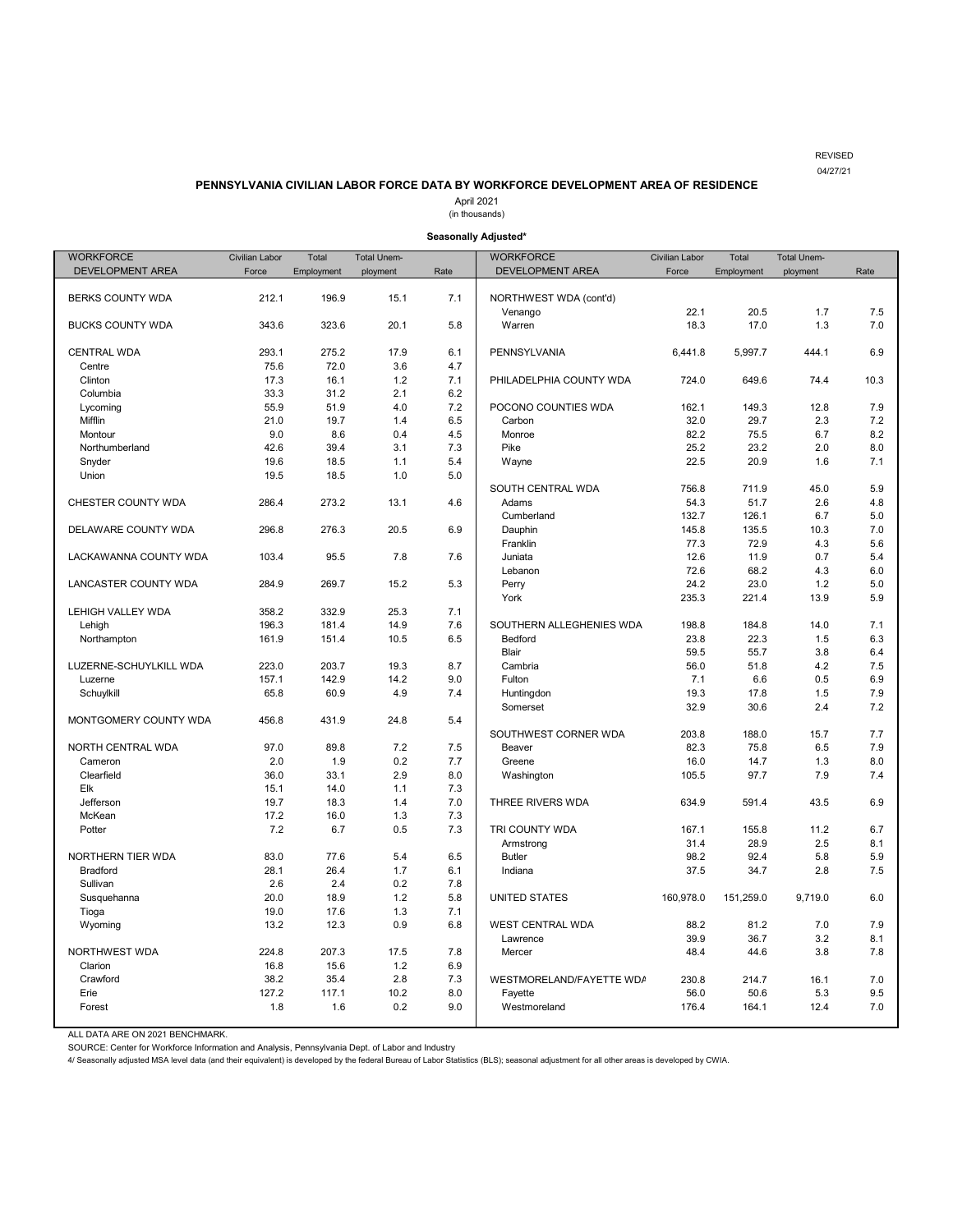REVISED
04/27/21

## PENNSYLVANIA CIVILIAN LABOR FORCE DATA BY WORKFORCE DEVELOPMENT AREA OF RESIDENCE

April 2021
(in thousands)

**Seasonally Adjusted***

| WORKFORCE DEVELOPMENT AREA | Civilian Labor Force | Total Employment | Total Unemployment | Rate |
|---|---|---|---|---|
| BERKS COUNTY WDA | 212.1 | 196.9 | 15.1 | 7.1 |
| BUCKS COUNTY WDA | 343.6 | 323.6 | 20.1 | 5.8 |
| CENTRAL WDA | 293.1 | 275.2 | 17.9 | 6.1 |
| Centre | 75.6 | 72.0 | 3.6 | 4.7 |
| Clinton | 17.3 | 16.1 | 1.2 | 7.1 |
| Columbia | 33.3 | 31.2 | 2.1 | 6.2 |
| Lycoming | 55.9 | 51.9 | 4.0 | 7.2 |
| Mifflin | 21.0 | 19.7 | 1.4 | 6.5 |
| Montour | 9.0 | 8.6 | 0.4 | 4.5 |
| Northumberland | 42.6 | 39.4 | 3.1 | 7.3 |
| Snyder | 19.6 | 18.5 | 1.1 | 5.4 |
| Union | 19.5 | 18.5 | 1.0 | 5.0 |
| CHESTER COUNTY WDA | 286.4 | 273.2 | 13.1 | 4.6 |
| DELAWARE COUNTY WDA | 296.8 | 276.3 | 20.5 | 6.9 |
| LACKAWANNA COUNTY WDA | 103.4 | 95.5 | 7.8 | 7.6 |
| LANCASTER COUNTY WDA | 284.9 | 269.7 | 15.2 | 5.3 |
| LEHIGH VALLEY WDA | 358.2 | 332.9 | 25.3 | 7.1 |
| Lehigh | 196.3 | 181.4 | 14.9 | 7.6 |
| Northampton | 161.9 | 151.4 | 10.5 | 6.5 |
| LUZERNE-SCHUYLKILL WDA | 223.0 | 203.7 | 19.3 | 8.7 |
| Luzerne | 157.1 | 142.9 | 14.2 | 9.0 |
| Schuylkill | 65.8 | 60.9 | 4.9 | 7.4 |
| MONTGOMERY COUNTY WDA | 456.8 | 431.9 | 24.8 | 5.4 |
| NORTH CENTRAL WDA | 97.0 | 89.8 | 7.2 | 7.5 |
| Cameron | 2.0 | 1.9 | 0.2 | 7.7 |
| Clearfield | 36.0 | 33.1 | 2.9 | 8.0 |
| Elk | 15.1 | 14.0 | 1.1 | 7.3 |
| Jefferson | 19.7 | 18.3 | 1.4 | 7.0 |
| McKean | 17.2 | 16.0 | 1.3 | 7.3 |
| Potter | 7.2 | 6.7 | 0.5 | 7.3 |
| NORTHERN TIER WDA | 83.0 | 77.6 | 5.4 | 6.5 |
| Bradford | 28.1 | 26.4 | 1.7 | 6.1 |
| Sullivan | 2.6 | 2.4 | 0.2 | 7.8 |
| Susquehanna | 20.0 | 18.9 | 1.2 | 5.8 |
| Tioga | 19.0 | 17.6 | 1.3 | 7.1 |
| Wyoming | 13.2 | 12.3 | 0.9 | 6.8 |
| NORTHWEST WDA | 224.8 | 207.3 | 17.5 | 7.8 |
| Clarion | 16.8 | 15.6 | 1.2 | 6.9 |
| Crawford | 38.2 | 35.4 | 2.8 | 7.3 |
| Erie | 127.2 | 117.1 | 10.2 | 8.0 |
| Forest | 1.8 | 1.6 | 0.2 | 9.0 |
| NORTHWEST WDA (cont'd) | | | | |
| Venango | 22.1 | 20.5 | 1.7 | 7.5 |
| Warren | 18.3 | 17.0 | 1.3 | 7.0 |
| PENNSYLVANIA | 6,441.8 | 5,997.7 | 444.1 | 6.9 |
| PHILADELPHIA COUNTY WDA | 724.0 | 649.6 | 74.4 | 10.3 |
| POCONO COUNTIES WDA | 162.1 | 149.3 | 12.8 | 7.9 |
| Carbon | 32.0 | 29.7 | 2.3 | 7.2 |
| Monroe | 82.2 | 75.5 | 6.7 | 8.2 |
| Pike | 25.2 | 23.2 | 2.0 | 8.0 |
| Wayne | 22.5 | 20.9 | 1.6 | 7.1 |
| SOUTH CENTRAL WDA | 756.8 | 711.9 | 45.0 | 5.9 |
| Adams | 54.3 | 51.7 | 2.6 | 4.8 |
| Cumberland | 132.7 | 126.1 | 6.7 | 5.0 |
| Dauphin | 145.8 | 135.5 | 10.3 | 7.0 |
| Franklin | 77.3 | 72.9 | 4.3 | 5.6 |
| Juniata | 12.6 | 11.9 | 0.7 | 5.4 |
| Lebanon | 72.6 | 68.2 | 4.3 | 6.0 |
| Perry | 24.2 | 23.0 | 1.2 | 5.0 |
| York | 235.3 | 221.4 | 13.9 | 5.9 |
| SOUTHERN ALLEGHENIES WDA | 198.8 | 184.8 | 14.0 | 7.1 |
| Bedford | 23.8 | 22.3 | 1.5 | 6.3 |
| Blair | 59.5 | 55.7 | 3.8 | 6.4 |
| Cambria | 56.0 | 51.8 | 4.2 | 7.5 |
| Fulton | 7.1 | 6.6 | 0.5 | 6.9 |
| Huntingdon | 19.3 | 17.8 | 1.5 | 7.9 |
| Somerset | 32.9 | 30.6 | 2.4 | 7.2 |
| SOUTHWEST CORNER WDA | 203.8 | 188.0 | 15.7 | 7.7 |
| Beaver | 82.3 | 75.8 | 6.5 | 7.9 |
| Greene | 16.0 | 14.7 | 1.3 | 8.0 |
| Washington | 105.5 | 97.7 | 7.9 | 7.4 |
| THREE RIVERS WDA | 634.9 | 591.4 | 43.5 | 6.9 |
| TRI COUNTY WDA | 167.1 | 155.8 | 11.2 | 6.7 |
| Armstrong | 31.4 | 28.9 | 2.5 | 8.1 |
| Butler | 98.2 | 92.4 | 5.8 | 5.9 |
| Indiana | 37.5 | 34.7 | 2.8 | 7.5 |
| UNITED STATES | 160,978.0 | 151,259.0 | 9,719.0 | 6.0 |
| WEST CENTRAL WDA | 88.2 | 81.2 | 7.0 | 7.9 |
| Lawrence | 39.9 | 36.7 | 3.2 | 8.1 |
| Mercer | 48.4 | 44.6 | 3.8 | 7.8 |
| WESTMORELAND/FAYETTE WDA | 230.8 | 214.7 | 16.1 | 7.0 |
| Fayette | 56.0 | 50.6 | 5.3 | 9.5 |
| Westmoreland | 176.4 | 164.1 | 12.4 | 7.0 |

ALL DATA ARE ON 2021 BENCHMARK.

SOURCE: Center for Workforce Information and Analysis, Pennsylvania Dept. of Labor and Industry

4/ Seasonally adjusted MSA level data (and their equivalent) is developed by the federal Bureau of Labor Statistics (BLS); seasonal adjustment for all other areas is developed by CWIA.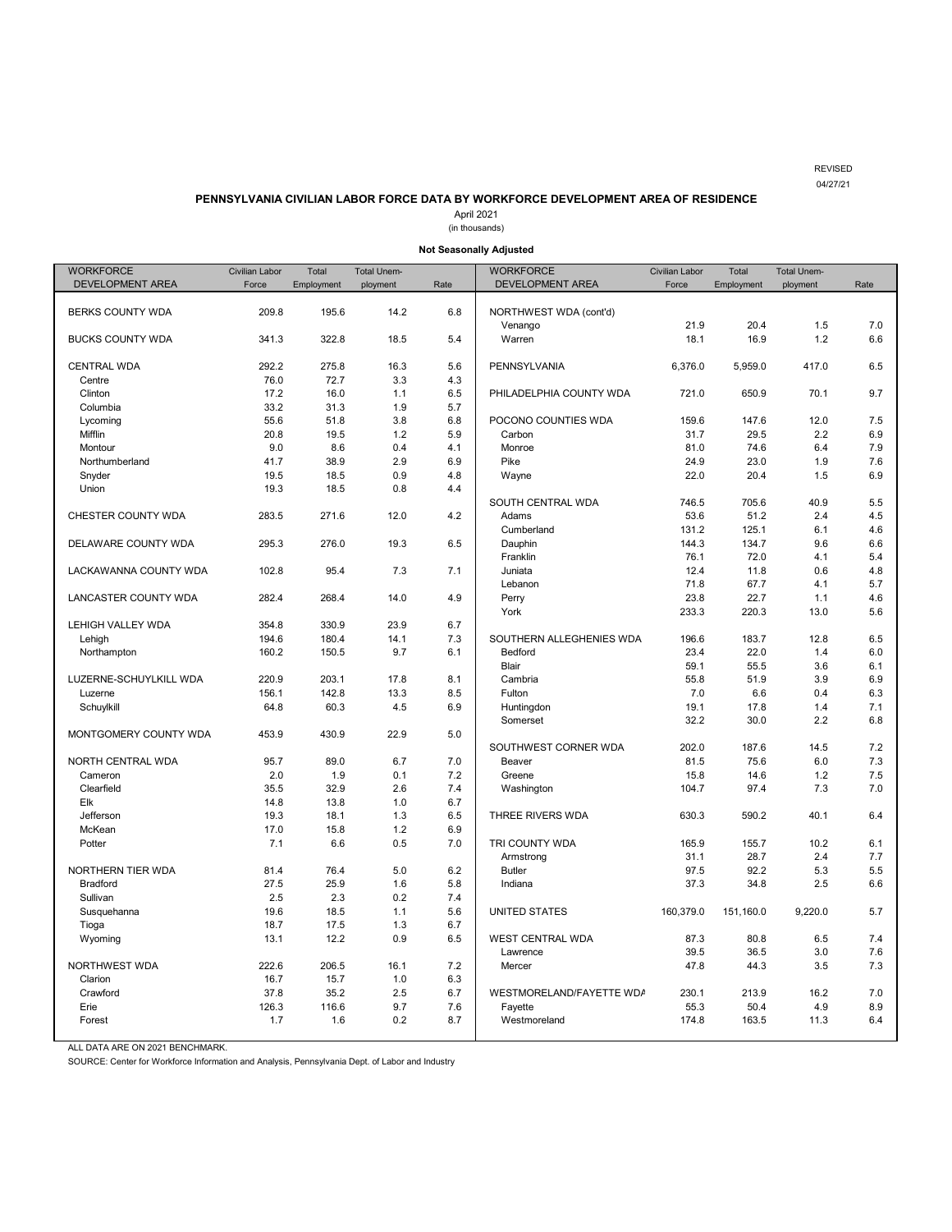REVISED
04/27/21

# PENNSYLVANIA CIVILIAN LABOR FORCE DATA BY WORKFORCE DEVELOPMENT AREA OF RESIDENCE

April 2021
(in thousands)

**Not Seasonally Adjusted**

| WORKFORCE DEVELOPMENT AREA | Civilian Labor Force | Total Employment | Total Unemployment | Rate |
|---|---|---|---|---|
| BERKS COUNTY WDA | 209.8 | 195.6 | 14.2 | 6.8 |
| BUCKS COUNTY WDA | 341.3 | 322.8 | 18.5 | 5.4 |
| CENTRAL WDA | 292.2 | 275.8 | 16.3 | 5.6 |
| Centre | 76.0 | 72.7 | 3.3 | 4.3 |
| Clinton | 17.2 | 16.0 | 1.1 | 6.5 |
| Columbia | 33.2 | 31.3 | 1.9 | 5.7 |
| Lycoming | 55.6 | 51.8 | 3.8 | 6.8 |
| Mifflin | 20.8 | 19.5 | 1.2 | 5.9 |
| Montour | 9.0 | 8.6 | 0.4 | 4.1 |
| Northumberland | 41.7 | 38.9 | 2.9 | 6.9 |
| Snyder | 19.5 | 18.5 | 0.9 | 4.8 |
| Union | 19.3 | 18.5 | 0.8 | 4.4 |
| CHESTER COUNTY WDA | 283.5 | 271.6 | 12.0 | 4.2 |
| DELAWARE COUNTY WDA | 295.3 | 276.0 | 19.3 | 6.5 |
| LACKAWANNA COUNTY WDA | 102.8 | 95.4 | 7.3 | 7.1 |
| LANCASTER COUNTY WDA | 282.4 | 268.4 | 14.0 | 4.9 |
| LEHIGH VALLEY WDA | 354.8 | 330.9 | 23.9 | 6.7 |
| Lehigh | 194.6 | 180.4 | 14.1 | 7.3 |
| Northampton | 160.2 | 150.5 | 9.7 | 6.1 |
| LUZERNE-SCHUYLKILL WDA | 220.9 | 203.1 | 17.8 | 8.1 |
| Luzerne | 156.1 | 142.8 | 13.3 | 8.5 |
| Schuylkill | 64.8 | 60.3 | 4.5 | 6.9 |
| MONTGOMERY COUNTY WDA | 453.9 | 430.9 | 22.9 | 5.0 |
| NORTH CENTRAL WDA | 95.7 | 89.0 | 6.7 | 7.0 |
| Cameron | 2.0 | 1.9 | 0.1 | 7.2 |
| Clearfield | 35.5 | 32.9 | 2.6 | 7.4 |
| Elk | 14.8 | 13.8 | 1.0 | 6.7 |
| Jefferson | 19.3 | 18.1 | 1.3 | 6.5 |
| McKean | 17.0 | 15.8 | 1.2 | 6.9 |
| Potter | 7.1 | 6.6 | 0.5 | 7.0 |
| NORTHERN TIER WDA | 81.4 | 76.4 | 5.0 | 6.2 |
| Bradford | 27.5 | 25.9 | 1.6 | 5.8 |
| Sullivan | 2.5 | 2.3 | 0.2 | 7.4 |
| Susquehanna | 19.6 | 18.5 | 1.1 | 5.6 |
| Tioga | 18.7 | 17.5 | 1.3 | 6.7 |
| Wyoming | 13.1 | 12.2 | 0.9 | 6.5 |
| NORTHWEST WDA | 222.6 | 206.5 | 16.1 | 7.2 |
| Clarion | 16.7 | 15.7 | 1.0 | 6.3 |
| Crawford | 37.8 | 35.2 | 2.5 | 6.7 |
| Erie | 126.3 | 116.6 | 9.7 | 7.6 |
| Forest | 1.7 | 1.6 | 0.2 | 8.7 |
| NORTHWEST WDA (cont'd) | | | | |
| Venango | 21.9 | 20.4 | 1.5 | 7.0 |
| Warren | 18.1 | 16.9 | 1.2 | 6.6 |
| PENNSYLVANIA | 6,376.0 | 5,959.0 | 417.0 | 6.5 |
| PHILADELPHIA COUNTY WDA | 721.0 | 650.9 | 70.1 | 9.7 |
| POCONO COUNTIES WDA | 159.6 | 147.6 | 12.0 | 7.5 |
| Carbon | 31.7 | 29.5 | 2.2 | 6.9 |
| Monroe | 81.0 | 74.6 | 6.4 | 7.9 |
| Pike | 24.9 | 23.0 | 1.9 | 7.6 |
| Wayne | 22.0 | 20.4 | 1.5 | 6.9 |
| SOUTH CENTRAL WDA | 746.5 | 705.6 | 40.9 | 5.5 |
| Adams | 53.6 | 51.2 | 2.4 | 4.5 |
| Cumberland | 131.2 | 125.1 | 6.1 | 4.6 |
| Dauphin | 144.3 | 134.7 | 9.6 | 6.6 |
| Franklin | 76.1 | 72.0 | 4.1 | 5.4 |
| Juniata | 12.4 | 11.8 | 0.6 | 4.8 |
| Lebanon | 71.8 | 67.7 | 4.1 | 5.7 |
| Perry | 23.8 | 22.7 | 1.1 | 4.6 |
| York | 233.3 | 220.3 | 13.0 | 5.6 |
| SOUTHERN ALLEGHENIES WDA | 196.6 | 183.7 | 12.8 | 6.5 |
| Bedford | 23.4 | 22.0 | 1.4 | 6.0 |
| Blair | 59.1 | 55.5 | 3.6 | 6.1 |
| Cambria | 55.8 | 51.9 | 3.9 | 6.9 |
| Fulton | 7.0 | 6.6 | 0.4 | 6.3 |
| Huntingdon | 19.1 | 17.8 | 1.4 | 7.1 |
| Somerset | 32.2 | 30.0 | 2.2 | 6.8 |
| SOUTHWEST CORNER WDA | 202.0 | 187.6 | 14.5 | 7.2 |
| Beaver | 81.5 | 75.6 | 6.0 | 7.3 |
| Greene | 15.8 | 14.6 | 1.2 | 7.5 |
| Washington | 104.7 | 97.4 | 7.3 | 7.0 |
| THREE RIVERS WDA | 630.3 | 590.2 | 40.1 | 6.4 |
| TRI COUNTY WDA | 165.9 | 155.7 | 10.2 | 6.1 |
| Armstrong | 31.1 | 28.7 | 2.4 | 7.7 |
| Butler | 97.5 | 92.2 | 5.3 | 5.5 |
| Indiana | 37.3 | 34.8 | 2.5 | 6.6 |
| UNITED STATES | 160,379.0 | 151,160.0 | 9,220.0 | 5.7 |
| WEST CENTRAL WDA | 87.3 | 80.8 | 6.5 | 7.4 |
| Lawrence | 39.5 | 36.5 | 3.0 | 7.6 |
| Mercer | 47.8 | 44.3 | 3.5 | 7.3 |
| WESTMORELAND/FAYETTE WDA | 230.1 | 213.9 | 16.2 | 7.0 |
| Fayette | 55.3 | 50.4 | 4.9 | 8.9 |
| Westmoreland | 174.8 | 163.5 | 11.3 | 6.4 |

ALL DATA ARE ON 2021 BENCHMARK.

SOURCE: Center for Workforce Information and Analysis, Pennsylvania Dept. of Labor and Industry